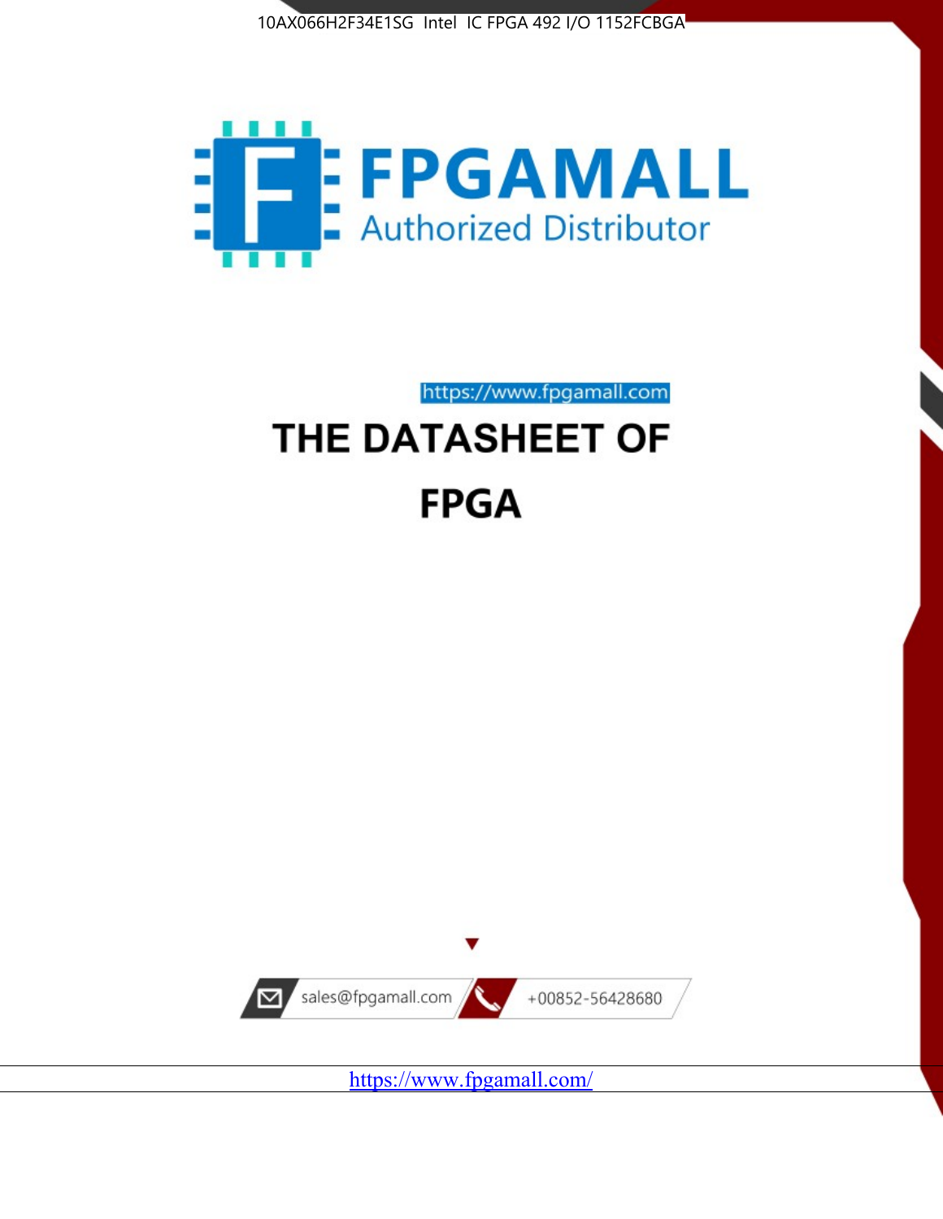10AX066H2F34E1SG Intel IC FPGA 492 I/O 1152FCBGA

FPGAMALL

Authorized Distributor

https://www.fpgamall.com

# THE DATASHEET OF

# FPGA

sales@fpgamall.com

+00852-56428680

https://www.fpgamall.com/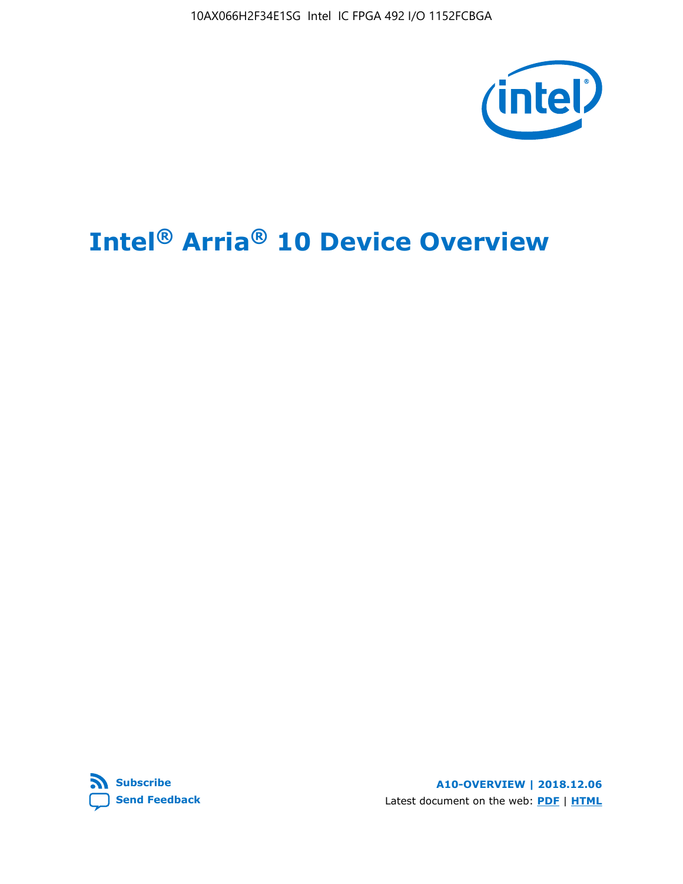# Intel® Arria® 10 Device Overview

**Subscribe**

**Send Feedback**

**A10-OVERVIEW | 2018.12.06**

Latest document on the web: **PDF** | **HTML**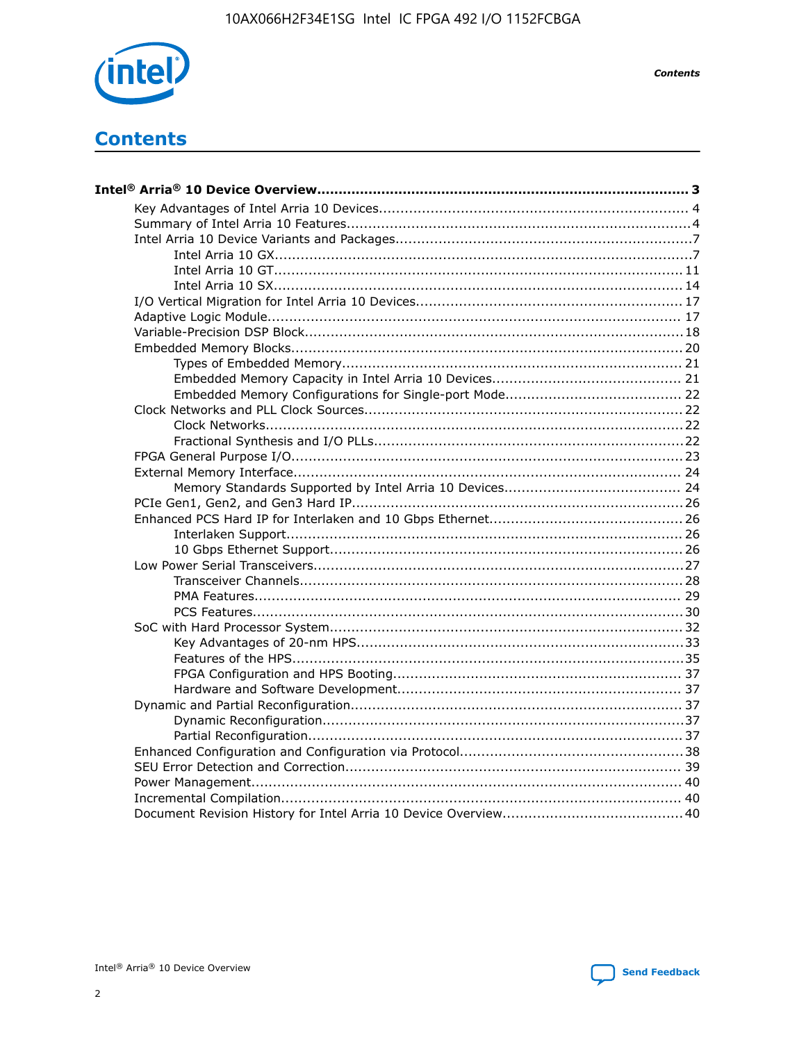# Contents

**Intel® Arria® 10 Device Overview....................................................................................... 3**

- Key Advantages of Intel Arria 10 Devices........................................................................ 4
- Summary of Intel Arria 10 Features................................................................................4
- Intel Arria 10 Device Variants and Packages.....................................................................7
  - Intel Arria 10 GX.................................................................................................7
  - Intel Arria 10 GT............................................................................................... 11
  - Intel Arria 10 SX............................................................................................... 14
- I/O Vertical Migration for Intel Arria 10 Devices.............................................................. 17
- Adaptive Logic Module................................................................................................ 17
- Variable-Precision DSP Block.......................................................................................18
- Embedded Memory Blocks...........................................................................................20
  - Types of Embedded Memory............................................................................... 21
  - Embedded Memory Capacity in Intel Arria 10 Devices............................................ 21
  - Embedded Memory Configurations for Single-port Mode......................................... 22
- Clock Networks and PLL Clock Sources.........................................................................22
  - Clock Networks.................................................................................................22
  - Fractional Synthesis and I/O PLLs........................................................................22
- FPGA General Purpose I/O..........................................................................................23
- External Memory Interface.......................................................................................... 24
  - Memory Standards Supported by Intel Arria 10 Devices......................................... 24
- PCIe Gen1, Gen2, and Gen3 Hard IP.............................................................................26
- Enhanced PCS Hard IP for Interlaken and 10 Gbps Ethernet.............................................26
  - Interlaken Support............................................................................................ 26
  - 10 Gbps Ethernet Support.................................................................................. 26
- Low Power Serial Transceivers.....................................................................................27
  - Transceiver Channels.........................................................................................28
  - PMA Features................................................................................................... 29
  - PCS Features....................................................................................................30
- SoC with Hard Processor System.................................................................................. 32
  - Key Advantages of 20-nm HPS............................................................................33
  - Features of the HPS...........................................................................................35
  - FPGA Configuration and HPS Booting................................................................... 37
  - Hardware and Software Development.................................................................. 37
- Dynamic and Partial Reconfiguration............................................................................. 37
  - Dynamic Reconfiguration...................................................................................37
  - Partial Reconfiguration.......................................................................................37
- Enhanced Configuration and Configuration via Protocol....................................................38
- SEU Error Detection and Correction.............................................................................. 39
- Power Management.................................................................................................... 40
- Incremental Compilation............................................................................................. 40
- Document Revision History for Intel Arria 10 Device Overview.......................................... 40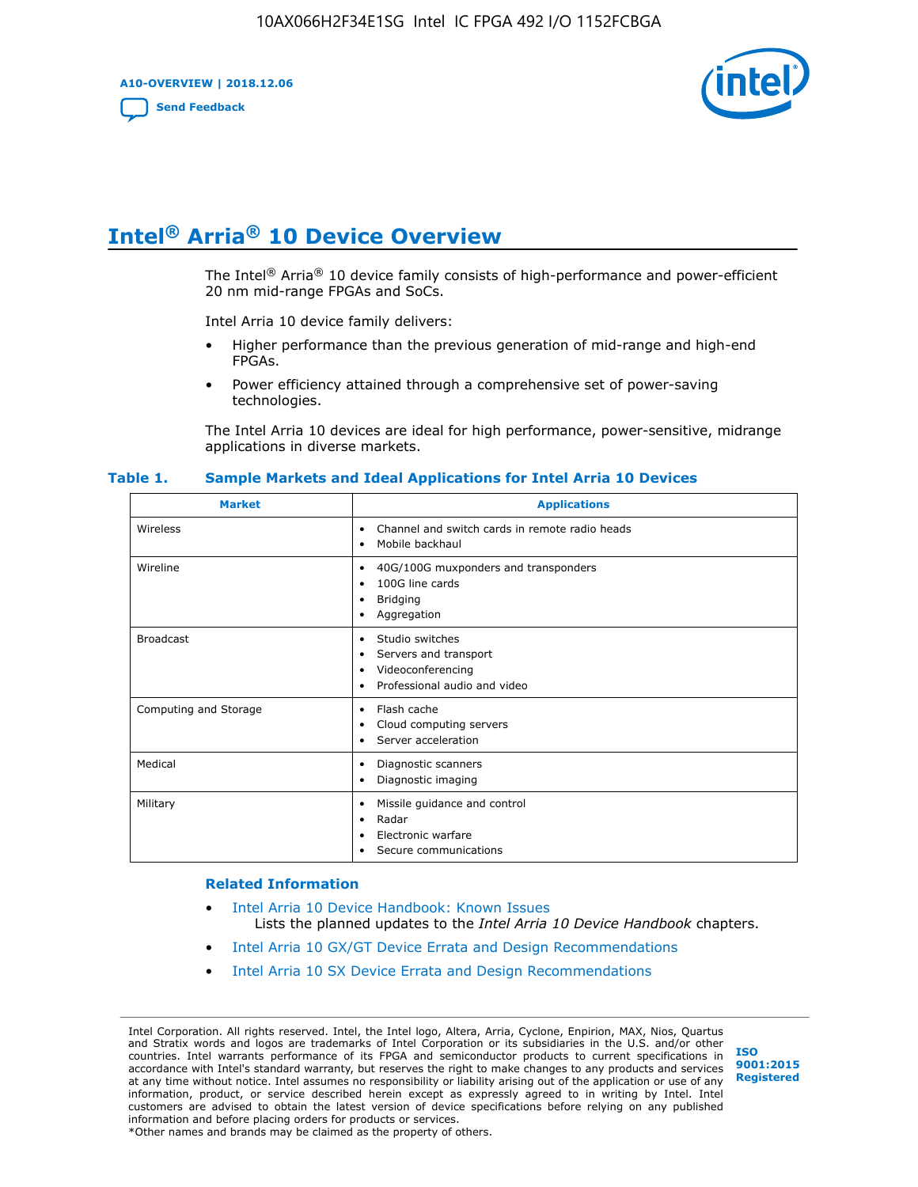# Intel® Arria® 10 Device Overview

The Intel® Arria® 10 device family consists of high-performance and power-efficient 20 nm mid-range FPGAs and SoCs.

Intel Arria 10 device family delivers:

- Higher performance than the previous generation of mid-range and high-end FPGAs.
- Power efficiency attained through a comprehensive set of power-saving technologies.

The Intel Arria 10 devices are ideal for high performance, power-sensitive, midrange applications in diverse markets.

**Table 1. Sample Markets and Ideal Applications for Intel Arria 10 Devices**

| Market | Applications |
|---|---|
| Wireless | • Channel and switch cards in remote radio heads<br>• Mobile backhaul |
| Wireline | • 40G/100G muxponders and transponders<br>• 100G line cards<br>• Bridging<br>• Aggregation |
| Broadcast | • Studio switches<br>• Servers and transport<br>• Videoconferencing<br>• Professional audio and video |
| Computing and Storage | • Flash cache<br>• Cloud computing servers<br>• Server acceleration |
| Medical | • Diagnostic scanners<br>• Diagnostic imaging |
| Military | • Missile guidance and control<br>• Radar<br>• Electronic warfare<br>• Secure communications |

### Related Information

- Intel Arria 10 Device Handbook: Known Issues
  Lists the planned updates to the *Intel Arria 10 Device Handbook* chapters.
- Intel Arria 10 GX/GT Device Errata and Design Recommendations
- Intel Arria 10 SX Device Errata and Design Recommendations

Intel Corporation. All rights reserved. Intel, the Intel logo, Altera, Arria, Cyclone, Enpirion, MAX, Nios, Quartus and Stratix words and logos are trademarks of Intel Corporation or its subsidiaries in the U.S. and/or other countries. Intel warrants performance of its FPGA and semiconductor products to current specifications in accordance with Intel's standard warranty, but reserves the right to make changes to any products and services at any time without notice. Intel assumes no responsibility or liability arising out of the application or use of any information, product, or service described herein except as expressly agreed to in writing by Intel. Intel customers are advised to obtain the latest version of device specifications before relying on any published information and before placing orders for products or services.
*Other names and brands may be claimed as the property of others.

ISO 9001:2015 Registered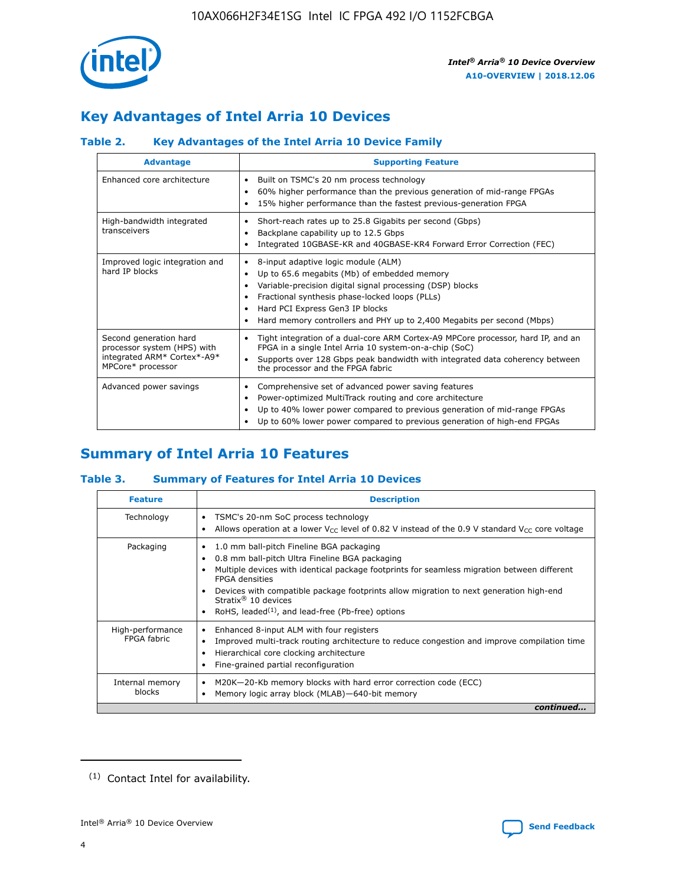## Key Advantages of Intel Arria 10 Devices

### Table 2. Key Advantages of the Intel Arria 10 Device Family

| Advantage | Supporting Feature |
|---|---|
| Enhanced core architecture | • Built on TSMC's 20 nm process technology<br>• 60% higher performance than the previous generation of mid-range FPGAs<br>• 15% higher performance than the fastest previous-generation FPGA |
| High-bandwidth integrated transceivers | • Short-reach rates up to 25.8 Gigabits per second (Gbps)<br>• Backplane capability up to 12.5 Gbps<br>• Integrated 10GBASE-KR and 40GBASE-KR4 Forward Error Correction (FEC) |
| Improved logic integration and hard IP blocks | • 8-input adaptive logic module (ALM)<br>• Up to 65.6 megabits (Mb) of embedded memory<br>• Variable-precision digital signal processing (DSP) blocks<br>• Fractional synthesis phase-locked loops (PLLs)<br>• Hard PCI Express Gen3 IP blocks<br>• Hard memory controllers and PHY up to 2,400 Megabits per second (Mbps) |
| Second generation hard processor system (HPS) with integrated ARM* Cortex*-A9* MPCore* processor | • Tight integration of a dual-core ARM Cortex-A9 MPCore processor, hard IP, and an FPGA in a single Intel Arria 10 system-on-a-chip (SoC)<br>• Supports over 128 Gbps peak bandwidth with integrated data coherency between the processor and the FPGA fabric |
| Advanced power savings | • Comprehensive set of advanced power saving features<br>• Power-optimized MultiTrack routing and core architecture<br>• Up to 40% lower power compared to previous generation of mid-range FPGAs<br>• Up to 60% lower power compared to previous generation of high-end FPGAs |

## Summary of Intel Arria 10 Features

### Table 3. Summary of Features for Intel Arria 10 Devices

| Feature | Description |
|---|---|
| Technology | • TSMC's 20-nm SoC process technology<br>• Allows operation at a lower $V_{CC}$ level of 0.82 V instead of the 0.9 V standard $V_{CC}$ core voltage |
| Packaging | • 1.0 mm ball-pitch Fineline BGA packaging<br>• 0.8 mm ball-pitch Ultra Fineline BGA packaging<br>• Multiple devices with identical package footprints for seamless migration between different FPGA densities<br>• Devices with compatible package footprints allow migration to next generation high-end Stratix® 10 devices<br>• RoHS, leaded[(1)], and lead-free (Pb-free) options |
| High-performance FPGA fabric | • Enhanced 8-input ALM with four registers<br>• Improved multi-track routing architecture to reduce congestion and improve compilation time<br>• Hierarchical core clocking architecture<br>• Fine-grained partial reconfiguration |
| Internal memory blocks | • M20K—20-Kb memory blocks with hard error correction code (ECC)<br>• Memory logic array block (MLAB)—640-bit memory |

*continued...*

(1) Contact Intel for availability.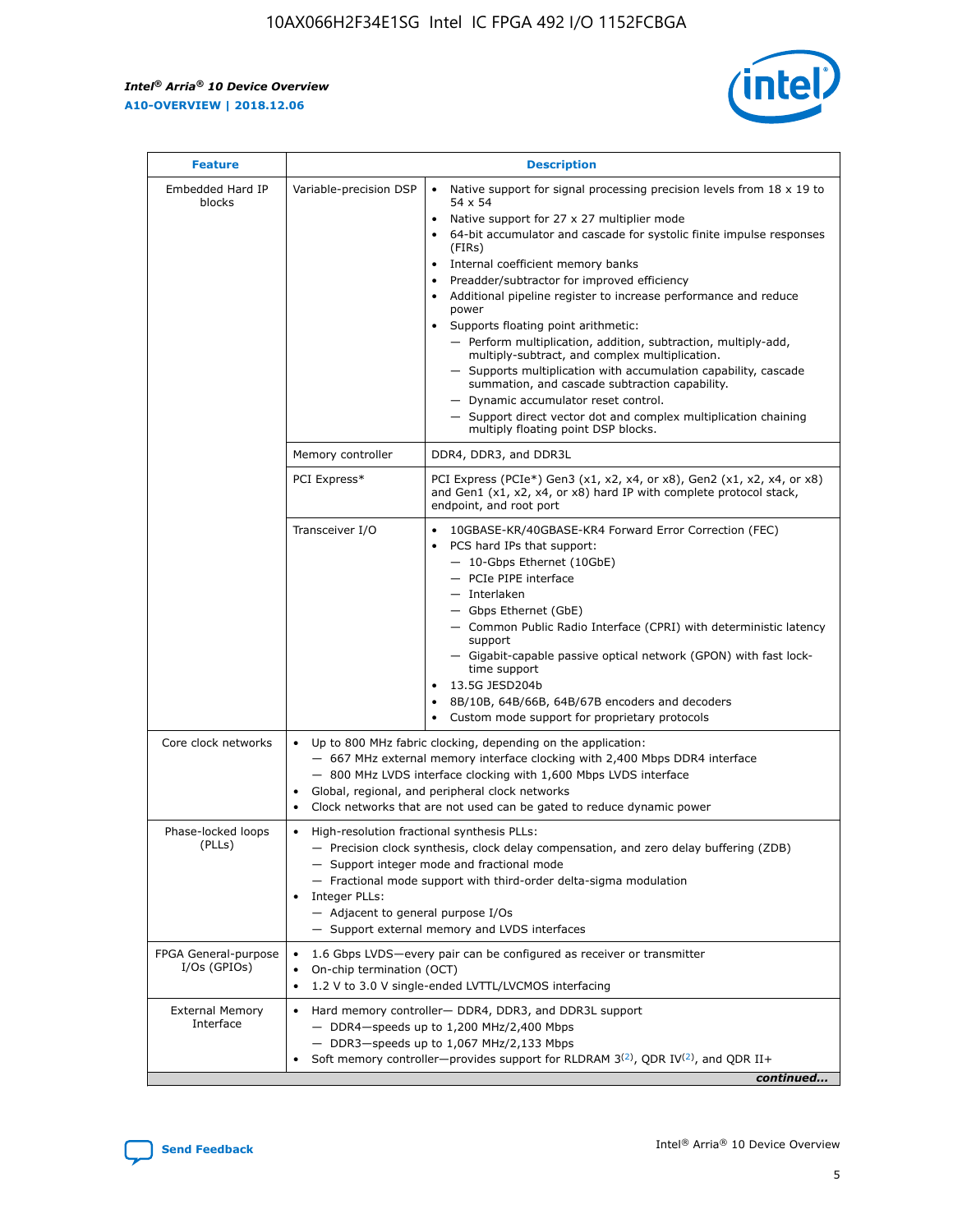| Feature | Description | |
|---|---|---|
| Embedded Hard IP blocks | Variable-precision DSP | • Native support for signal processing precision levels from 18 x 19 to 54 x 54<br>• Native support for 27 x 27 multiplier mode<br>• 64-bit accumulator and cascade for systolic finite impulse responses (FIRs)<br>• Internal coefficient memory banks<br>• Preadder/subtractor for improved efficiency<br>• Additional pipeline register to increase performance and reduce power<br>• Supports floating point arithmetic:<br>— Perform multiplication, addition, subtraction, multiply-add, multiply-subtract, and complex multiplication.<br>— Supports multiplication with accumulation capability, cascade summation, and cascade subtraction capability.<br>— Dynamic accumulator reset control.<br>— Support direct vector dot and complex multiplication chaining multiply floating point DSP blocks. |
| | Memory controller | DDR4, DDR3, and DDR3L |
| | PCI Express* | PCI Express (PCIe*) Gen3 (x1, x2, x4, or x8), Gen2 (x1, x2, x4, or x8) and Gen1 (x1, x2, x4, or x8) hard IP with complete protocol stack, endpoint, and root port |
| | Transceiver I/O | • 10GBASE-KR/40GBASE-KR4 Forward Error Correction (FEC)<br>• PCS hard IPs that support:<br>— 10-Gbps Ethernet (10GbE)<br>— PCIe PIPE interface<br>— Interlaken<br>— Gbps Ethernet (GbE)<br>— Common Public Radio Interface (CPRI) with deterministic latency support<br>— Gigabit-capable passive optical network (GPON) with fast lock-time support<br>• 13.5G JESD204b<br>• 8B/10B, 64B/66B, 64B/67B encoders and decoders<br>• Custom mode support for proprietary protocols |
| Core clock networks | • Up to 800 MHz fabric clocking, depending on the application:<br>— 667 MHz external memory interface clocking with 2,400 Mbps DDR4 interface<br>— 800 MHz LVDS interface clocking with 1,600 Mbps LVDS interface<br>• Global, regional, and peripheral clock networks<br>• Clock networks that are not used can be gated to reduce dynamic power | |
| Phase-locked loops (PLLs) | • High-resolution fractional synthesis PLLs:<br>— Precision clock synthesis, clock delay compensation, and zero delay buffering (ZDB)<br>— Support integer mode and fractional mode<br>— Fractional mode support with third-order delta-sigma modulation<br>• Integer PLLs:<br>— Adjacent to general purpose I/Os<br>— Support external memory and LVDS interfaces | |
| FPGA General-purpose I/Os (GPIOs) | • 1.6 Gbps LVDS—every pair can be configured as receiver or transmitter<br>• On-chip termination (OCT)<br>• 1.2 V to 3.0 V single-ended LVTTL/LVCMOS interfacing | |
| External Memory Interface | • Hard memory controller— DDR4, DDR3, and DDR3L support<br>— DDR4—speeds up to 1,200 MHz/2,400 Mbps<br>— DDR3—speeds up to 1,067 MHz/2,133 Mbps<br>• Soft memory controller—provides support for RLDRAM 3[(2)], QDR IV[(2)], and QDR II+ | |

*continued...*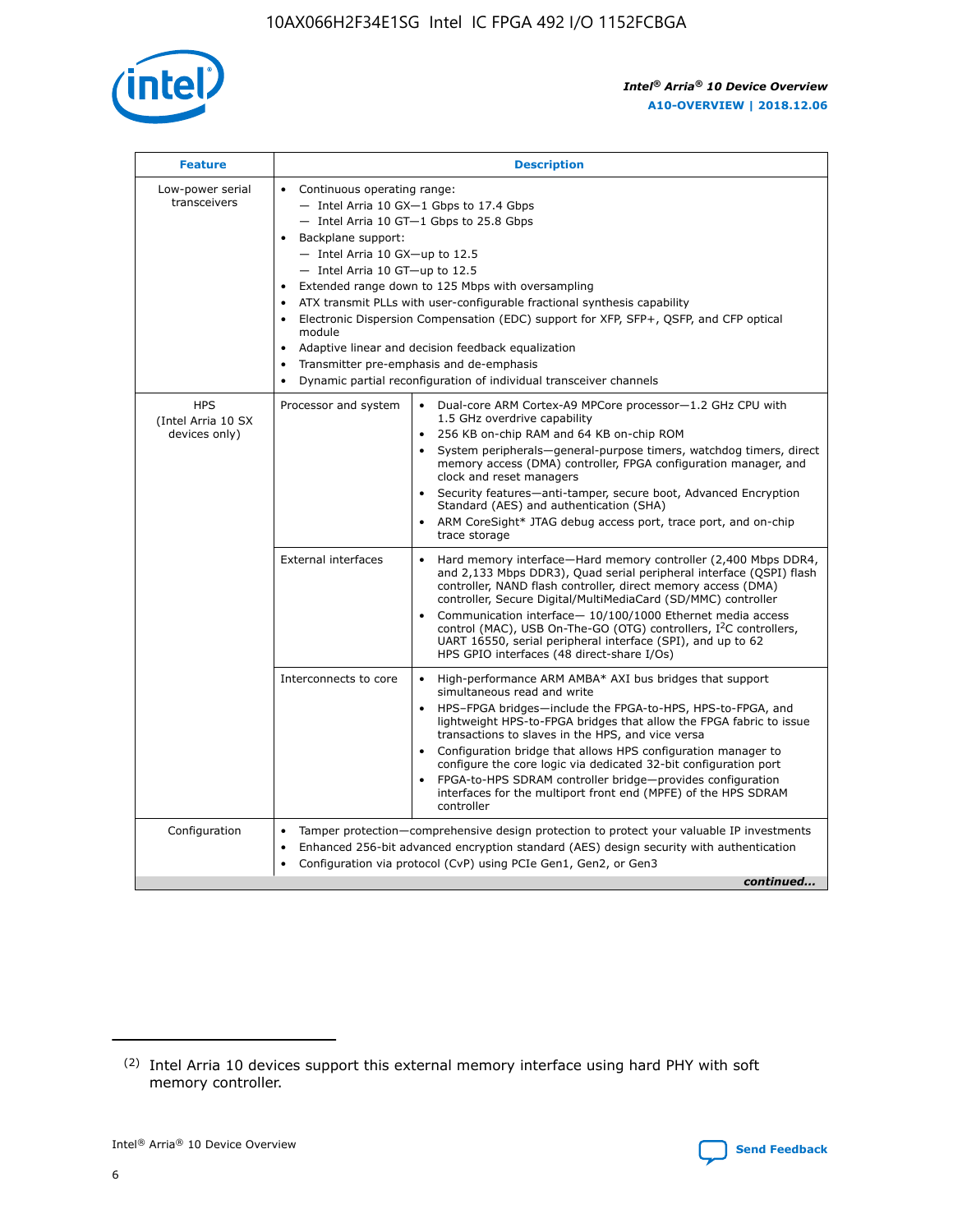| Feature | Description | |
|---|---|---|
| Low-power serial transceivers | • Continuous operating range:<br>— Intel Arria 10 GX—1 Gbps to 17.4 Gbps<br>— Intel Arria 10 GT—1 Gbps to 25.8 Gbps<br>• Backplane support:<br>— Intel Arria 10 GX—up to 12.5<br>— Intel Arria 10 GT—up to 12.5<br>• Extended range down to 125 Mbps with oversampling<br>• ATX transmit PLLs with user-configurable fractional synthesis capability<br>• Electronic Dispersion Compensation (EDC) support for XFP, SFP+, QSFP, and CFP optical module<br>• Adaptive linear and decision feedback equalization<br>• Transmitter pre-emphasis and de-emphasis<br>• Dynamic partial reconfiguration of individual transceiver channels | |
| HPS (Intel Arria 10 SX devices only) | Processor and system | • Dual-core ARM Cortex-A9 MPCore processor—1.2 GHz CPU with 1.5 GHz overdrive capability<br>• 256 KB on-chip RAM and 64 KB on-chip ROM<br>• System peripherals—general-purpose timers, watchdog timers, direct memory access (DMA) controller, FPGA configuration manager, and clock and reset managers<br>• Security features—anti-tamper, secure boot, Advanced Encryption Standard (AES) and authentication (SHA)<br>• ARM CoreSight* JTAG debug access port, trace port, and on-chip trace storage |
| | External interfaces | • Hard memory interface—Hard memory controller (2,400 Mbps DDR4, and 2,133 Mbps DDR3), Quad serial peripheral interface (QSPI) flash controller, NAND flash controller, direct memory access (DMA) controller, Secure Digital/MultiMediaCard (SD/MMC) controller<br>• Communication interface— 10/100/1000 Ethernet media access control (MAC), USB On-The-GO (OTG) controllers, I²C controllers, UART 16550, serial peripheral interface (SPI), and up to 62 HPS GPIO interfaces (48 direct-share I/Os) |
| | Interconnects to core | • High-performance ARM AMBA* AXI bus bridges that support simultaneous read and write<br>• HPS–FPGA bridges—include the FPGA-to-HPS, HPS-to-FPGA, and lightweight HPS-to-FPGA bridges that allow the FPGA fabric to issue transactions to slaves in the HPS, and vice versa<br>• Configuration bridge that allows HPS configuration manager to configure the core logic via dedicated 32-bit configuration port<br>• FPGA-to-HPS SDRAM controller bridge—provides configuration interfaces for the multiport front end (MPFE) of the HPS SDRAM controller |
| Configuration | • Tamper protection—comprehensive design protection to protect your valuable IP investments<br>• Enhanced 256-bit advanced encryption standard (AES) design security with authentication<br>• Configuration via protocol (CvP) using PCIe Gen1, Gen2, or Gen3 | |

*continued...*

(2) Intel Arria 10 devices support this external memory interface using hard PHY with soft memory controller.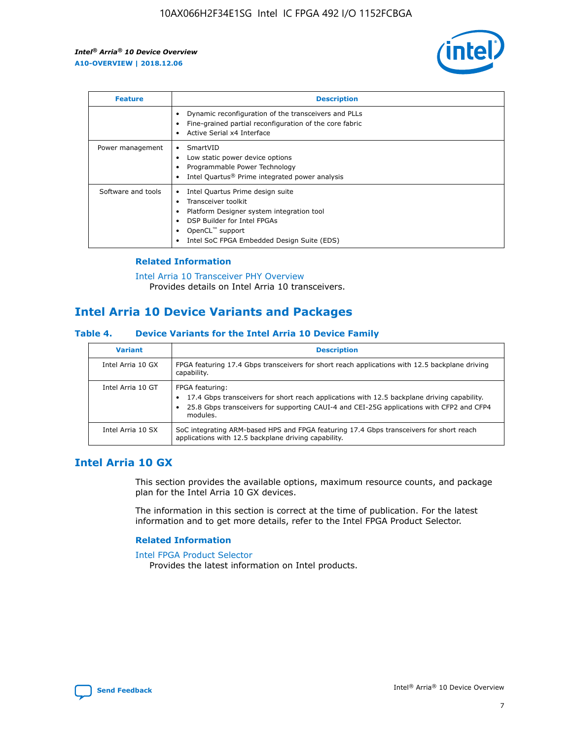| Feature | Description |
| --- | --- |
|  | • Dynamic reconfiguration of the transceivers and PLLs<br>• Fine-grained partial reconfiguration of the core fabric<br>• Active Serial x4 Interface |
| Power management | • SmartVID<br>• Low static power device options<br>• Programmable Power Technology<br>• Intel Quartus® Prime integrated power analysis |
| Software and tools | • Intel Quartus Prime design suite<br>• Transceiver toolkit<br>• Platform Designer system integration tool<br>• DSP Builder for Intel FPGAs<br>• OpenCL™ support<br>• Intel SoC FPGA Embedded Design Suite (EDS) |

### Related Information

Intel Arria 10 Transceiver PHY Overview
Provides details on Intel Arria 10 transceivers.

## Intel Arria 10 Device Variants and Packages

### Table 4. Device Variants for the Intel Arria 10 Device Family

| Variant | Description |
| --- | --- |
| Intel Arria 10 GX | FPGA featuring 17.4 Gbps transceivers for short reach applications with 12.5 backplane driving capability. |
| Intel Arria 10 GT | FPGA featuring:<br>• 17.4 Gbps transceivers for short reach applications with 12.5 backplane driving capability.<br>• 25.8 Gbps transceivers for supporting CAUI-4 and CEI-25G applications with CFP2 and CFP4 modules. |
| Intel Arria 10 SX | SoC integrating ARM-based HPS and FPGA featuring 17.4 Gbps transceivers for short reach applications with 12.5 backplane driving capability. |

## Intel Arria 10 GX

This section provides the available options, maximum resource counts, and package plan for the Intel Arria 10 GX devices.

The information in this section is correct at the time of publication. For the latest information and to get more details, refer to the Intel FPGA Product Selector.

### Related Information

Intel FPGA Product Selector
Provides the latest information on Intel products.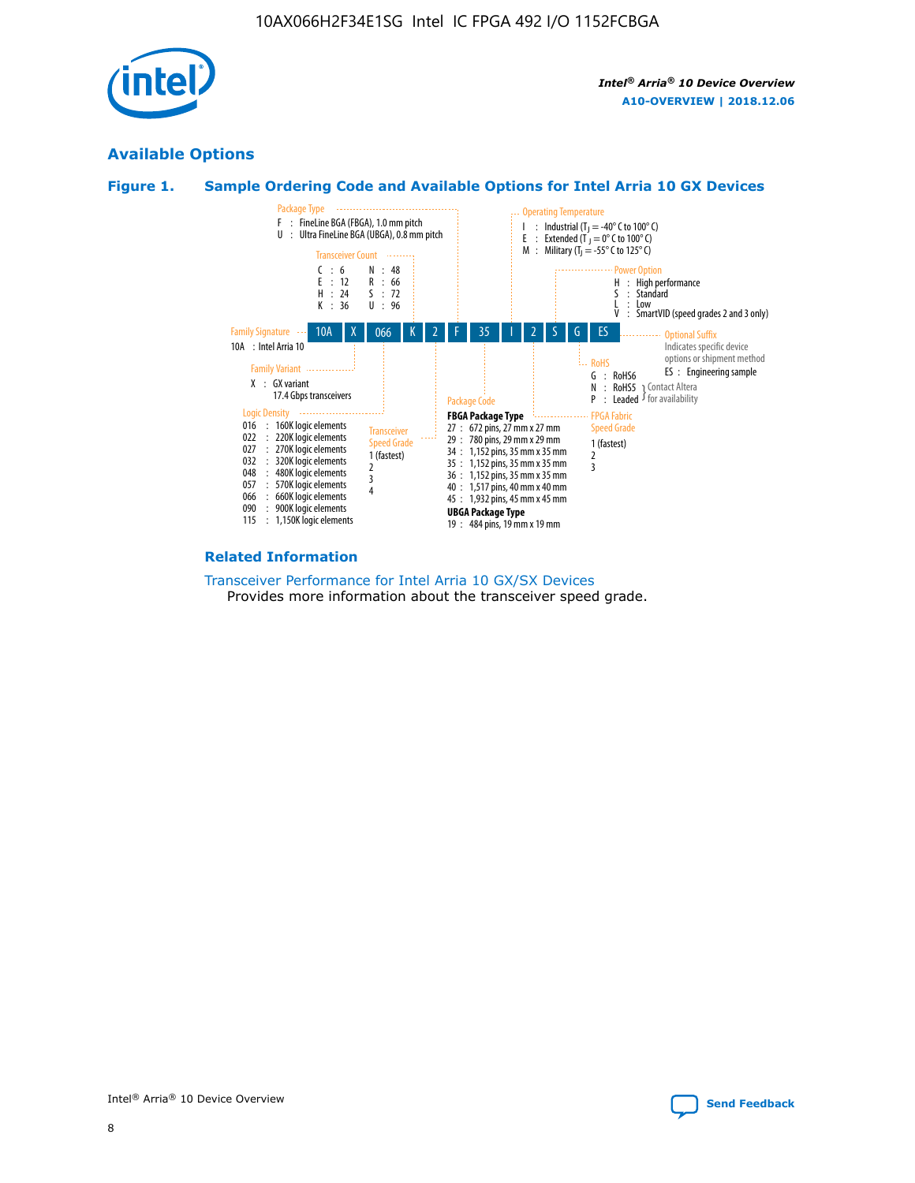## Available Options

### Figure 1. Sample Ordering Code and Available Options for Intel Arria 10 GX Devices

**Sample ordering code:** 10A X 066 K 2 F 35 I 2 S G ES

**Family Signature**
- 10A : Intel Arria 10

**Family Variant**
- X : GX variant, 17.4 Gbps transceivers

**Logic Density**
- 016 : 160K logic elements
- 022 : 220K logic elements
- 027 : 270K logic elements
- 032 : 320K logic elements
- 048 : 480K logic elements
- 057 : 570K logic elements
- 066 : 660K logic elements
- 090 : 900K logic elements
- 115 : 1,150K logic elements

**Transceiver Count**
- C : 6
- E : 12
- H : 24
- K : 36
- N : 48
- R : 66
- S : 72
- U : 96

**Transceiver Speed Grade**
- 1 (fastest)
- 2
- 3
- 4

**Package Type**
- F : FineLine BGA (FBGA), 1.0 mm pitch
- U : Ultra FineLine BGA (UBGA), 0.8 mm pitch

**Package Code**

FBGA Package Type
- 27 : 672 pins, 27 mm x 27 mm
- 29 : 780 pins, 29 mm x 29 mm
- 34 : 1,152 pins, 35 mm x 35 mm
- 35 : 1,152 pins, 35 mm x 35 mm
- 36 : 1,152 pins, 35 mm x 35 mm
- 40 : 1,517 pins, 40 mm x 40 mm
- 45 : 1,932 pins, 45 mm x 45 mm

UBGA Package Type
- 19 : 484 pins, 19 mm x 19 mm

**Operating Temperature**
- I : Industrial ($T_J$ = -40° C to 100° C)
- E : Extended ($T_J$ = 0° C to 100° C)
- M : Military ($T_J$ = -55° C to 125° C)

**FPGA Fabric Speed Grade**
- 1 (fastest)
- 2
- 3

**Power Option**
- H : High performance
- S : Standard
- L : Low
- V : SmartVID (speed grades 2 and 3 only)

**RoHS**
- G : RoHS6
- N : RoHS5 (Contact Altera for availability)
- P : Leaded (Contact Altera for availability)

**Optional Suffix**

Indicates specific device options or shipment method
- ES : Engineering sample

### Related Information

Transceiver Performance for Intel Arria 10 GX/SX Devices

Provides more information about the transceiver speed grade.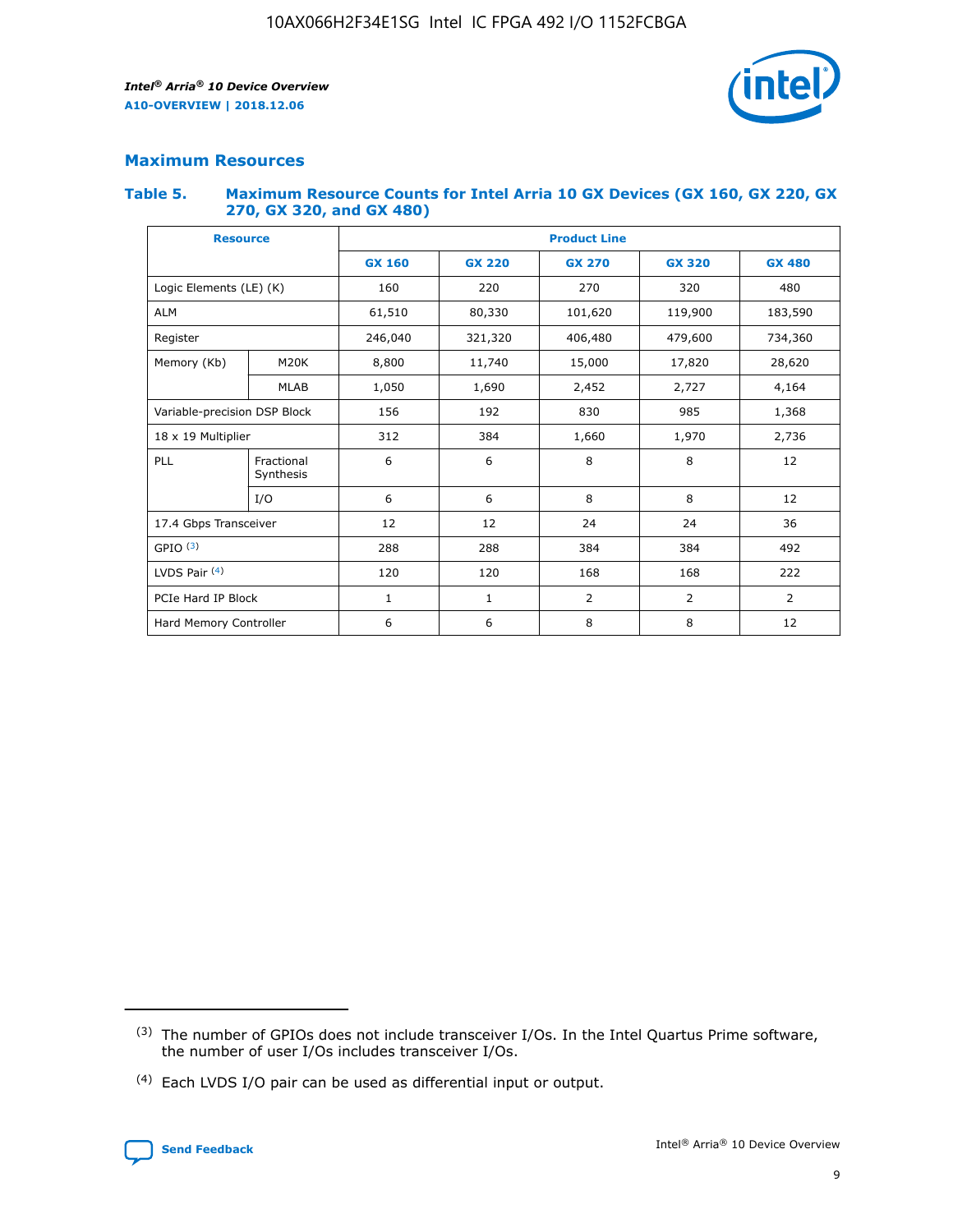## Maximum Resources

### Table 5. Maximum Resource Counts for Intel Arria 10 GX Devices (GX 160, GX 220, GX 270, GX 320, and GX 480)

| Resource | | Product Line | | | | |
|---|---|---|---|---|---|---|
| | | GX 160 | GX 220 | GX 270 | GX 320 | GX 480 |
| Logic Elements (LE) (K) | | 160 | 220 | 270 | 320 | 480 |
| ALM | | 61,510 | 80,330 | 101,620 | 119,900 | 183,590 |
| Register | | 246,040 | 321,320 | 406,480 | 479,600 | 734,360 |
| Memory (Kb) | M20K | 8,800 | 11,740 | 15,000 | 17,820 | 28,620 |
| | MLAB | 1,050 | 1,690 | 2,452 | 2,727 | 4,164 |
| Variable-precision DSP Block | | 156 | 192 | 830 | 985 | 1,368 |
| 18 x 19 Multiplier | | 312 | 384 | 1,660 | 1,970 | 2,736 |
| PLL | Fractional Synthesis | 6 | 6 | 8 | 8 | 12 |
| | I/O | 6 | 6 | 8 | 8 | 12 |
| 17.4 Gbps Transceiver | | 12 | 12 | 24 | 24 | 36 |
| GPIO (3) | | 288 | 288 | 384 | 384 | 492 |
| LVDS Pair (4) | | 120 | 120 | 168 | 168 | 222 |
| PCIe Hard IP Block | | 1 | 1 | 2 | 2 | 2 |
| Hard Memory Controller | | 6 | 6 | 8 | 8 | 12 |

(3) The number of GPIOs does not include transceiver I/Os. In the Intel Quartus Prime software, the number of user I/Os includes transceiver I/Os.

(4) Each LVDS I/O pair can be used as differential input or output.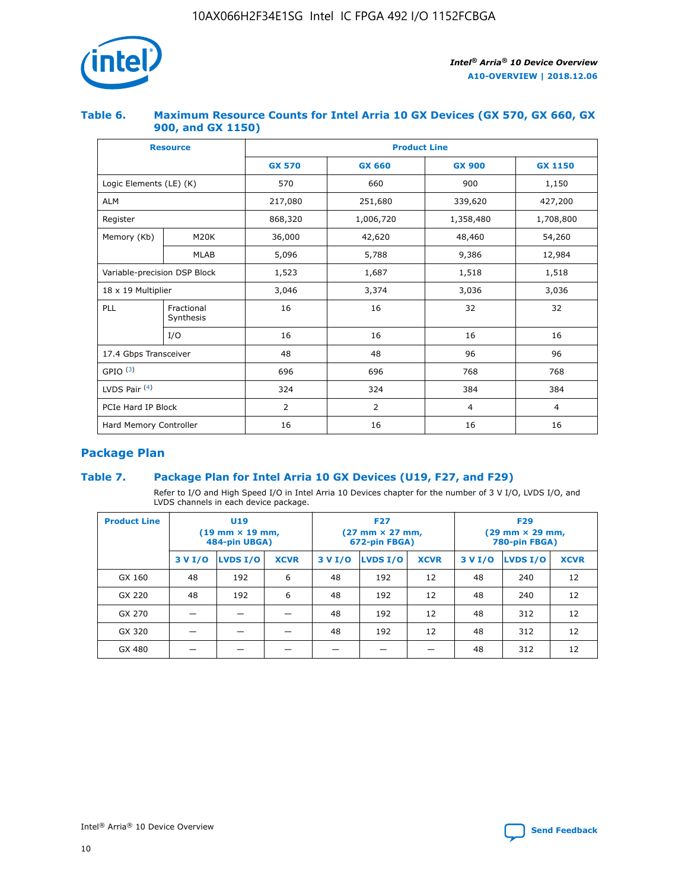## Table 6. Maximum Resource Counts for Intel Arria 10 GX Devices (GX 570, GX 660, GX 900, and GX 1150)

| Resource | | Product Line | | | |
|---|---|---|---|---|---|
| | | GX 570 | GX 660 | GX 900 | GX 1150 |
| Logic Elements (LE) (K) | | 570 | 660 | 900 | 1,150 |
| ALM | | 217,080 | 251,680 | 339,620 | 427,200 |
| Register | | 868,320 | 1,006,720 | 1,358,480 | 1,708,800 |
| Memory (Kb) | M20K | 36,000 | 42,620 | 48,460 | 54,260 |
| | MLAB | 5,096 | 5,788 | 9,386 | 12,984 |
| Variable-precision DSP Block | | 1,523 | 1,687 | 1,518 | 1,518 |
| 18 x 19 Multiplier | | 3,046 | 3,374 | 3,036 | 3,036 |
| PLL | Fractional Synthesis | 16 | 16 | 32 | 32 |
| | I/O | 16 | 16 | 16 | 16 |
| 17.4 Gbps Transceiver | | 48 | 48 | 96 | 96 |
| GPIO [(3)] | | 696 | 696 | 768 | 768 |
| LVDS Pair [(4)] | | 324 | 324 | 384 | 384 |
| PCIe Hard IP Block | | 2 | 2 | 4 | 4 |
| Hard Memory Controller | | 16 | 16 | 16 | 16 |

## Package Plan

## Table 7. Package Plan for Intel Arria 10 GX Devices (U19, F27, and F29)

Refer to I/O and High Speed I/O in Intel Arria 10 Devices chapter for the number of 3 V I/O, LVDS I/O, and LVDS channels in each device package.

| Product Line | U19 (19 mm × 19 mm, 484-pin UBGA) | | | F27 (27 mm × 27 mm, 672-pin FBGA) | | | F29 (29 mm × 29 mm, 780-pin FBGA) | | |
|---|---|---|---|---|---|---|---|---|---|
| | 3 V I/O | LVDS I/O | XCVR | 3 V I/O | LVDS I/O | XCVR | 3 V I/O | LVDS I/O | XCVR |
| GX 160 | 48 | 192 | 6 | 48 | 192 | 12 | 48 | 240 | 12 |
| GX 220 | 48 | 192 | 6 | 48 | 192 | 12 | 48 | 240 | 12 |
| GX 270 | — | — | — | 48 | 192 | 12 | 48 | 312 | 12 |
| GX 320 | — | — | — | 48 | 192 | 12 | 48 | 312 | 12 |
| GX 480 | — | — | — | — | — | — | 48 | 312 | 12 |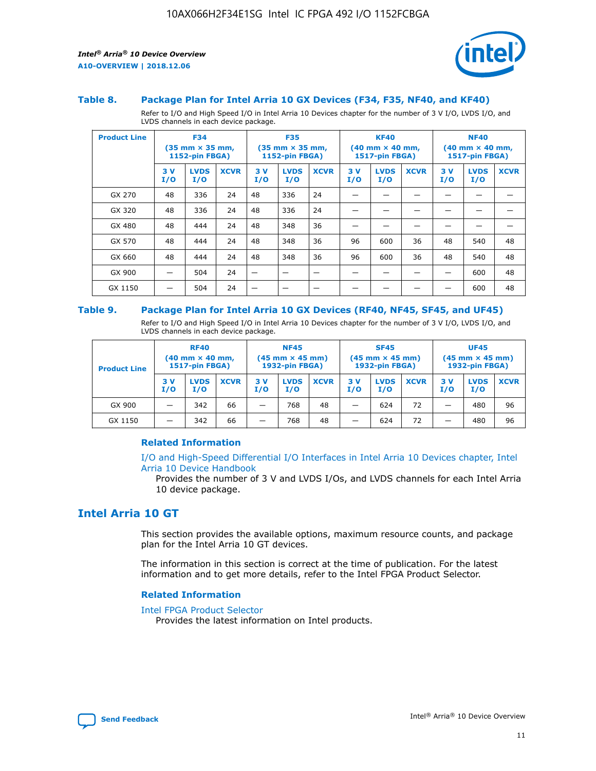### Table 8. Package Plan for Intel Arria 10 GX Devices (F34, F35, NF40, and KF40)

Refer to I/O and High Speed I/O in Intel Arria 10 Devices chapter for the number of 3 V I/O, LVDS I/O, and LVDS channels in each device package.

| Product Line | F34 (35 mm × 35 mm, 1152-pin FBGA) | | | F35 (35 mm × 35 mm, 1152-pin FBGA) | | | KF40 (40 mm × 40 mm, 1517-pin FBGA) | | | NF40 (40 mm × 40 mm, 1517-pin FBGA) | | |
|---|---|---|---|---|---|---|---|---|---|---|---|---|
| | 3 V I/O | LVDS I/O | XCVR | 3 V I/O | LVDS I/O | XCVR | 3 V I/O | LVDS I/O | XCVR | 3 V I/O | LVDS I/O | XCVR |
| GX 270 | 48 | 336 | 24 | 48 | 336 | 24 | — | — | — | — | — | — |
| GX 320 | 48 | 336 | 24 | 48 | 336 | 24 | — | — | — | — | — | — |
| GX 480 | 48 | 444 | 24 | 48 | 348 | 36 | — | — | — | — | — | — |
| GX 570 | 48 | 444 | 24 | 48 | 348 | 36 | 96 | 600 | 36 | 48 | 540 | 48 |
| GX 660 | 48 | 444 | 24 | 48 | 348 | 36 | 96 | 600 | 36 | 48 | 540 | 48 |
| GX 900 | — | 504 | 24 | — | — | — | — | — | — | — | 600 | 48 |
| GX 1150 | — | 504 | 24 | — | — | — | — | — | — | — | 600 | 48 |

### Table 9. Package Plan for Intel Arria 10 GX Devices (RF40, NF45, SF45, and UF45)

Refer to I/O and High Speed I/O in Intel Arria 10 Devices chapter for the number of 3 V I/O, LVDS I/O, and LVDS channels in each device package.

| Product Line | RF40 (40 mm × 40 mm, 1517-pin FBGA) | | | NF45 (45 mm × 45 mm) 1932-pin FBGA) | | | SF45 (45 mm × 45 mm) 1932-pin FBGA) | | | UF45 (45 mm × 45 mm) 1932-pin FBGA) | | |
|---|---|---|---|---|---|---|---|---|---|---|---|---|
| | 3 V I/O | LVDS I/O | XCVR | 3 V I/O | LVDS I/O | XCVR | 3 V I/O | LVDS I/O | XCVR | 3 V I/O | LVDS I/O | XCVR |
| GX 900 | — | 342 | 66 | — | 768 | 48 | — | 624 | 72 | — | 480 | 96 |
| GX 1150 | — | 342 | 66 | — | 768 | 48 | — | 624 | 72 | — | 480 | 96 |

#### Related Information

I/O and High-Speed Differential I/O Interfaces in Intel Arria 10 Devices chapter, Intel Arria 10 Device Handbook

Provides the number of 3 V and LVDS I/Os, and LVDS channels for each Intel Arria 10 device package.

## Intel Arria 10 GT

This section provides the available options, maximum resource counts, and package plan for the Intel Arria 10 GT devices.

The information in this section is correct at the time of publication. For the latest information and to get more details, refer to the Intel FPGA Product Selector.

#### Related Information

Intel FPGA Product Selector

Provides the latest information on Intel products.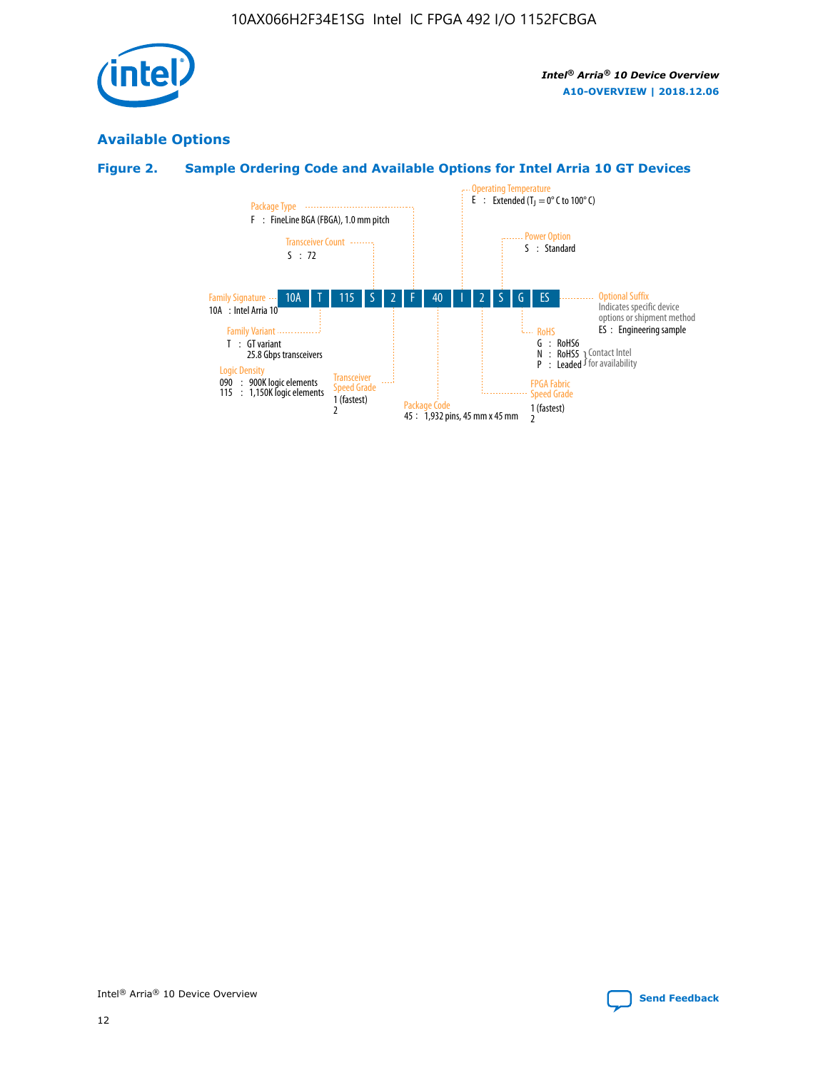## Available Options

### Figure 2. Sample Ordering Code and Available Options for Intel Arria 10 GT Devices

| 10A | T | 115 | S | 2 | F | 40 | I | 2 | S | G | ES |
|---|---|---|---|---|---|---|---|---|---|---|---|

**Family Signature**
10A : Intel Arria 10

**Family Variant**
T : GT variant
25.8 Gbps transceivers

**Logic Density**
090 : 900K logic elements
115 : 1,150K logic elements

**Transceiver Count**
S : 72

**Transceiver Speed Grade**
1 (fastest)
2

**Package Type**
F : FineLine BGA (FBGA), 1.0 mm pitch

**Package Code**
45 : 1,932 pins, 45 mm x 45 mm

**Operating Temperature**
E : Extended ($T_J$ = 0° C to 100° C)

**FPGA Fabric Speed Grade**
1 (fastest)
2

**Power Option**
S : Standard

**RoHS**
G : RoHS6
N : RoHS5 } Contact Intel for availability
P : Leaded } Contact Intel for availability

**Optional Suffix**
Indicates specific device options or shipment method
ES : Engineering sample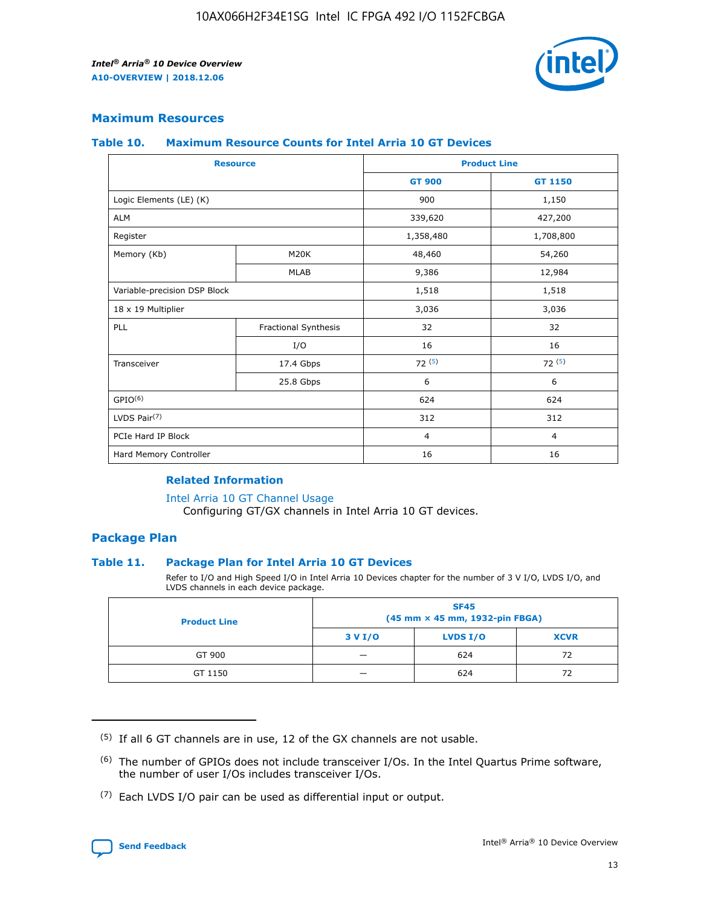## Maximum Resources

### Table 10. Maximum Resource Counts for Intel Arria 10 GT Devices

| Resource | | Product Line | |
|---|---|---|---|
| | | GT 900 | GT 1150 |
| Logic Elements (LE) (K) | | 900 | 1,150 |
| ALM | | 339,620 | 427,200 |
| Register | | 1,358,480 | 1,708,800 |
| Memory (Kb) | M20K | 48,460 | 54,260 |
| | MLAB | 9,386 | 12,984 |
| Variable-precision DSP Block | | 1,518 | 1,518 |
| 18 x 19 Multiplier | | 3,036 | 3,036 |
| PLL | Fractional Synthesis | 32 | 32 |
| | I/O | 16 | 16 |
| Transceiver | 17.4 Gbps | 72 (5) | 72 (5) |
| | 25.8 Gbps | 6 | 6 |
| GPIO(6) | | 624 | 624 |
| LVDS Pair(7) | | 312 | 312 |
| PCIe Hard IP Block | | 4 | 4 |
| Hard Memory Controller | | 16 | 16 |

#### Related Information

Intel Arria 10 GT Channel Usage
Configuring GT/GX channels in Intel Arria 10 GT devices.

## Package Plan

### Table 11. Package Plan for Intel Arria 10 GT Devices

Refer to I/O and High Speed I/O in Intel Arria 10 Devices chapter for the number of 3 V I/O, LVDS I/O, and LVDS channels in each device package.

| Product Line | SF45 (45 mm × 45 mm, 1932-pin FBGA) | | |
|---|---|---|---|
| | 3 V I/O | LVDS I/O | XCVR |
| GT 900 | — | 624 | 72 |
| GT 1150 | — | 624 | 72 |

(5) If all 6 GT channels are in use, 12 of the GX channels are not usable.

(6) The number of GPIOs does not include transceiver I/Os. In the Intel Quartus Prime software, the number of user I/Os includes transceiver I/Os.

(7) Each LVDS I/O pair can be used as differential input or output.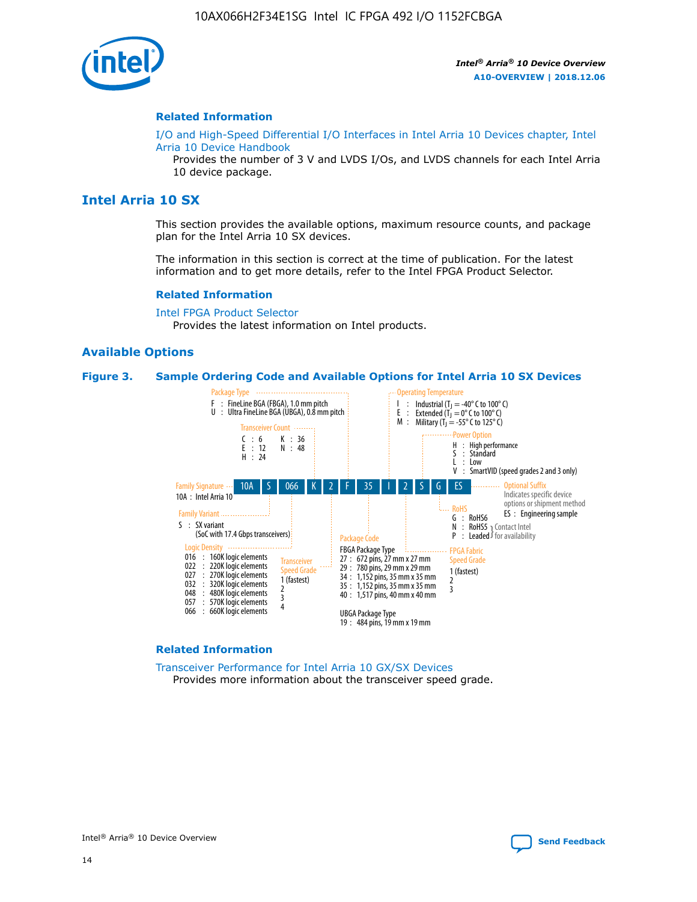### Related Information

I/O and High-Speed Differential I/O Interfaces in Intel Arria 10 Devices chapter, Intel Arria 10 Device Handbook
Provides the number of 3 V and LVDS I/Os, and LVDS channels for each Intel Arria 10 device package.

## Intel Arria 10 SX

This section provides the available options, maximum resource counts, and package plan for the Intel Arria 10 SX devices.

The information in this section is correct at the time of publication. For the latest information and to get more details, refer to the Intel FPGA Product Selector.

### Related Information

Intel FPGA Product Selector
Provides the latest information on Intel products.

### Available Options

**Figure 3. Sample Ordering Code and Available Options for Intel Arria 10 SX Devices**

Sample ordering code: 10A S 066 K 2 F 35 I 2 S G ES

- **Family Signature**
  - 10A : Intel Arria 10
- **Family Variant**
  - S : SX variant (SoC with 17.4 Gbps transceivers)
- **Logic Density**
  - 016 : 160K logic elements
  - 022 : 220K logic elements
  - 027 : 270K logic elements
  - 032 : 320K logic elements
  - 048 : 480K logic elements
  - 057 : 570K logic elements
  - 066 : 660K logic elements
- **Transceiver Count**
  - C : 6
  - E : 12
  - H : 24
  - K : 36
  - N : 48
- **Transceiver Speed Grade**
  - 1 (fastest)
  - 2
  - 3
  - 4
- **Package Type**
  - F : FineLine BGA (FBGA), 1.0 mm pitch
  - U : Ultra FineLine BGA (UBGA), 0.8 mm pitch
- **Package Code**
  - FBGA Package Type
    - 27 : 672 pins, 27 mm x 27 mm
    - 29 : 780 pins, 29 mm x 29 mm
    - 34 : 1,152 pins, 35 mm x 35 mm
    - 35 : 1,152 pins, 35 mm x 35 mm
    - 40 : 1,517 pins, 40 mm x 40 mm
  - UBGA Package Type
    - 19 : 484 pins, 19 mm x 19 mm
- **Operating Temperature**
  - I : Industrial ($T_J$ = -40° C to 100° C)
  - E : Extended ($T_J$ = 0° C to 100° C)
  - M : Military ($T_J$ = -55° C to 125° C)
- **FPGA Fabric Speed Grade**
  - 1 (fastest)
  - 2
  - 3
- **Power Option**
  - H : High performance
  - S : Standard
  - L : Low
  - V : SmartVID (speed grades 2 and 3 only)
- **RoHS**
  - G : RoHS6
  - N : RoHS5 (Contact Intel for availability)
  - P : Leaded (Contact Intel for availability)
- **Optional Suffix**
  - Indicates specific device options or shipment method
  - ES : Engineering sample

### Related Information

Transceiver Performance for Intel Arria 10 GX/SX Devices
Provides more information about the transceiver speed grade.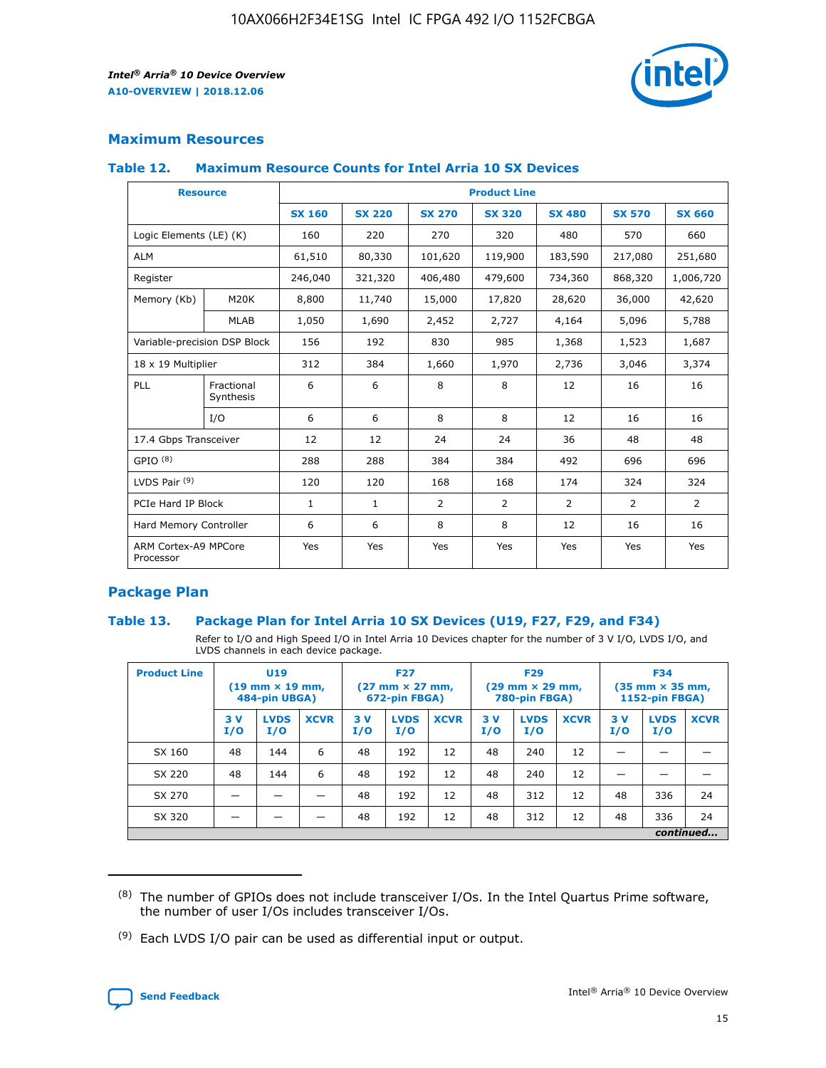## Maximum Resources

### Table 12. Maximum Resource Counts for Intel Arria 10 SX Devices

| Resource | | Product Line | | | | | | |
|---|---|---|---|---|---|---|---|---|
| | | SX 160 | SX 220 | SX 270 | SX 320 | SX 480 | SX 570 | SX 660 |
| Logic Elements (LE) (K) | | 160 | 220 | 270 | 320 | 480 | 570 | 660 |
| ALM | | 61,510 | 80,330 | 101,620 | 119,900 | 183,590 | 217,080 | 251,680 |
| Register | | 246,040 | 321,320 | 406,480 | 479,600 | 734,360 | 868,320 | 1,006,720 |
| Memory (Kb) | M20K | 8,800 | 11,740 | 15,000 | 17,820 | 28,620 | 36,000 | 42,620 |
| | MLAB | 1,050 | 1,690 | 2,452 | 2,727 | 4,164 | 5,096 | 5,788 |
| Variable-precision DSP Block | | 156 | 192 | 830 | 985 | 1,368 | 1,523 | 1,687 |
| 18 x 19 Multiplier | | 312 | 384 | 1,660 | 1,970 | 2,736 | 3,046 | 3,374 |
| PLL | Fractional Synthesis | 6 | 6 | 8 | 8 | 12 | 16 | 16 |
| | I/O | 6 | 6 | 8 | 8 | 12 | 16 | 16 |
| 17.4 Gbps Transceiver | | 12 | 12 | 24 | 24 | 36 | 48 | 48 |
| GPIO [8] | | 288 | 288 | 384 | 384 | 492 | 696 | 696 |
| LVDS Pair [9] | | 120 | 120 | 168 | 168 | 174 | 324 | 324 |
| PCIe Hard IP Block | | 1 | 1 | 2 | 2 | 2 | 2 | 2 |
| Hard Memory Controller | | 6 | 6 | 8 | 8 | 12 | 16 | 16 |
| ARM Cortex-A9 MPCore Processor | | Yes | Yes | Yes | Yes | Yes | Yes | Yes |

## Package Plan

### Table 13. Package Plan for Intel Arria 10 SX Devices (U19, F27, F29, and F34)

Refer to I/O and High Speed I/O in Intel Arria 10 Devices chapter for the number of 3 V I/O, LVDS I/O, and LVDS channels in each device package.

| Product Line | U19 (19 mm × 19 mm, 484-pin UBGA) | | | F27 (27 mm × 27 mm, 672-pin FBGA) | | | F29 (29 mm × 29 mm, 780-pin FBGA) | | | F34 (35 mm × 35 mm, 1152-pin FBGA) | | |
|---|---|---|---|---|---|---|---|---|---|---|---|---|
| | 3 V I/O | LVDS I/O | XCVR | 3 V I/O | LVDS I/O | XCVR | 3 V I/O | LVDS I/O | XCVR | 3 V I/O | LVDS I/O | XCVR |
| SX 160 | 48 | 144 | 6 | 48 | 192 | 12 | 48 | 240 | 12 | — | — | — |
| SX 220 | 48 | 144 | 6 | 48 | 192 | 12 | 48 | 240 | 12 | — | — | — |
| SX 270 | — | — | — | 48 | 192 | 12 | 48 | 312 | 12 | 48 | 336 | 24 |
| SX 320 | — | — | — | 48 | 192 | 12 | 48 | 312 | 12 | 48 | 336 | 24 |

*continued...*

(8) The number of GPIOs does not include transceiver I/Os. In the Intel Quartus Prime software, the number of user I/Os includes transceiver I/Os.

(9) Each LVDS I/O pair can be used as differential input or output.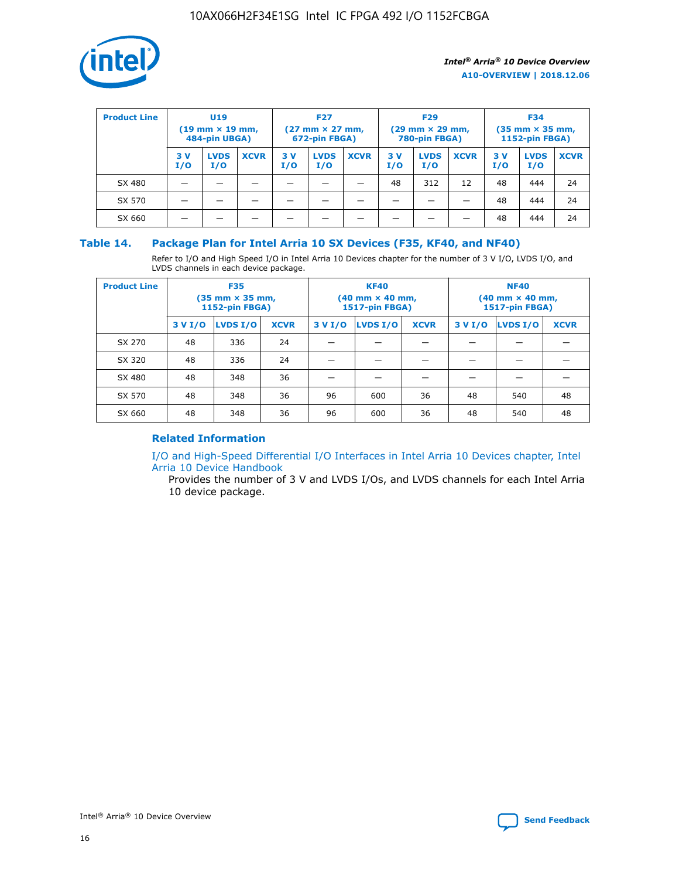| Product Line | U19 (19 mm × 19 mm, 484-pin UBGA) | | | F27 (27 mm × 27 mm, 672-pin FBGA) | | | F29 (29 mm × 29 mm, 780-pin FBGA) | | | F34 (35 mm × 35 mm, 1152-pin FBGA) | | |
|---|---|---|---|---|---|---|---|---|---|---|---|---|
| | 3 V I/O | LVDS I/O | XCVR | 3 V I/O | LVDS I/O | XCVR | 3 V I/O | LVDS I/O | XCVR | 3 V I/O | LVDS I/O | XCVR |
| SX 480 | — | — | — | — | — | — | 48 | 312 | 12 | 48 | 444 | 24 |
| SX 570 | — | — | — | — | — | — | — | — | — | 48 | 444 | 24 |
| SX 660 | — | — | — | — | — | — | — | — | — | 48 | 444 | 24 |

### Table 14. Package Plan for Intel Arria 10 SX Devices (F35, KF40, and NF40)

Refer to I/O and High Speed I/O in Intel Arria 10 Devices chapter for the number of 3 V I/O, LVDS I/O, and LVDS channels in each device package.

| Product Line | F35 (35 mm × 35 mm, 1152-pin FBGA) | | | KF40 (40 mm × 40 mm, 1517-pin FBGA) | | | NF40 (40 mm × 40 mm, 1517-pin FBGA) | | |
|---|---|---|---|---|---|---|---|---|---|
| | 3 V I/O | LVDS I/O | XCVR | 3 V I/O | LVDS I/O | XCVR | 3 V I/O | LVDS I/O | XCVR |
| SX 270 | 48 | 336 | 24 | — | — | — | — | — | — |
| SX 320 | 48 | 336 | 24 | — | — | — | — | — | — |
| SX 480 | 48 | 348 | 36 | — | — | — | — | — | — |
| SX 570 | 48 | 348 | 36 | 96 | 600 | 36 | 48 | 540 | 48 |
| SX 660 | 48 | 348 | 36 | 96 | 600 | 36 | 48 | 540 | 48 |

#### Related Information

I/O and High-Speed Differential I/O Interfaces in Intel Arria 10 Devices chapter, Intel Arria 10 Device Handbook

Provides the number of 3 V and LVDS I/Os, and LVDS channels for each Intel Arria 10 device package.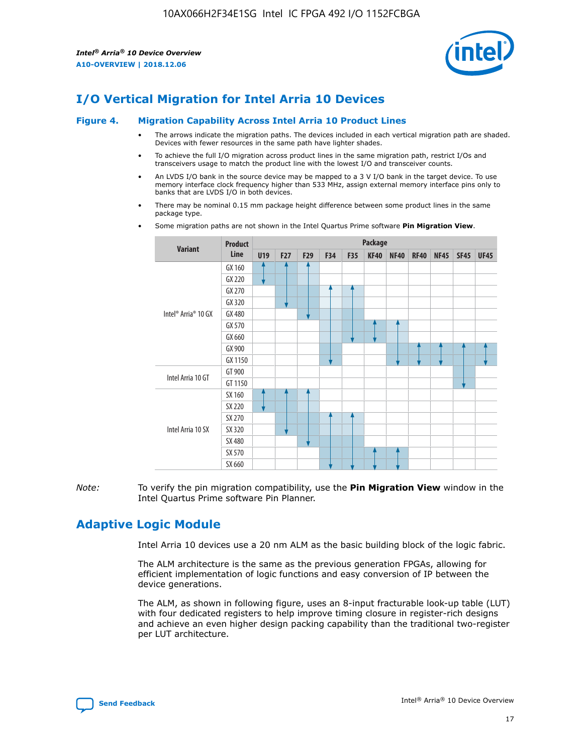# I/O Vertical Migration for Intel Arria 10 Devices

**Figure 4. Migration Capability Across Intel Arria 10 Product Lines**

- The arrows indicate the migration paths. The devices included in each vertical migration path are shaded. Devices with fewer resources in the same path have lighter shades.
- To achieve the full I/O migration across product lines in the same migration path, restrict I/Os and transceivers usage to match the product line with the lowest I/O and transceiver counts.
- An LVDS I/O bank in the source device may be mapped to a 3 V I/O bank in the target device. To use memory interface clock frequency higher than 533 MHz, assign external memory interface pins only to banks that are LVDS I/O in both devices.
- There may be nominal 0.15 mm package height difference between some product lines in the same package type.
- Some migration paths are not shown in the Intel Quartus Prime software **Pin Migration View**.

| Variant | Product Line | Package | | | | | | | | | | |
|---|---|---|---|---|---|---|---|---|---|---|---|---|
| | | U19 | F27 | F29 | F34 | F35 | KF40 | NF40 | RF40 | NF45 | SF45 | UF45 |
| Intel® Arria® 10 GX | GX 160 | | | | | | | | | | | |
| | GX 220 | | | | | | | | | | | |
| | GX 270 | | | | | | | | | | | |
| | GX 320 | | | | | | | | | | | |
| | GX 480 | | | | | | | | | | | |
| | GX 570 | | | | | | | | | | | |
| | GX 660 | | | | | | | | | | | |
| | GX 900 | | | | | | | | | | | |
| | GX 1150 | | | | | | | | | | | |
| Intel Arria 10 GT | GT 900 | | | | | | | | | | | |
| | GT 1150 | | | | | | | | | | | |
| Intel Arria 10 SX | SX 160 | | | | | | | | | | | |
| | SX 220 | | | | | | | | | | | |
| | SX 270 | | | | | | | | | | | |
| | SX 320 | | | | | | | | | | | |
| | SX 480 | | | | | | | | | | | |
| | SX 570 | | | | | | | | | | | |
| | SX 660 | | | | | | | | | | | |

*Note:* To verify the pin migration compatibility, use the **Pin Migration View** window in the Intel Quartus Prime software Pin Planner.

# Adaptive Logic Module

Intel Arria 10 devices use a 20 nm ALM as the basic building block of the logic fabric.

The ALM architecture is the same as the previous generation FPGAs, allowing for efficient implementation of logic functions and easy conversion of IP between the device generations.

The ALM, as shown in following figure, uses an 8-input fracturable look-up table (LUT) with four dedicated registers to help improve timing closure in register-rich designs and achieve an even higher design packing capability than the traditional two-register per LUT architecture.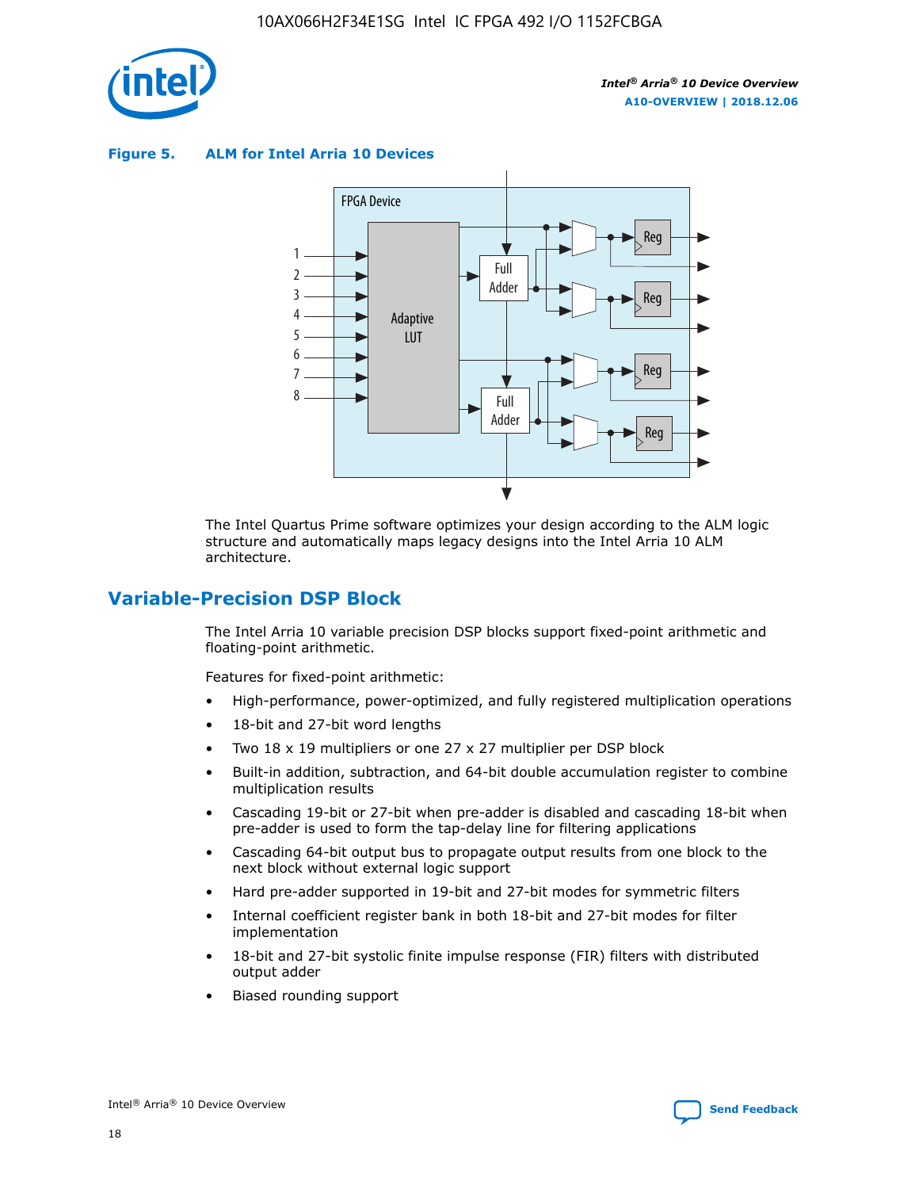**Figure 5. ALM for Intel Arria 10 Devices**

The Intel Quartus Prime software optimizes your design according to the ALM logic structure and automatically maps legacy designs into the Intel Arria 10 ALM architecture.

## Variable-Precision DSP Block

The Intel Arria 10 variable precision DSP blocks support fixed-point arithmetic and floating-point arithmetic.

Features for fixed-point arithmetic:

- High-performance, power-optimized, and fully registered multiplication operations
- 18-bit and 27-bit word lengths
- Two 18 x 19 multipliers or one 27 x 27 multiplier per DSP block
- Built-in addition, subtraction, and 64-bit double accumulation register to combine multiplication results
- Cascading 19-bit or 27-bit when pre-adder is disabled and cascading 18-bit when pre-adder is used to form the tap-delay line for filtering applications
- Cascading 64-bit output bus to propagate output results from one block to the next block without external logic support
- Hard pre-adder supported in 19-bit and 27-bit modes for symmetric filters
- Internal coefficient register bank in both 18-bit and 27-bit modes for filter implementation
- 18-bit and 27-bit systolic finite impulse response (FIR) filters with distributed output adder
- Biased rounding support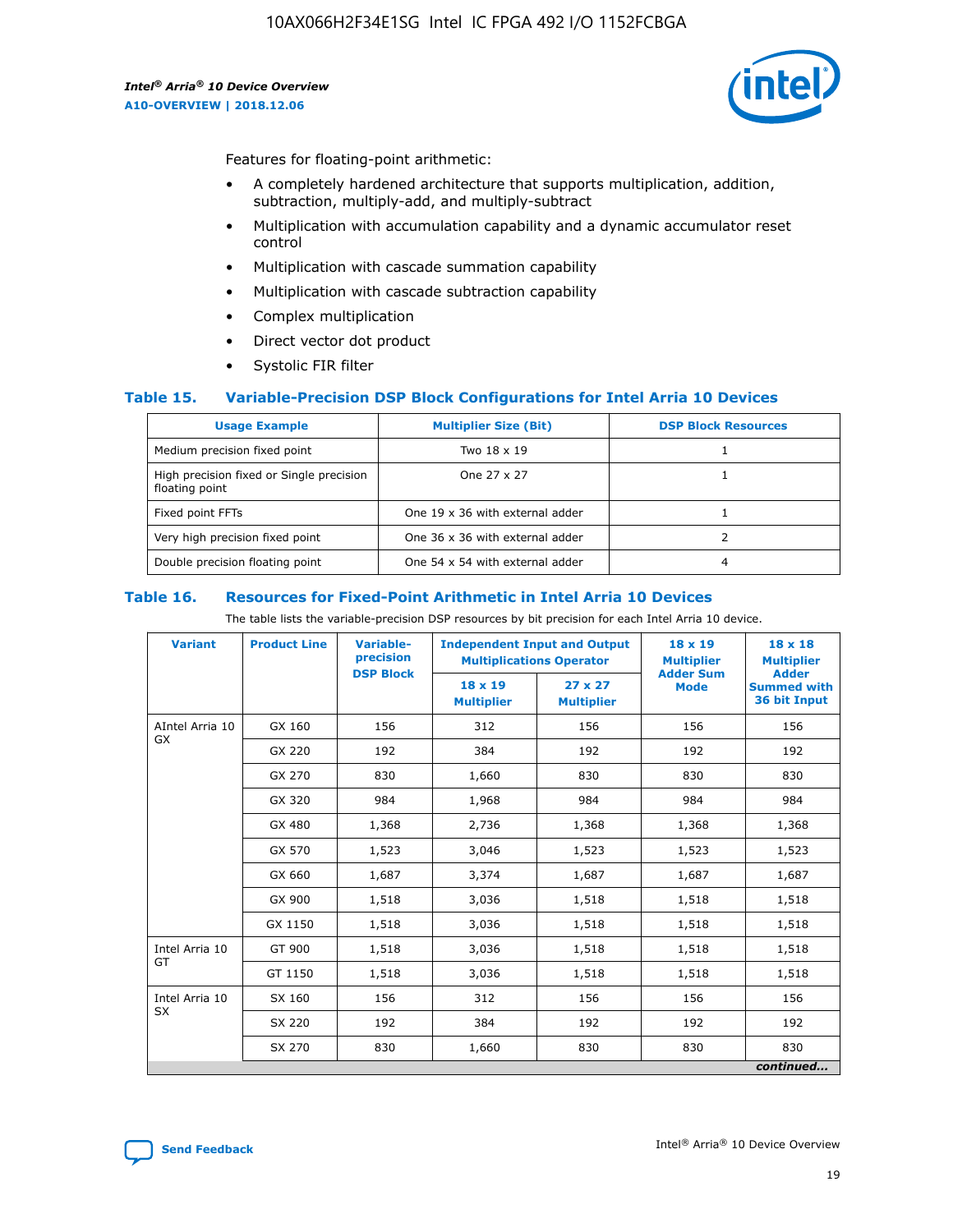Features for floating-point arithmetic:

- A completely hardened architecture that supports multiplication, addition, subtraction, multiply-add, and multiply-subtract
- Multiplication with accumulation capability and a dynamic accumulator reset control
- Multiplication with cascade summation capability
- Multiplication with cascade subtraction capability
- Complex multiplication
- Direct vector dot product
- Systolic FIR filter

### Table 15. Variable-Precision DSP Block Configurations for Intel Arria 10 Devices

| Usage Example | Multiplier Size (Bit) | DSP Block Resources |
|---|---|---|
| Medium precision fixed point | Two 18 x 19 | 1 |
| High precision fixed or Single precision floating point | One 27 x 27 | 1 |
| Fixed point FFTs | One 19 x 36 with external adder | 1 |
| Very high precision fixed point | One 36 x 36 with external adder | 2 |
| Double precision floating point | One 54 x 54 with external adder | 4 |

### Table 16. Resources for Fixed-Point Arithmetic in Intel Arria 10 Devices

The table lists the variable-precision DSP resources by bit precision for each Intel Arria 10 device.

| Variant | Product Line | Variable-precision DSP Block | Independent Input and Output Multiplications Operator | | 18 x 19 Multiplier Adder Sum Mode | 18 x 18 Multiplier Adder Summed with 36 bit Input |
|---|---|---|---|---|---|---|
| | | | 18 x 19 Multiplier | 27 x 27 Multiplier | | |
| AIntel Arria 10 GX | GX 160 | 156 | 312 | 156 | 156 | 156 |
| | GX 220 | 192 | 384 | 192 | 192 | 192 |
| | GX 270 | 830 | 1,660 | 830 | 830 | 830 |
| | GX 320 | 984 | 1,968 | 984 | 984 | 984 |
| | GX 480 | 1,368 | 2,736 | 1,368 | 1,368 | 1,368 |
| | GX 570 | 1,523 | 3,046 | 1,523 | 1,523 | 1,523 |
| | GX 660 | 1,687 | 3,374 | 1,687 | 1,687 | 1,687 |
| | GX 900 | 1,518 | 3,036 | 1,518 | 1,518 | 1,518 |
| | GX 1150 | 1,518 | 3,036 | 1,518 | 1,518 | 1,518 |
| Intel Arria 10 GT | GT 900 | 1,518 | 3,036 | 1,518 | 1,518 | 1,518 |
| | GT 1150 | 1,518 | 3,036 | 1,518 | 1,518 | 1,518 |
| Intel Arria 10 SX | SX 160 | 156 | 312 | 156 | 156 | 156 |
| | SX 220 | 192 | 384 | 192 | 192 | 192 |
| | SX 270 | 830 | 1,660 | 830 | 830 | 830 |

*continued...*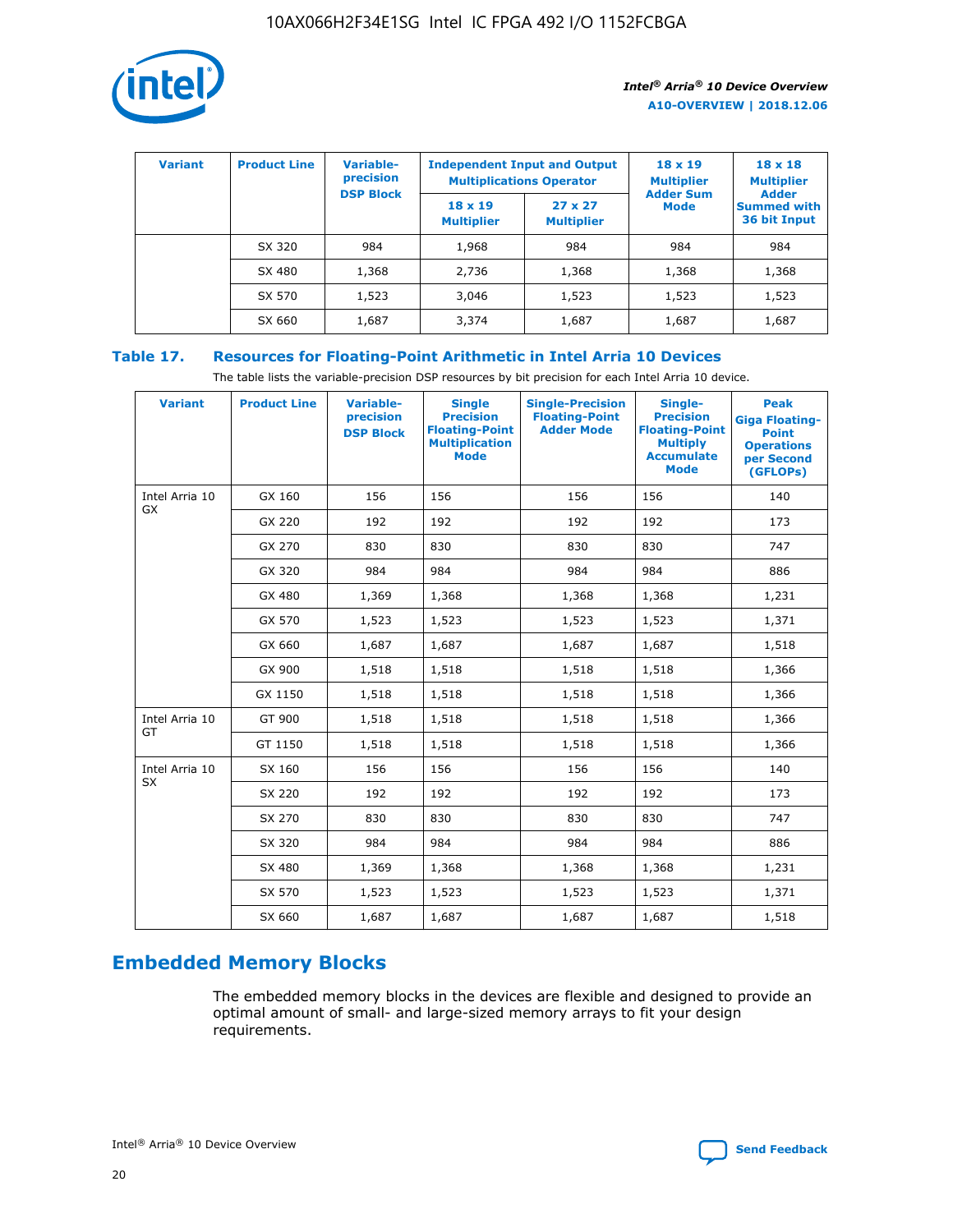| Variant | Product Line | Variable-precision DSP Block | Independent Input and Output Multiplications Operator | | 18 x 19 Multiplier Adder Sum Mode | 18 x 18 Multiplier Adder Summed with 36 bit Input |
|---|---|---|---|---|---|---|
| | | | 18 x 19 Multiplier | 27 x 27 Multiplier | | |
| | SX 320 | 984 | 1,968 | 984 | 984 | 984 |
| | SX 480 | 1,368 | 2,736 | 1,368 | 1,368 | 1,368 |
| | SX 570 | 1,523 | 3,046 | 1,523 | 1,523 | 1,523 |
| | SX 660 | 1,687 | 3,374 | 1,687 | 1,687 | 1,687 |

**Table 17. Resources for Floating-Point Arithmetic in Intel Arria 10 Devices**

The table lists the variable-precision DSP resources by bit precision for each Intel Arria 10 device.

| Variant | Product Line | Variable-precision DSP Block | Single Precision Floating-Point Multiplication Mode | Single-Precision Floating-Point Adder Mode | Single-Precision Floating-Point Multiply Accumulate Mode | Peak Giga Floating-Point Operations per Second (GFLOPs) |
|---|---|---|---|---|---|---|
| Intel Arria 10 GX | GX 160 | 156 | 156 | 156 | 156 | 140 |
| | GX 220 | 192 | 192 | 192 | 192 | 173 |
| | GX 270 | 830 | 830 | 830 | 830 | 747 |
| | GX 320 | 984 | 984 | 984 | 984 | 886 |
| | GX 480 | 1,369 | 1,368 | 1,368 | 1,368 | 1,231 |
| | GX 570 | 1,523 | 1,523 | 1,523 | 1,523 | 1,371 |
| | GX 660 | 1,687 | 1,687 | 1,687 | 1,687 | 1,518 |
| | GX 900 | 1,518 | 1,518 | 1,518 | 1,518 | 1,366 |
| | GX 1150 | 1,518 | 1,518 | 1,518 | 1,518 | 1,366 |
| Intel Arria 10 GT | GT 900 | 1,518 | 1,518 | 1,518 | 1,518 | 1,366 |
| | GT 1150 | 1,518 | 1,518 | 1,518 | 1,518 | 1,366 |
| Intel Arria 10 SX | SX 160 | 156 | 156 | 156 | 156 | 140 |
| | SX 220 | 192 | 192 | 192 | 192 | 173 |
| | SX 270 | 830 | 830 | 830 | 830 | 747 |
| | SX 320 | 984 | 984 | 984 | 984 | 886 |
| | SX 480 | 1,369 | 1,368 | 1,368 | 1,368 | 1,231 |
| | SX 570 | 1,523 | 1,523 | 1,523 | 1,523 | 1,371 |
| | SX 660 | 1,687 | 1,687 | 1,687 | 1,687 | 1,518 |

## Embedded Memory Blocks

The embedded memory blocks in the devices are flexible and designed to provide an optimal amount of small- and large-sized memory arrays to fit your design requirements.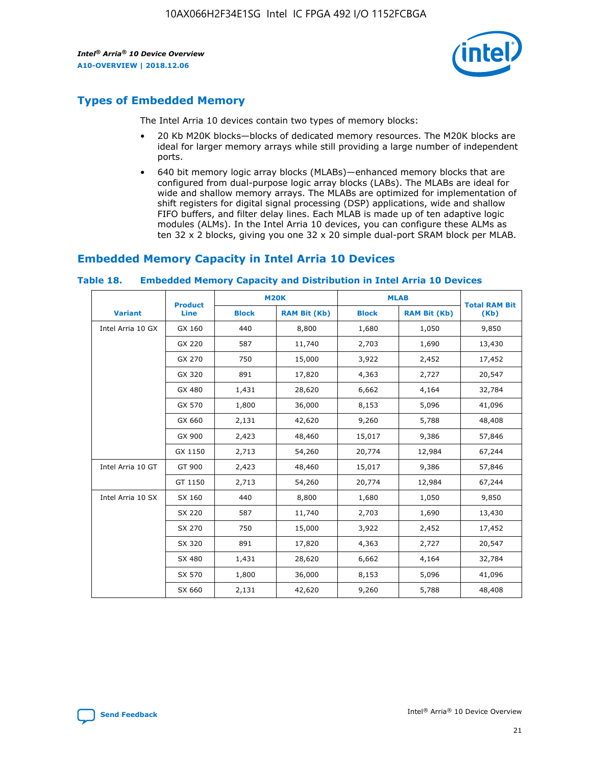## Types of Embedded Memory

The Intel Arria 10 devices contain two types of memory blocks:

- 20 Kb M20K blocks—blocks of dedicated memory resources. The M20K blocks are ideal for larger memory arrays while still providing a large number of independent ports.
- 640 bit memory logic array blocks (MLABs)—enhanced memory blocks that are configured from dual-purpose logic array blocks (LABs). The MLABs are ideal for wide and shallow memory arrays. The MLABs are optimized for implementation of shift registers for digital signal processing (DSP) applications, wide and shallow FIFO buffers, and filter delay lines. Each MLAB is made up of ten adaptive logic modules (ALMs). In the Intel Arria 10 devices, you can configure these ALMs as ten 32 x 2 blocks, giving you one 32 x 20 simple dual-port SRAM block per MLAB.

## Embedded Memory Capacity in Intel Arria 10 Devices

**Table 18. Embedded Memory Capacity and Distribution in Intel Arria 10 Devices**

| Variant | Product Line | M20K | | MLAB | | Total RAM Bit (Kb) |
|---|---|---|---|---|---|---|
| | | Block | RAM Bit (Kb) | Block | RAM Bit (Kb) | |
| Intel Arria 10 GX | GX 160 | 440 | 8,800 | 1,680 | 1,050 | 9,850 |
| | GX 220 | 587 | 11,740 | 2,703 | 1,690 | 13,430 |
| | GX 270 | 750 | 15,000 | 3,922 | 2,452 | 17,452 |
| | GX 320 | 891 | 17,820 | 4,363 | 2,727 | 20,547 |
| | GX 480 | 1,431 | 28,620 | 6,662 | 4,164 | 32,784 |
| | GX 570 | 1,800 | 36,000 | 8,153 | 5,096 | 41,096 |
| | GX 660 | 2,131 | 42,620 | 9,260 | 5,788 | 48,408 |
| | GX 900 | 2,423 | 48,460 | 15,017 | 9,386 | 57,846 |
| | GX 1150 | 2,713 | 54,260 | 20,774 | 12,984 | 67,244 |
| Intel Arria 10 GT | GT 900 | 2,423 | 48,460 | 15,017 | 9,386 | 57,846 |
| | GT 1150 | 2,713 | 54,260 | 20,774 | 12,984 | 67,244 |
| Intel Arria 10 SX | SX 160 | 440 | 8,800 | 1,680 | 1,050 | 9,850 |
| | SX 220 | 587 | 11,740 | 2,703 | 1,690 | 13,430 |
| | SX 270 | 750 | 15,000 | 3,922 | 2,452 | 17,452 |
| | SX 320 | 891 | 17,820 | 4,363 | 2,727 | 20,547 |
| | SX 480 | 1,431 | 28,620 | 6,662 | 4,164 | 32,784 |
| | SX 570 | 1,800 | 36,000 | 8,153 | 5,096 | 41,096 |
| | SX 660 | 2,131 | 42,620 | 9,260 | 5,788 | 48,408 |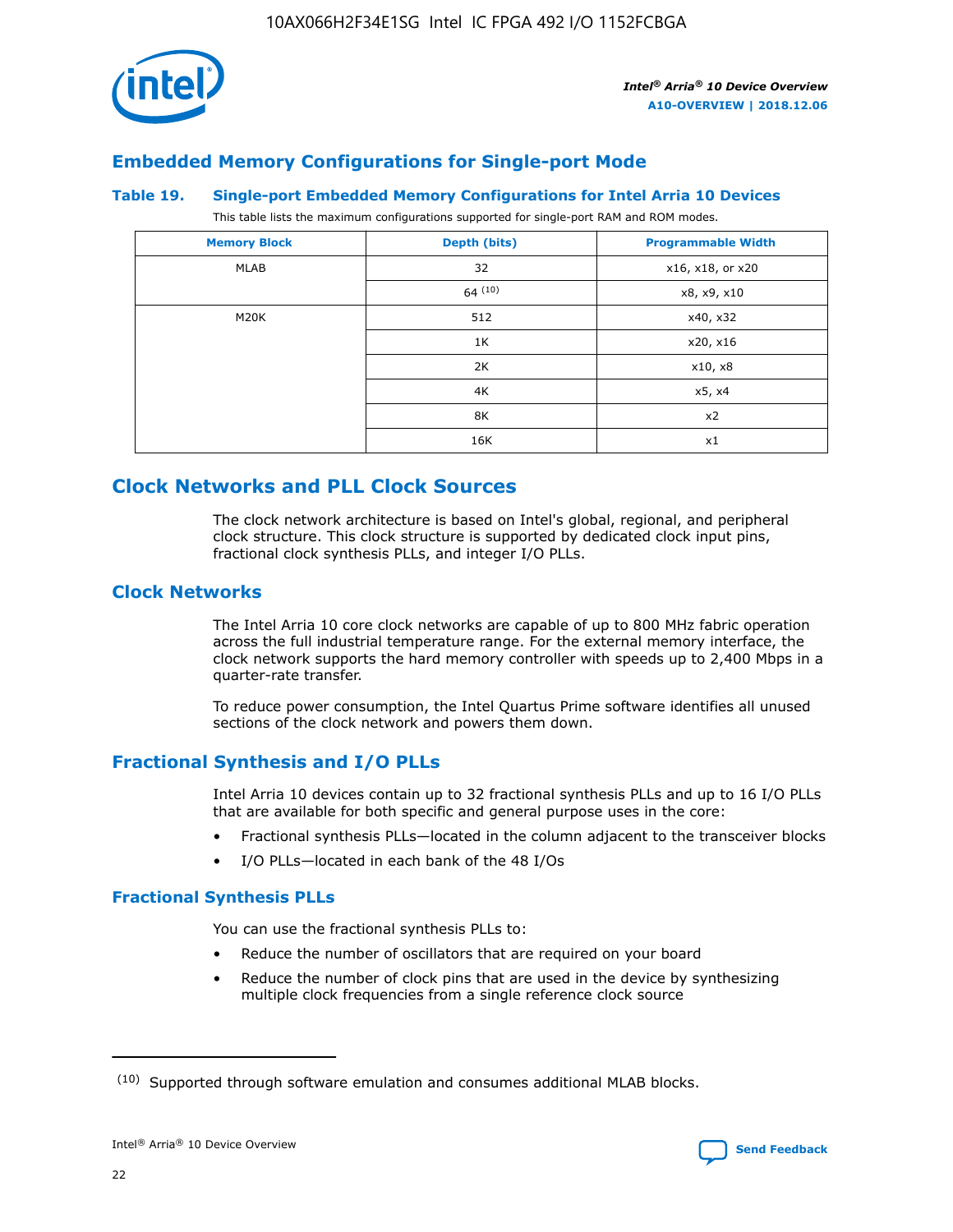## Embedded Memory Configurations for Single-port Mode

**Table 19. Single-port Embedded Memory Configurations for Intel Arria 10 Devices**

This table lists the maximum configurations supported for single-port RAM and ROM modes.

| Memory Block | Depth (bits) | Programmable Width |
|---|---|---|
| MLAB | 32 | x16, x18, or x20 |
| | 64 [10] | x8, x9, x10 |
| M20K | 512 | x40, x32 |
| | 1K | x20, x16 |
| | 2K | x10, x8 |
| | 4K | x5, x4 |
| | 8K | x2 |
| | 16K | x1 |

# Clock Networks and PLL Clock Sources

The clock network architecture is based on Intel's global, regional, and peripheral clock structure. This clock structure is supported by dedicated clock input pins, fractional clock synthesis PLLs, and integer I/O PLLs.

## Clock Networks

The Intel Arria 10 core clock networks are capable of up to 800 MHz fabric operation across the full industrial temperature range. For the external memory interface, the clock network supports the hard memory controller with speeds up to 2,400 Mbps in a quarter-rate transfer.

To reduce power consumption, the Intel Quartus Prime software identifies all unused sections of the clock network and powers them down.

## Fractional Synthesis and I/O PLLs

Intel Arria 10 devices contain up to 32 fractional synthesis PLLs and up to 16 I/O PLLs that are available for both specific and general purpose uses in the core:

- Fractional synthesis PLLs—located in the column adjacent to the transceiver blocks
- I/O PLLs—located in each bank of the 48 I/Os

### Fractional Synthesis PLLs

You can use the fractional synthesis PLLs to:

- Reduce the number of oscillators that are required on your board
- Reduce the number of clock pins that are used in the device by synthesizing multiple clock frequencies from a single reference clock source

(10) Supported through software emulation and consumes additional MLAB blocks.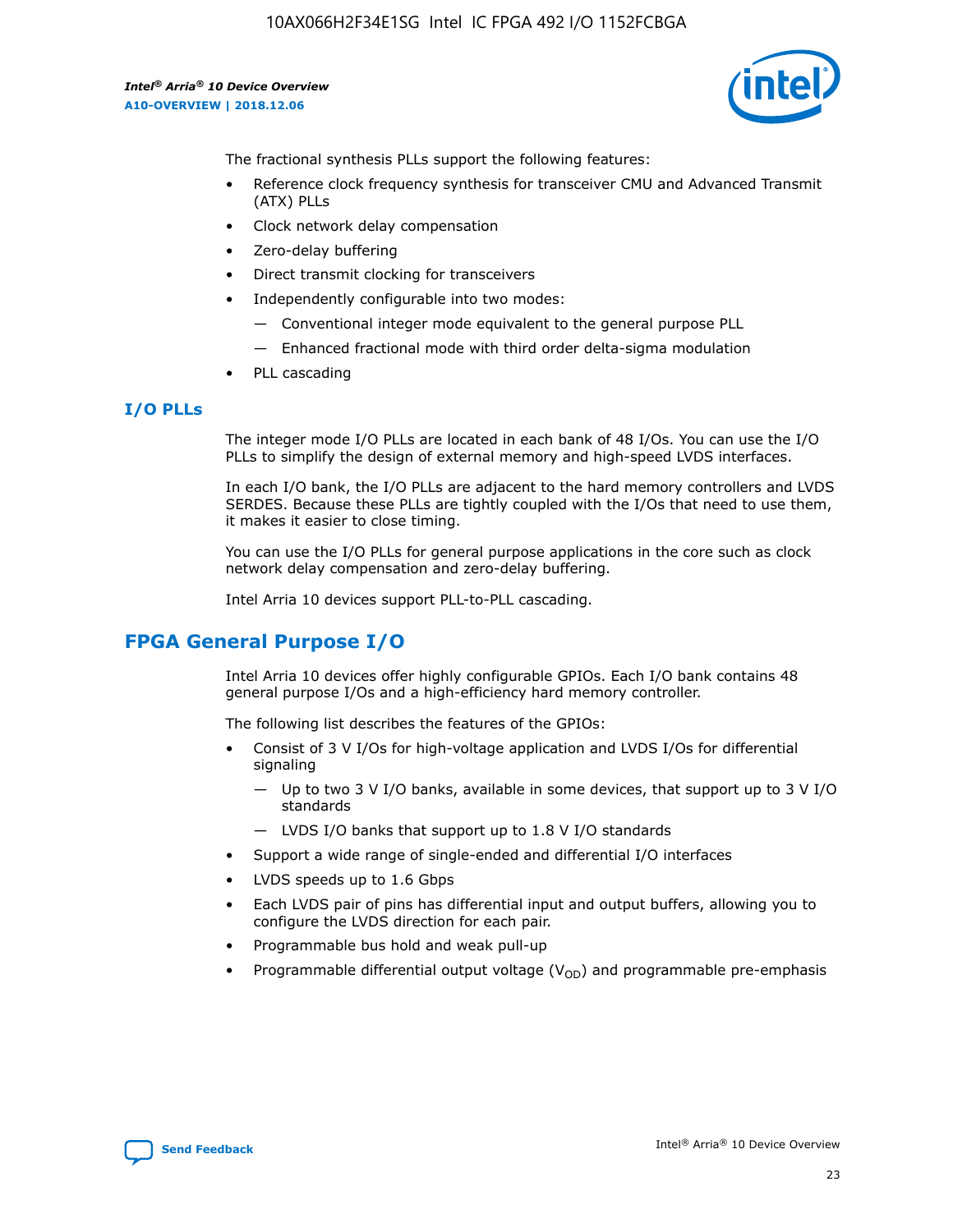The fractional synthesis PLLs support the following features:

- Reference clock frequency synthesis for transceiver CMU and Advanced Transmit (ATX) PLLs
- Clock network delay compensation
- Zero-delay buffering
- Direct transmit clocking for transceivers
- Independently configurable into two modes:
  - — Conventional integer mode equivalent to the general purpose PLL
  - — Enhanced fractional mode with third order delta-sigma modulation
- PLL cascading

## I/O PLLs

The integer mode I/O PLLs are located in each bank of 48 I/Os. You can use the I/O PLLs to simplify the design of external memory and high-speed LVDS interfaces.

In each I/O bank, the I/O PLLs are adjacent to the hard memory controllers and LVDS SERDES. Because these PLLs are tightly coupled with the I/Os that need to use them, it makes it easier to close timing.

You can use the I/O PLLs for general purpose applications in the core such as clock network delay compensation and zero-delay buffering.

Intel Arria 10 devices support PLL-to-PLL cascading.

# FPGA General Purpose I/O

Intel Arria 10 devices offer highly configurable GPIOs. Each I/O bank contains 48 general purpose I/Os and a high-efficiency hard memory controller.

The following list describes the features of the GPIOs:

- Consist of 3 V I/Os for high-voltage application and LVDS I/Os for differential signaling
  - — Up to two 3 V I/O banks, available in some devices, that support up to 3 V I/O standards
  - — LVDS I/O banks that support up to 1.8 V I/O standards
- Support a wide range of single-ended and differential I/O interfaces
- LVDS speeds up to 1.6 Gbps
- Each LVDS pair of pins has differential input and output buffers, allowing you to configure the LVDS direction for each pair.
- Programmable bus hold and weak pull-up
- Programmable differential output voltage ($V_{OD}$) and programmable pre-emphasis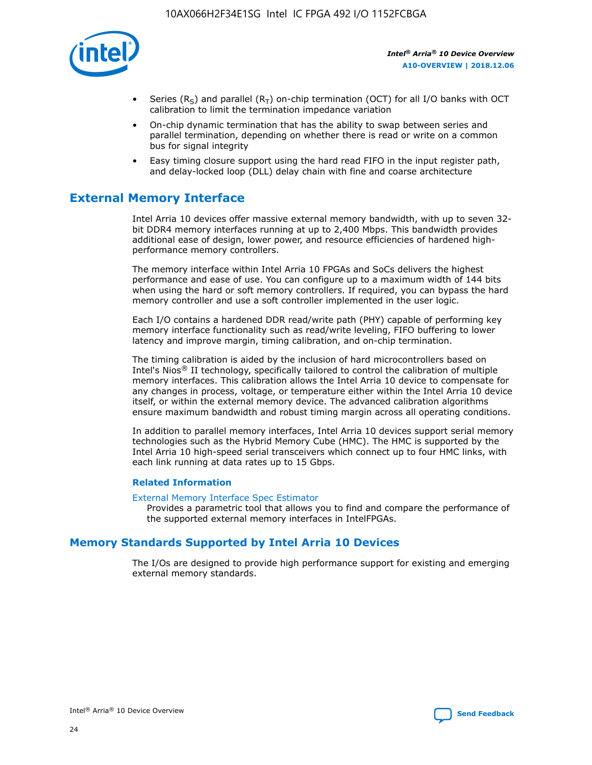- Series ($R_S$) and parallel ($R_T$) on-chip termination (OCT) for all I/O banks with OCT calibration to limit the termination impedance variation
- On-chip dynamic termination that has the ability to swap between series and parallel termination, depending on whether there is read or write on a common bus for signal integrity
- Easy timing closure support using the hard read FIFO in the input register path, and delay-locked loop (DLL) delay chain with fine and coarse architecture

## External Memory Interface

Intel Arria 10 devices offer massive external memory bandwidth, with up to seven 32-bit DDR4 memory interfaces running at up to 2,400 Mbps. This bandwidth provides additional ease of design, lower power, and resource efficiencies of hardened high-performance memory controllers.

The memory interface within Intel Arria 10 FPGAs and SoCs delivers the highest performance and ease of use. You can configure up to a maximum width of 144 bits when using the hard or soft memory controllers. If required, you can bypass the hard memory controller and use a soft controller implemented in the user logic.

Each I/O contains a hardened DDR read/write path (PHY) capable of performing key memory interface functionality such as read/write leveling, FIFO buffering to lower latency and improve margin, timing calibration, and on-chip termination.

The timing calibration is aided by the inclusion of hard microcontrollers based on Intel's Nios® II technology, specifically tailored to control the calibration of multiple memory interfaces. This calibration allows the Intel Arria 10 device to compensate for any changes in process, voltage, or temperature either within the Intel Arria 10 device itself, or within the external memory device. The advanced calibration algorithms ensure maximum bandwidth and robust timing margin across all operating conditions.

In addition to parallel memory interfaces, Intel Arria 10 devices support serial memory technologies such as the Hybrid Memory Cube (HMC). The HMC is supported by the Intel Arria 10 high-speed serial transceivers which connect up to four HMC links, with each link running at data rates up to 15 Gbps.

### Related Information

External Memory Interface Spec Estimator
: Provides a parametric tool that allows you to find and compare the performance of the supported external memory interfaces in IntelFPGAs.

## Memory Standards Supported by Intel Arria 10 Devices

The I/Os are designed to provide high performance support for existing and emerging external memory standards.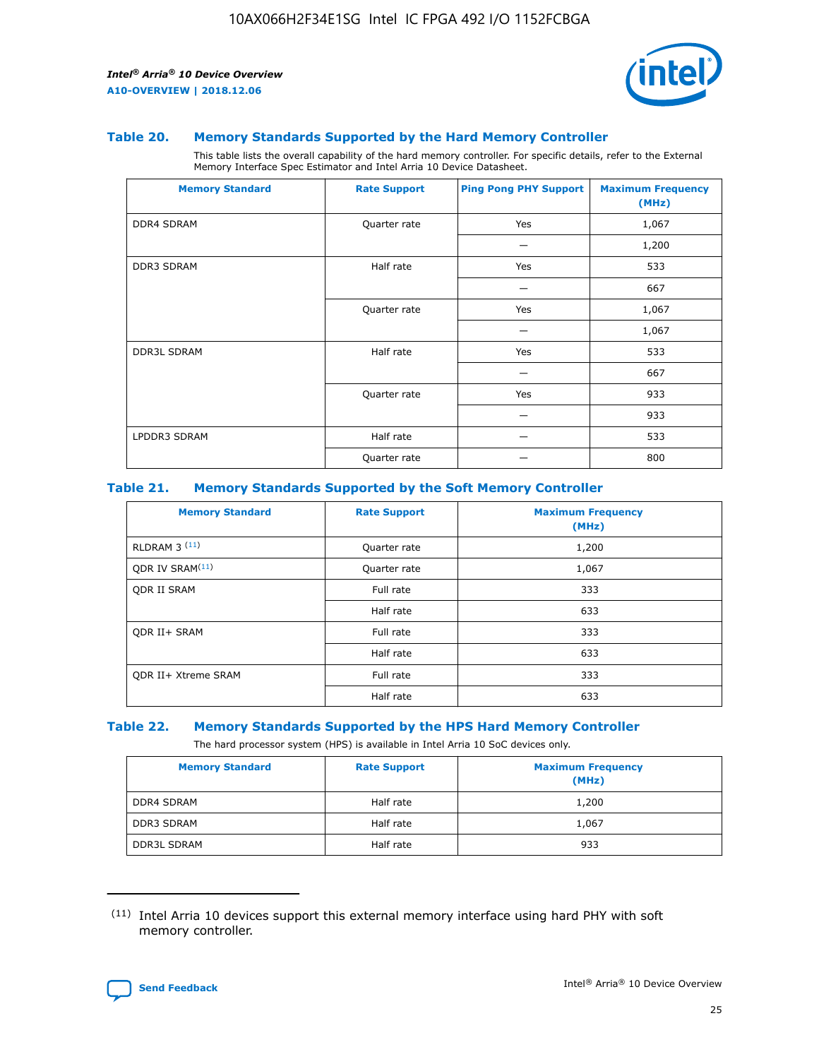## Table 20. Memory Standards Supported by the Hard Memory Controller

This table lists the overall capability of the hard memory controller. For specific details, refer to the External Memory Interface Spec Estimator and Intel Arria 10 Device Datasheet.

| Memory Standard | Rate Support | Ping Pong PHY Support | Maximum Frequency (MHz) |
|---|---|---|---|
| DDR4 SDRAM | Quarter rate | Yes | 1,067 |
| | | — | 1,200 |
| DDR3 SDRAM | Half rate | Yes | 533 |
| | | — | 667 |
| | Quarter rate | Yes | 1,067 |
| | | — | 1,067 |
| DDR3L SDRAM | Half rate | Yes | 533 |
| | | — | 667 |
| | Quarter rate | Yes | 933 |
| | | — | 933 |
| LPDDR3 SDRAM | Half rate | — | 533 |
| | Quarter rate | — | 800 |

## Table 21. Memory Standards Supported by the Soft Memory Controller

| Memory Standard | Rate Support | Maximum Frequency (MHz) |
|---|---|---|
| RLDRAM 3 [11] | Quarter rate | 1,200 |
| QDR IV SRAM[11] | Quarter rate | 1,067 |
| QDR II SRAM | Full rate | 333 |
| | Half rate | 633 |
| QDR II+ SRAM | Full rate | 333 |
| | Half rate | 633 |
| QDR II+ Xtreme SRAM | Full rate | 333 |
| | Half rate | 633 |

## Table 22. Memory Standards Supported by the HPS Hard Memory Controller

The hard processor system (HPS) is available in Intel Arria 10 SoC devices only.

| Memory Standard | Rate Support | Maximum Frequency (MHz) |
|---|---|---|
| DDR4 SDRAM | Half rate | 1,200 |
| DDR3 SDRAM | Half rate | 1,067 |
| DDR3L SDRAM | Half rate | 933 |

(11) Intel Arria 10 devices support this external memory interface using hard PHY with soft memory controller.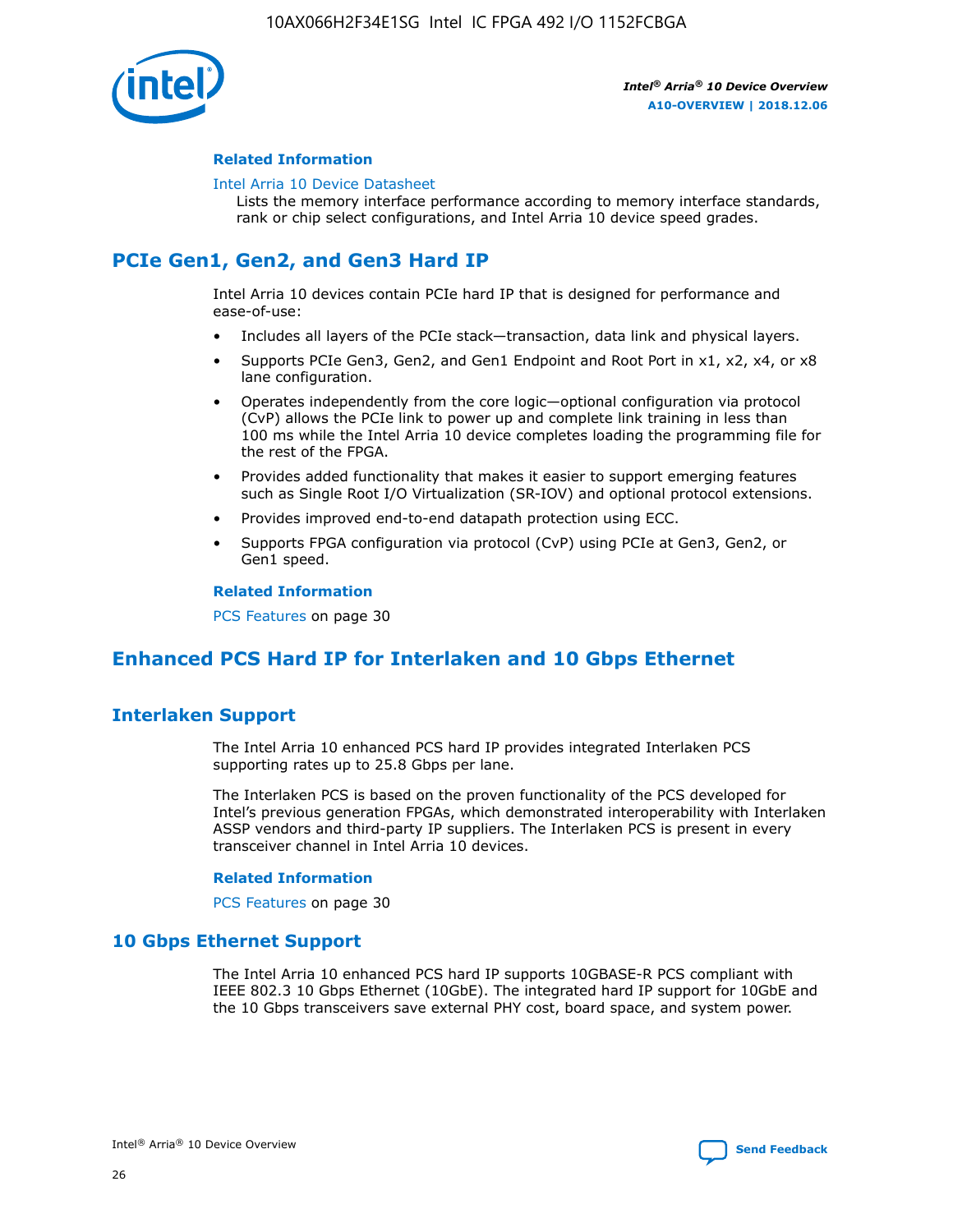#### Related Information

Intel Arria 10 Device Datasheet
Lists the memory interface performance according to memory interface standards, rank or chip select configurations, and Intel Arria 10 device speed grades.

## PCIe Gen1, Gen2, and Gen3 Hard IP

Intel Arria 10 devices contain PCIe hard IP that is designed for performance and ease-of-use:

- Includes all layers of the PCIe stack—transaction, data link and physical layers.
- Supports PCIe Gen3, Gen2, and Gen1 Endpoint and Root Port in x1, x2, x4, or x8 lane configuration.
- Operates independently from the core logic—optional configuration via protocol (CvP) allows the PCIe link to power up and complete link training in less than 100 ms while the Intel Arria 10 device completes loading the programming file for the rest of the FPGA.
- Provides added functionality that makes it easier to support emerging features such as Single Root I/O Virtualization (SR-IOV) and optional protocol extensions.
- Provides improved end-to-end datapath protection using ECC.
- Supports FPGA configuration via protocol (CvP) using PCIe at Gen3, Gen2, or Gen1 speed.

#### Related Information

PCS Features on page 30

## Enhanced PCS Hard IP for Interlaken and 10 Gbps Ethernet

### Interlaken Support

The Intel Arria 10 enhanced PCS hard IP provides integrated Interlaken PCS supporting rates up to 25.8 Gbps per lane.

The Interlaken PCS is based on the proven functionality of the PCS developed for Intel's previous generation FPGAs, which demonstrated interoperability with Interlaken ASSP vendors and third-party IP suppliers. The Interlaken PCS is present in every transceiver channel in Intel Arria 10 devices.

#### Related Information

PCS Features on page 30

### 10 Gbps Ethernet Support

The Intel Arria 10 enhanced PCS hard IP supports 10GBASE-R PCS compliant with IEEE 802.3 10 Gbps Ethernet (10GbE). The integrated hard IP support for 10GbE and the 10 Gbps transceivers save external PHY cost, board space, and system power.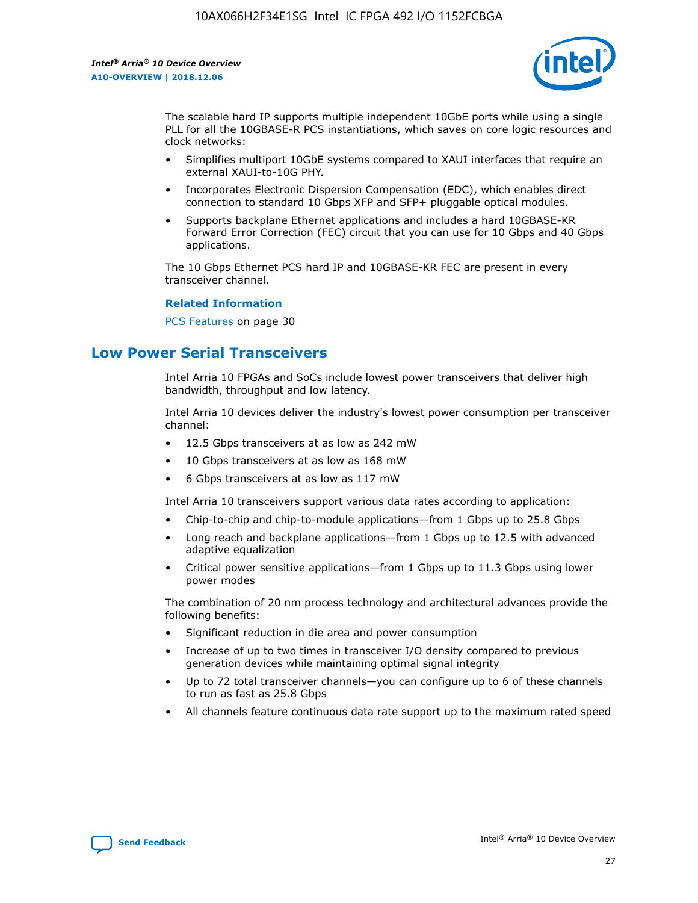The scalable hard IP supports multiple independent 10GbE ports while using a single PLL for all the 10GBASE-R PCS instantiations, which saves on core logic resources and clock networks:

- Simplifies multiport 10GbE systems compared to XAUI interfaces that require an external XAUI-to-10G PHY.
- Incorporates Electronic Dispersion Compensation (EDC), which enables direct connection to standard 10 Gbps XFP and SFP+ pluggable optical modules.
- Supports backplane Ethernet applications and includes a hard 10GBASE-KR Forward Error Correction (FEC) circuit that you can use for 10 Gbps and 40 Gbps applications.

The 10 Gbps Ethernet PCS hard IP and 10GBASE-KR FEC are present in every transceiver channel.

**Related Information**

PCS Features on page 30

## Low Power Serial Transceivers

Intel Arria 10 FPGAs and SoCs include lowest power transceivers that deliver high bandwidth, throughput and low latency.

Intel Arria 10 devices deliver the industry's lowest power consumption per transceiver channel:

- 12.5 Gbps transceivers at as low as 242 mW
- 10 Gbps transceivers at as low as 168 mW
- 6 Gbps transceivers at as low as 117 mW

Intel Arria 10 transceivers support various data rates according to application:

- Chip-to-chip and chip-to-module applications—from 1 Gbps up to 25.8 Gbps
- Long reach and backplane applications—from 1 Gbps up to 12.5 with advanced adaptive equalization
- Critical power sensitive applications—from 1 Gbps up to 11.3 Gbps using lower power modes

The combination of 20 nm process technology and architectural advances provide the following benefits:

- Significant reduction in die area and power consumption
- Increase of up to two times in transceiver I/O density compared to previous generation devices while maintaining optimal signal integrity
- Up to 72 total transceiver channels—you can configure up to 6 of these channels to run as fast as 25.8 Gbps
- All channels feature continuous data rate support up to the maximum rated speed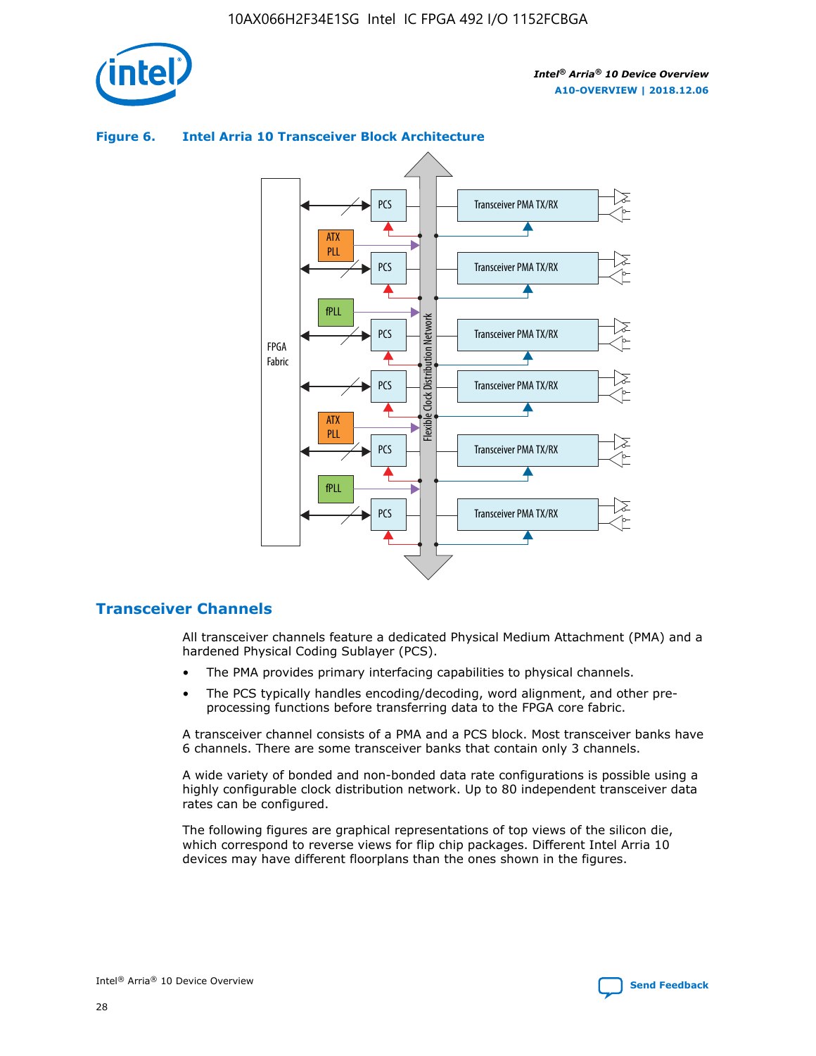**Figure 6. Intel Arria 10 Transceiver Block Architecture**

## Transceiver Channels

All transceiver channels feature a dedicated Physical Medium Attachment (PMA) and a hardened Physical Coding Sublayer (PCS).

- The PMA provides primary interfacing capabilities to physical channels.
- The PCS typically handles encoding/decoding, word alignment, and other pre-processing functions before transferring data to the FPGA core fabric.

A transceiver channel consists of a PMA and a PCS block. Most transceiver banks have 6 channels. There are some transceiver banks that contain only 3 channels.

A wide variety of bonded and non-bonded data rate configurations is possible using a highly configurable clock distribution network. Up to 80 independent transceiver data rates can be configured.

The following figures are graphical representations of top views of the silicon die, which correspond to reverse views for flip chip packages. Different Intel Arria 10 devices may have different floorplans than the ones shown in the figures.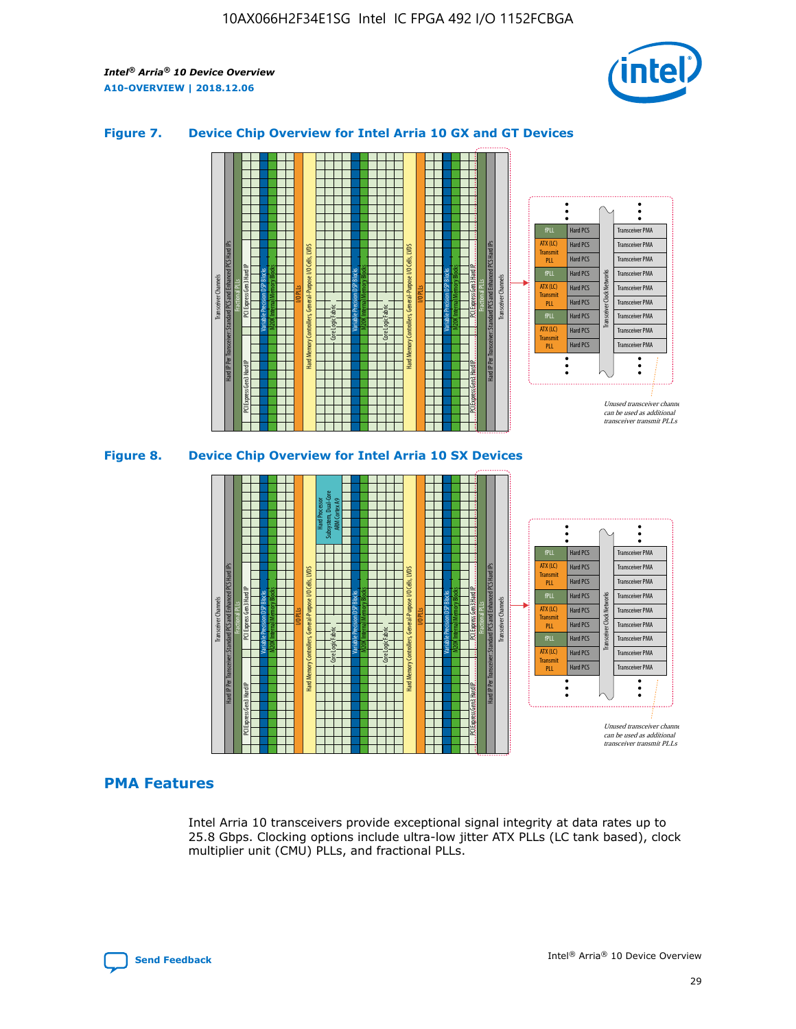### Figure 7. Device Chip Overview for Intel Arria 10 GX and GT Devices

### Figure 8. Device Chip Overview for Intel Arria 10 SX Devices

## PMA Features

Intel Arria 10 transceivers provide exceptional signal integrity at data rates up to 25.8 Gbps. Clocking options include ultra-low jitter ATX PLLs (LC tank based), clock multiplier unit (CMU) PLLs, and fractional PLLs.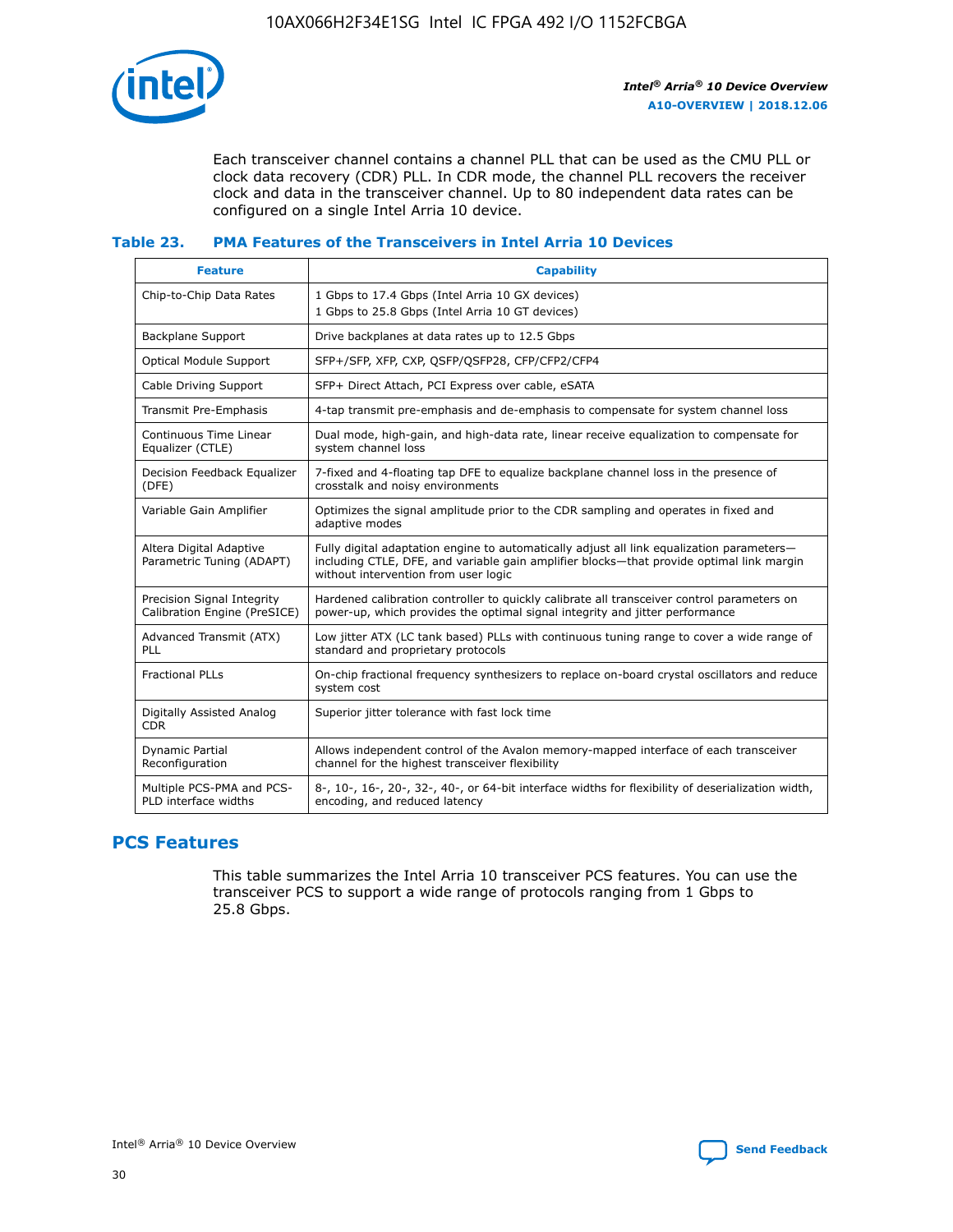Each transceiver channel contains a channel PLL that can be used as the CMU PLL or clock data recovery (CDR) PLL. In CDR mode, the channel PLL recovers the receiver clock and data in the transceiver channel. Up to 80 independent data rates can be configured on a single Intel Arria 10 device.

### Table 23. PMA Features of the Transceivers in Intel Arria 10 Devices

| Feature | Capability |
|---|---|
| Chip-to-Chip Data Rates | 1 Gbps to 17.4 Gbps (Intel Arria 10 GX devices)<br>1 Gbps to 25.8 Gbps (Intel Arria 10 GT devices) |
| Backplane Support | Drive backplanes at data rates up to 12.5 Gbps |
| Optical Module Support | SFP+/SFP, XFP, CXP, QSFP/QSFP28, CFP/CFP2/CFP4 |
| Cable Driving Support | SFP+ Direct Attach, PCI Express over cable, eSATA |
| Transmit Pre-Emphasis | 4-tap transmit pre-emphasis and de-emphasis to compensate for system channel loss |
| Continuous Time Linear Equalizer (CTLE) | Dual mode, high-gain, and high-data rate, linear receive equalization to compensate for system channel loss |
| Decision Feedback Equalizer (DFE) | 7-fixed and 4-floating tap DFE to equalize backplane channel loss in the presence of crosstalk and noisy environments |
| Variable Gain Amplifier | Optimizes the signal amplitude prior to the CDR sampling and operates in fixed and adaptive modes |
| Altera Digital Adaptive Parametric Tuning (ADAPT) | Fully digital adaptation engine to automatically adjust all link equalization parameters—including CTLE, DFE, and variable gain amplifier blocks—that provide optimal link margin without intervention from user logic |
| Precision Signal Integrity Calibration Engine (PreSICE) | Hardened calibration controller to quickly calibrate all transceiver control parameters on power-up, which provides the optimal signal integrity and jitter performance |
| Advanced Transmit (ATX) PLL | Low jitter ATX (LC tank based) PLLs with continuous tuning range to cover a wide range of standard and proprietary protocols |
| Fractional PLLs | On-chip fractional frequency synthesizers to replace on-board crystal oscillators and reduce system cost |
| Digitally Assisted Analog CDR | Superior jitter tolerance with fast lock time |
| Dynamic Partial Reconfiguration | Allows independent control of the Avalon memory-mapped interface of each transceiver channel for the highest transceiver flexibility |
| Multiple PCS-PMA and PCS-PLD interface widths | 8-, 10-, 16-, 20-, 32-, 40-, or 64-bit interface widths for flexibility of deserialization width, encoding, and reduced latency |

## PCS Features

This table summarizes the Intel Arria 10 transceiver PCS features. You can use the transceiver PCS to support a wide range of protocols ranging from 1 Gbps to 25.8 Gbps.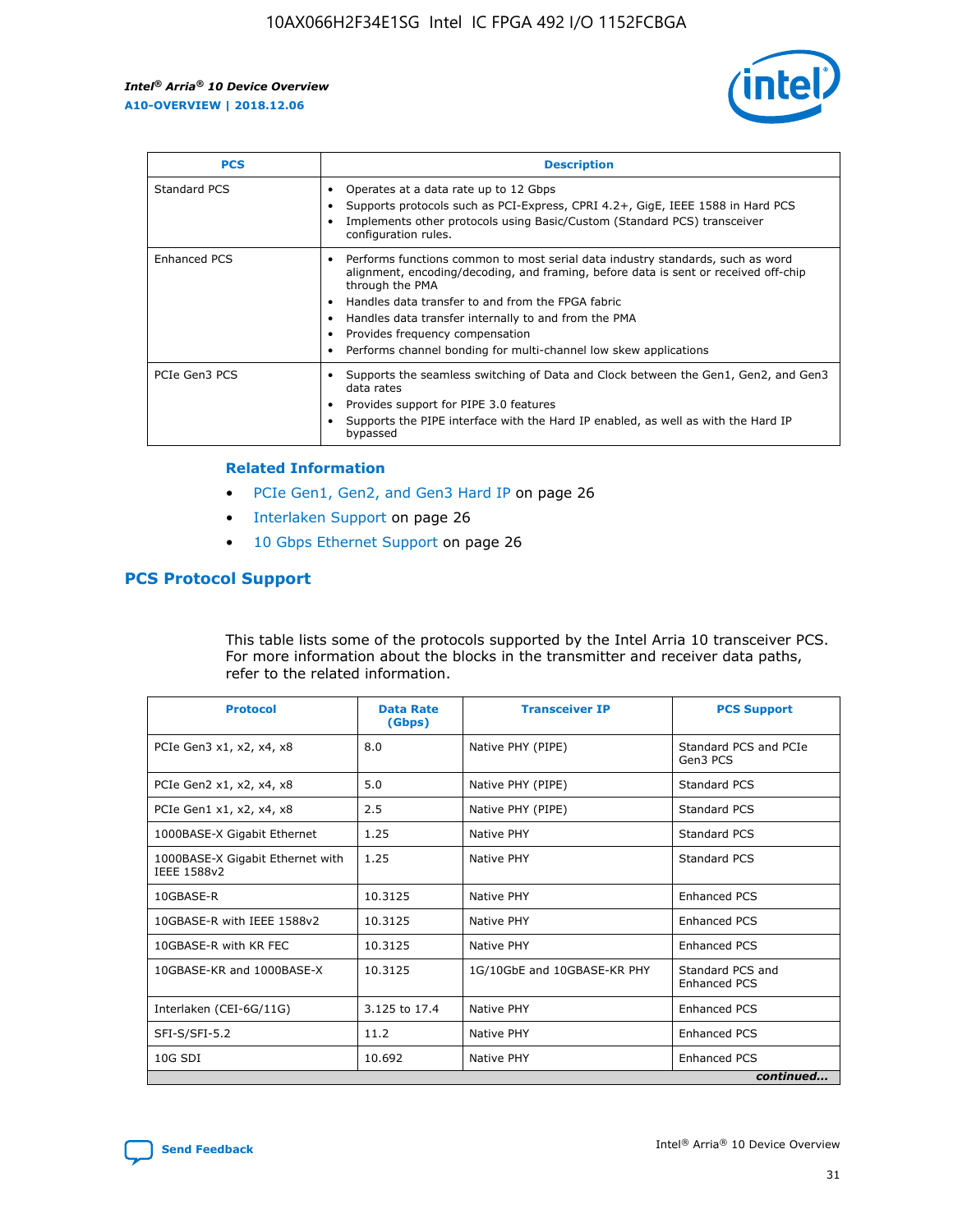| PCS | Description |
| --- | --- |
| Standard PCS | • Operates at a data rate up to 12 Gbps<br>• Supports protocols such as PCI-Express, CPRI 4.2+, GigE, IEEE 1588 in Hard PCS<br>• Implements other protocols using Basic/Custom (Standard PCS) transceiver configuration rules. |
| Enhanced PCS | • Performs functions common to most serial data industry standards, such as word alignment, encoding/decoding, and framing, before data is sent or received off-chip through the PMA<br>• Handles data transfer to and from the FPGA fabric<br>• Handles data transfer internally to and from the PMA<br>• Provides frequency compensation<br>• Performs channel bonding for multi-channel low skew applications |
| PCIe Gen3 PCS | • Supports the seamless switching of Data and Clock between the Gen1, Gen2, and Gen3 data rates<br>• Provides support for PIPE 3.0 features<br>• Supports the PIPE interface with the Hard IP enabled, as well as with the Hard IP bypassed |

### Related Information

- PCIe Gen1, Gen2, and Gen3 Hard IP on page 26
- Interlaken Support on page 26
- 10 Gbps Ethernet Support on page 26

## PCS Protocol Support

This table lists some of the protocols supported by the Intel Arria 10 transceiver PCS. For more information about the blocks in the transmitter and receiver data paths, refer to the related information.

| Protocol | Data Rate (Gbps) | Transceiver IP | PCS Support |
| --- | --- | --- | --- |
| PCIe Gen3 x1, x2, x4, x8 | 8.0 | Native PHY (PIPE) | Standard PCS and PCIe Gen3 PCS |
| PCIe Gen2 x1, x2, x4, x8 | 5.0 | Native PHY (PIPE) | Standard PCS |
| PCIe Gen1 x1, x2, x4, x8 | 2.5 | Native PHY (PIPE) | Standard PCS |
| 1000BASE-X Gigabit Ethernet | 1.25 | Native PHY | Standard PCS |
| 1000BASE-X Gigabit Ethernet with IEEE 1588v2 | 1.25 | Native PHY | Standard PCS |
| 10GBASE-R | 10.3125 | Native PHY | Enhanced PCS |
| 10GBASE-R with IEEE 1588v2 | 10.3125 | Native PHY | Enhanced PCS |
| 10GBASE-R with KR FEC | 10.3125 | Native PHY | Enhanced PCS |
| 10GBASE-KR and 1000BASE-X | 10.3125 | 1G/10GbE and 10GBASE-KR PHY | Standard PCS and Enhanced PCS |
| Interlaken (CEI-6G/11G) | 3.125 to 17.4 | Native PHY | Enhanced PCS |
| SFI-S/SFI-5.2 | 11.2 | Native PHY | Enhanced PCS |
| 10G SDI | 10.692 | Native PHY | Enhanced PCS |

*continued...*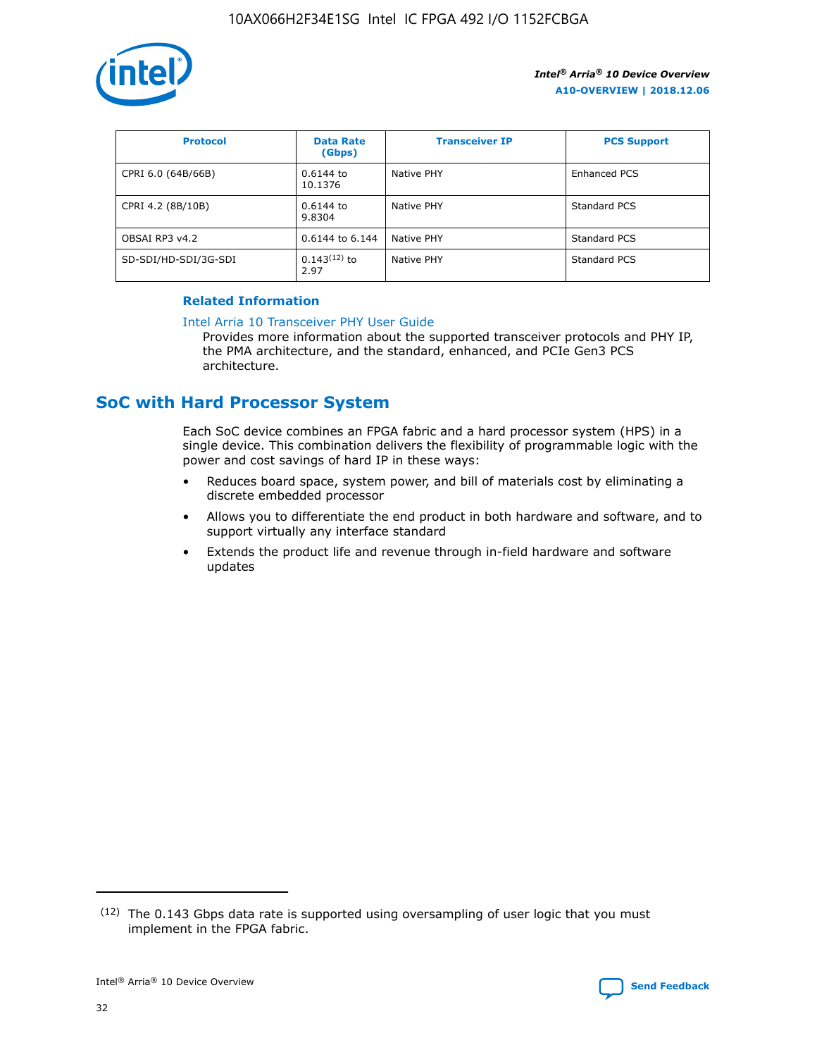| Protocol | Data Rate (Gbps) | Transceiver IP | PCS Support |
| --- | --- | --- | --- |
| CPRI 6.0 (64B/66B) | 0.6144 to 10.1376 | Native PHY | Enhanced PCS |
| CPRI 4.2 (8B/10B) | 0.6144 to 9.8304 | Native PHY | Standard PCS |
| OBSAI RP3 v4.2 | 0.6144 to 6.144 | Native PHY | Standard PCS |
| SD-SDI/HD-SDI/3G-SDI | 0.143[12] to 2.97 | Native PHY | Standard PCS |

**Related Information**

Intel Arria 10 Transceiver PHY User Guide

Provides more information about the supported transceiver protocols and PHY IP, the PMA architecture, and the standard, enhanced, and PCIe Gen3 PCS architecture.

## SoC with Hard Processor System

Each SoC device combines an FPGA fabric and a hard processor system (HPS) in a single device. This combination delivers the flexibility of programmable logic with the power and cost savings of hard IP in these ways:

- Reduces board space, system power, and bill of materials cost by eliminating a discrete embedded processor
- Allows you to differentiate the end product in both hardware and software, and to support virtually any interface standard
- Extends the product life and revenue through in-field hardware and software updates

[12] The 0.143 Gbps data rate is supported using oversampling of user logic that you must implement in the FPGA fabric.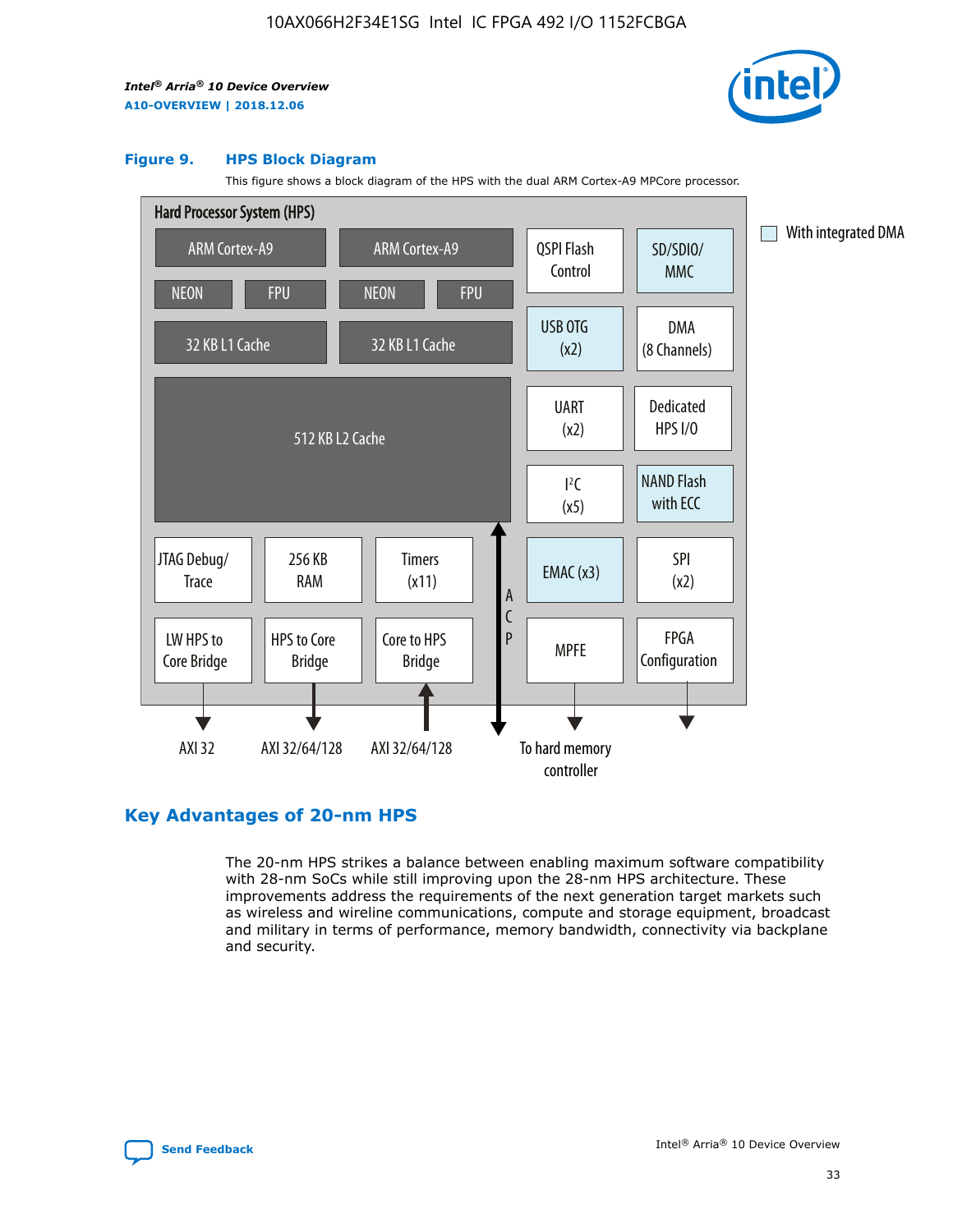**Figure 9. HPS Block Diagram**

This figure shows a block diagram of the HPS with the dual ARM Cortex-A9 MPCore processor.

Hard Processor System (HPS)

| | | | |
|---|---|---|---|
| ARM Cortex-A9 (NEON, FPU, 32 KB L1 Cache) | ARM Cortex-A9 (NEON, FPU, 32 KB L1 Cache) | QSPI Flash Control | SD/SDIO/MMC |
| 512 KB L2 Cache | | USB OTG (x2) | DMA (8 Channels) |
| | | UART (x2) | Dedicated HPS I/O |
| | | I²C (x5) | NAND Flash with ECC |
| JTAG Debug/Trace | 256 KB RAM | Timers (x11) | EMAC (x3) |
| SPI (x2) | | | |
| LW HPS to Core Bridge | HPS to Core Bridge | Core to HPS Bridge | MPFE |
| FPGA Configuration | | | |

With integrated DMA: SD/SDIO/MMC, USB OTG (x2), NAND Flash with ECC, EMAC (x3)

ACP

AXI 32 — AXI 32/64/128 — AXI 32/64/128 — To hard memory controller

## Key Advantages of 20-nm HPS

The 20-nm HPS strikes a balance between enabling maximum software compatibility with 28-nm SoCs while still improving upon the 28-nm HPS architecture. These improvements address the requirements of the next generation target markets such as wireless and wireline communications, compute and storage equipment, broadcast and military in terms of performance, memory bandwidth, connectivity via backplane and security.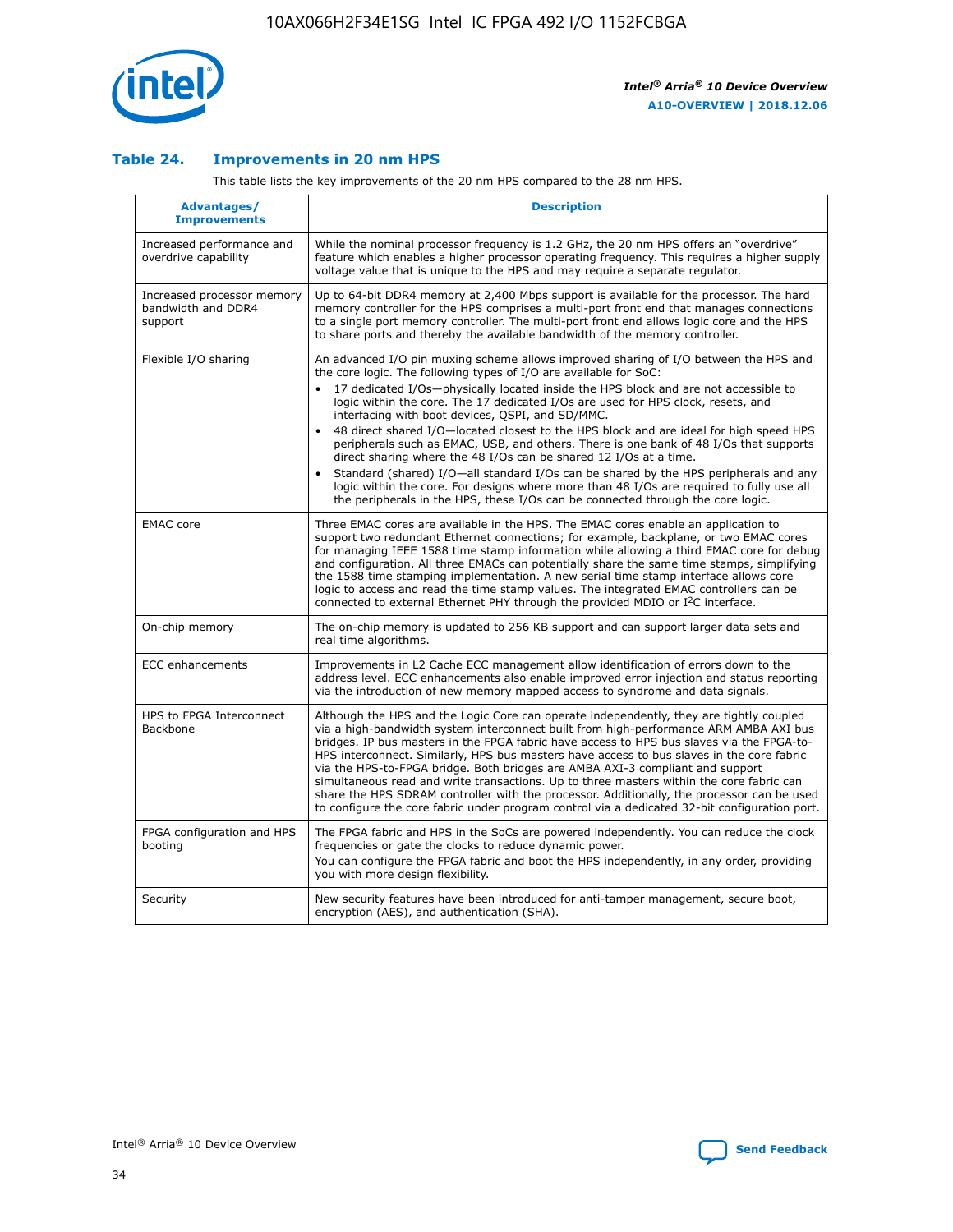### Table 24. Improvements in 20 nm HPS

This table lists the key improvements of the 20 nm HPS compared to the 28 nm HPS.

| Advantages/ Improvements | Description |
| --- | --- |
| Increased performance and overdrive capability | While the nominal processor frequency is 1.2 GHz, the 20 nm HPS offers an "overdrive" feature which enables a higher processor operating frequency. This requires a higher supply voltage value that is unique to the HPS and may require a separate regulator. |
| Increased processor memory bandwidth and DDR4 support | Up to 64-bit DDR4 memory at 2,400 Mbps support is available for the processor. The hard memory controller for the HPS comprises a multi-port front end that manages connections to a single port memory controller. The multi-port front end allows logic core and the HPS to share ports and thereby the available bandwidth of the memory controller. |
| Flexible I/O sharing | An advanced I/O pin muxing scheme allows improved sharing of I/O between the HPS and the core logic. The following types of I/O are available for SoC:<br>• 17 dedicated I/Os—physically located inside the HPS block and are not accessible to logic within the core. The 17 dedicated I/Os are used for HPS clock, resets, and interfacing with boot devices, QSPI, and SD/MMC.<br>• 48 direct shared I/O—located closest to the HPS block and are ideal for high speed HPS peripherals such as EMAC, USB, and others. There is one bank of 48 I/Os that supports direct sharing where the 48 I/Os can be shared 12 I/Os at a time.<br>• Standard (shared) I/O—all standard I/Os can be shared by the HPS peripherals and any logic within the core. For designs where more than 48 I/Os are required to fully use all the peripherals in the HPS, these I/Os can be connected through the core logic. |
| EMAC core | Three EMAC cores are available in the HPS. The EMAC cores enable an application to support two redundant Ethernet connections; for example, backplane, or two EMAC cores for managing IEEE 1588 time stamp information while allowing a third EMAC core for debug and configuration. All three EMACs can potentially share the same time stamps, simplifying the 1588 time stamping implementation. A new serial time stamp interface allows core logic to access and read the time stamp values. The integrated EMAC controllers can be connected to external Ethernet PHY through the provided MDIO or I²C interface. |
| On-chip memory | The on-chip memory is updated to 256 KB support and can support larger data sets and real time algorithms. |
| ECC enhancements | Improvements in L2 Cache ECC management allow identification of errors down to the address level. ECC enhancements also enable improved error injection and status reporting via the introduction of new memory mapped access to syndrome and data signals. |
| HPS to FPGA Interconnect Backbone | Although the HPS and the Logic Core can operate independently, they are tightly coupled via a high-bandwidth system interconnect built from high-performance ARM AMBA AXI bus bridges. IP bus masters in the FPGA fabric have access to HPS bus slaves via the FPGA-to-HPS interconnect. Similarly, HPS bus masters have access to bus slaves in the core fabric via the HPS-to-FPGA bridge. Both bridges are AMBA AXI-3 compliant and support simultaneous read and write transactions. Up to three masters within the core fabric can share the HPS SDRAM controller with the processor. Additionally, the processor can be used to configure the core fabric under program control via a dedicated 32-bit configuration port. |
| FPGA configuration and HPS booting | The FPGA fabric and HPS in the SoCs are powered independently. You can reduce the clock frequencies or gate the clocks to reduce dynamic power.<br>You can configure the FPGA fabric and boot the HPS independently, in any order, providing you with more design flexibility. |
| Security | New security features have been introduced for anti-tamper management, secure boot, encryption (AES), and authentication (SHA). |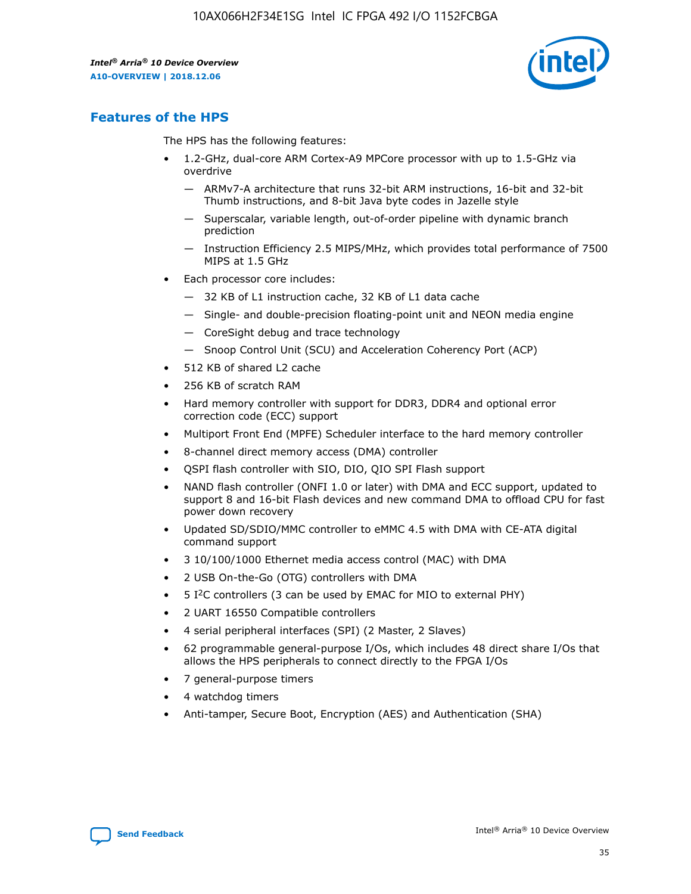## Features of the HPS

The HPS has the following features:

- 1.2-GHz, dual-core ARM Cortex-A9 MPCore processor with up to 1.5-GHz via overdrive
  - — ARMv7-A architecture that runs 32-bit ARM instructions, 16-bit and 32-bit Thumb instructions, and 8-bit Java byte codes in Jazelle style
  - — Superscalar, variable length, out-of-order pipeline with dynamic branch prediction
  - — Instruction Efficiency 2.5 MIPS/MHz, which provides total performance of 7500 MIPS at 1.5 GHz
- Each processor core includes:
  - — 32 KB of L1 instruction cache, 32 KB of L1 data cache
  - — Single- and double-precision floating-point unit and NEON media engine
  - — CoreSight debug and trace technology
  - — Snoop Control Unit (SCU) and Acceleration Coherency Port (ACP)
- 512 KB of shared L2 cache
- 256 KB of scratch RAM
- Hard memory controller with support for DDR3, DDR4 and optional error correction code (ECC) support
- Multiport Front End (MPFE) Scheduler interface to the hard memory controller
- 8-channel direct memory access (DMA) controller
- QSPI flash controller with SIO, DIO, QIO SPI Flash support
- NAND flash controller (ONFI 1.0 or later) with DMA and ECC support, updated to support 8 and 16-bit Flash devices and new command DMA to offload CPU for fast power down recovery
- Updated SD/SDIO/MMC controller to eMMC 4.5 with DMA with CE-ATA digital command support
- 3 10/100/1000 Ethernet media access control (MAC) with DMA
- 2 USB On-the-Go (OTG) controllers with DMA
- 5 I$^2$C controllers (3 can be used by EMAC for MIO to external PHY)
- 2 UART 16550 Compatible controllers
- 4 serial peripheral interfaces (SPI) (2 Master, 2 Slaves)
- 62 programmable general-purpose I/Os, which includes 48 direct share I/Os that allows the HPS peripherals to connect directly to the FPGA I/Os
- 7 general-purpose timers
- 4 watchdog timers
- Anti-tamper, Secure Boot, Encryption (AES) and Authentication (SHA)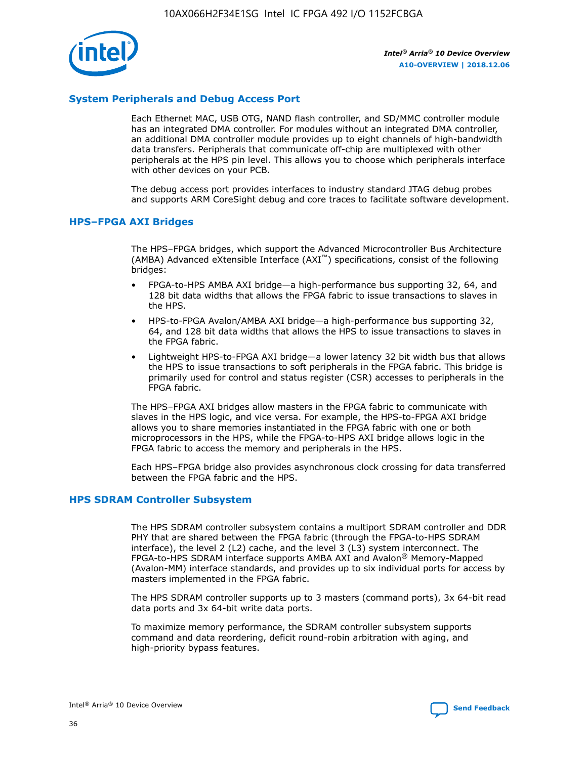## System Peripherals and Debug Access Port

Each Ethernet MAC, USB OTG, NAND flash controller, and SD/MMC controller module has an integrated DMA controller. For modules without an integrated DMA controller, an additional DMA controller module provides up to eight channels of high-bandwidth data transfers. Peripherals that communicate off-chip are multiplexed with other peripherals at the HPS pin level. This allows you to choose which peripherals interface with other devices on your PCB.

The debug access port provides interfaces to industry standard JTAG debug probes and supports ARM CoreSight debug and core traces to facilitate software development.

## HPS–FPGA AXI Bridges

The HPS–FPGA bridges, which support the Advanced Microcontroller Bus Architecture (AMBA) Advanced eXtensible Interface (AXI™) specifications, consist of the following bridges:

- FPGA-to-HPS AMBA AXI bridge—a high-performance bus supporting 32, 64, and 128 bit data widths that allows the FPGA fabric to issue transactions to slaves in the HPS.
- HPS-to-FPGA Avalon/AMBA AXI bridge—a high-performance bus supporting 32, 64, and 128 bit data widths that allows the HPS to issue transactions to slaves in the FPGA fabric.
- Lightweight HPS-to-FPGA AXI bridge—a lower latency 32 bit width bus that allows the HPS to issue transactions to soft peripherals in the FPGA fabric. This bridge is primarily used for control and status register (CSR) accesses to peripherals in the FPGA fabric.

The HPS–FPGA AXI bridges allow masters in the FPGA fabric to communicate with slaves in the HPS logic, and vice versa. For example, the HPS-to-FPGA AXI bridge allows you to share memories instantiated in the FPGA fabric with one or both microprocessors in the HPS, while the FPGA-to-HPS AXI bridge allows logic in the FPGA fabric to access the memory and peripherals in the HPS.

Each HPS–FPGA bridge also provides asynchronous clock crossing for data transferred between the FPGA fabric and the HPS.

## HPS SDRAM Controller Subsystem

The HPS SDRAM controller subsystem contains a multiport SDRAM controller and DDR PHY that are shared between the FPGA fabric (through the FPGA-to-HPS SDRAM interface), the level 2 (L2) cache, and the level 3 (L3) system interconnect. The FPGA-to-HPS SDRAM interface supports AMBA AXI and Avalon® Memory-Mapped (Avalon-MM) interface standards, and provides up to six individual ports for access by masters implemented in the FPGA fabric.

The HPS SDRAM controller supports up to 3 masters (command ports), 3x 64-bit read data ports and 3x 64-bit write data ports.

To maximize memory performance, the SDRAM controller subsystem supports command and data reordering, deficit round-robin arbitration with aging, and high-priority bypass features.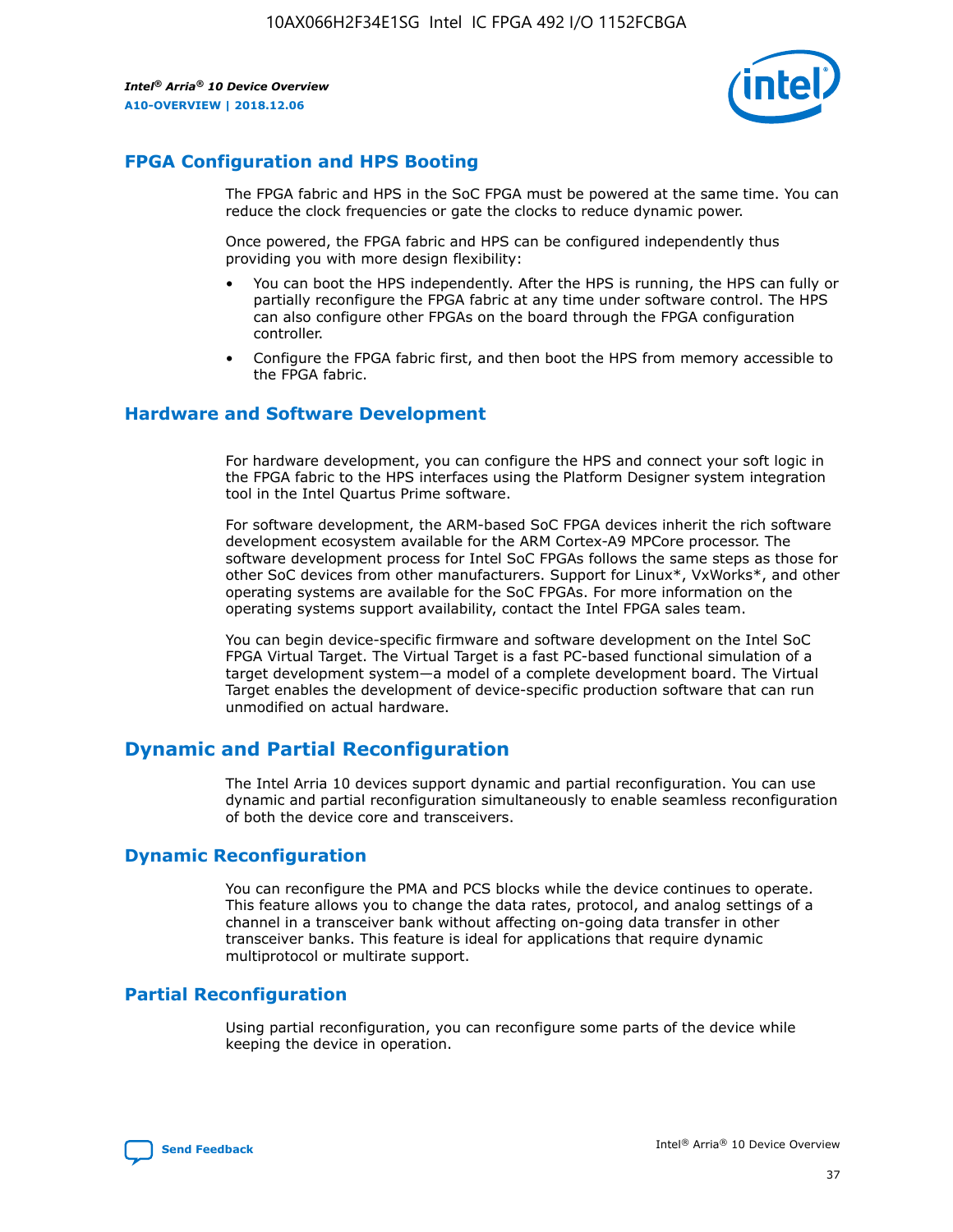## FPGA Configuration and HPS Booting

The FPGA fabric and HPS in the SoC FPGA must be powered at the same time. You can reduce the clock frequencies or gate the clocks to reduce dynamic power.

Once powered, the FPGA fabric and HPS can be configured independently thus providing you with more design flexibility:

- You can boot the HPS independently. After the HPS is running, the HPS can fully or partially reconfigure the FPGA fabric at any time under software control. The HPS can also configure other FPGAs on the board through the FPGA configuration controller.
- Configure the FPGA fabric first, and then boot the HPS from memory accessible to the FPGA fabric.

## Hardware and Software Development

For hardware development, you can configure the HPS and connect your soft logic in the FPGA fabric to the HPS interfaces using the Platform Designer system integration tool in the Intel Quartus Prime software.

For software development, the ARM-based SoC FPGA devices inherit the rich software development ecosystem available for the ARM Cortex-A9 MPCore processor. The software development process for Intel SoC FPGAs follows the same steps as those for other SoC devices from other manufacturers. Support for Linux*, VxWorks*, and other operating systems are available for the SoC FPGAs. For more information on the operating systems support availability, contact the Intel FPGA sales team.

You can begin device-specific firmware and software development on the Intel SoC FPGA Virtual Target. The Virtual Target is a fast PC-based functional simulation of a target development system—a model of a complete development board. The Virtual Target enables the development of device-specific production software that can run unmodified on actual hardware.

## Dynamic and Partial Reconfiguration

The Intel Arria 10 devices support dynamic and partial reconfiguration. You can use dynamic and partial reconfiguration simultaneously to enable seamless reconfiguration of both the device core and transceivers.

## Dynamic Reconfiguration

You can reconfigure the PMA and PCS blocks while the device continues to operate. This feature allows you to change the data rates, protocol, and analog settings of a channel in a transceiver bank without affecting on-going data transfer in other transceiver banks. This feature is ideal for applications that require dynamic multiprotocol or multirate support.

## Partial Reconfiguration

Using partial reconfiguration, you can reconfigure some parts of the device while keeping the device in operation.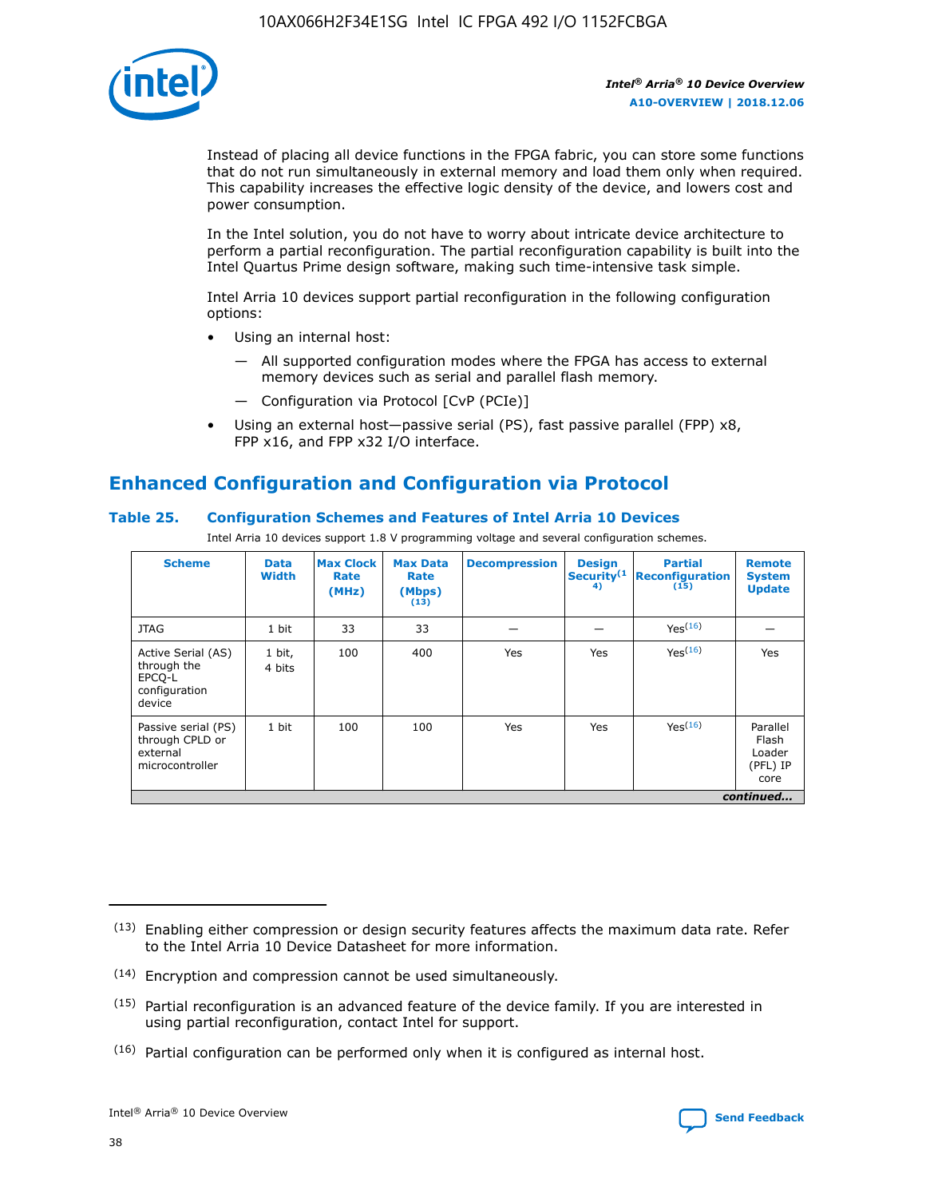Instead of placing all device functions in the FPGA fabric, you can store some functions that do not run simultaneously in external memory and load them only when required. This capability increases the effective logic density of the device, and lowers cost and power consumption.

In the Intel solution, you do not have to worry about intricate device architecture to perform a partial reconfiguration. The partial reconfiguration capability is built into the Intel Quartus Prime design software, making such time-intensive task simple.

Intel Arria 10 devices support partial reconfiguration in the following configuration options:

- Using an internal host:
  - — All supported configuration modes where the FPGA has access to external memory devices such as serial and parallel flash memory.
  - — Configuration via Protocol [CvP (PCIe)]
- Using an external host—passive serial (PS), fast passive parallel (FPP) x8, FPP x16, and FPP x32 I/O interface.

## Enhanced Configuration and Configuration via Protocol

### Table 25. Configuration Schemes and Features of Intel Arria 10 Devices

Intel Arria 10 devices support 1.8 V programming voltage and several configuration schemes.

| Scheme | Data Width | Max Clock Rate (MHz) | Max Data Rate (Mbps) (13) | Decompression | Design Security(14) | Partial Reconfiguration (15) | Remote System Update |
|---|---|---|---|---|---|---|---|
| JTAG | 1 bit | 33 | 33 | — | — | Yes(16) | — |
| Active Serial (AS) through the EPCQ-L configuration device | 1 bit, 4 bits | 100 | 400 | Yes | Yes | Yes(16) | Yes |
| Passive serial (PS) through CPLD or external microcontroller | 1 bit | 100 | 100 | Yes | Yes | Yes(16) | Parallel Flash Loader (PFL) IP core |

*continued...*

(13) Enabling either compression or design security features affects the maximum data rate. Refer to the Intel Arria 10 Device Datasheet for more information.

(14) Encryption and compression cannot be used simultaneously.

(15) Partial reconfiguration is an advanced feature of the device family. If you are interested in using partial reconfiguration, contact Intel for support.

(16) Partial configuration can be performed only when it is configured as internal host.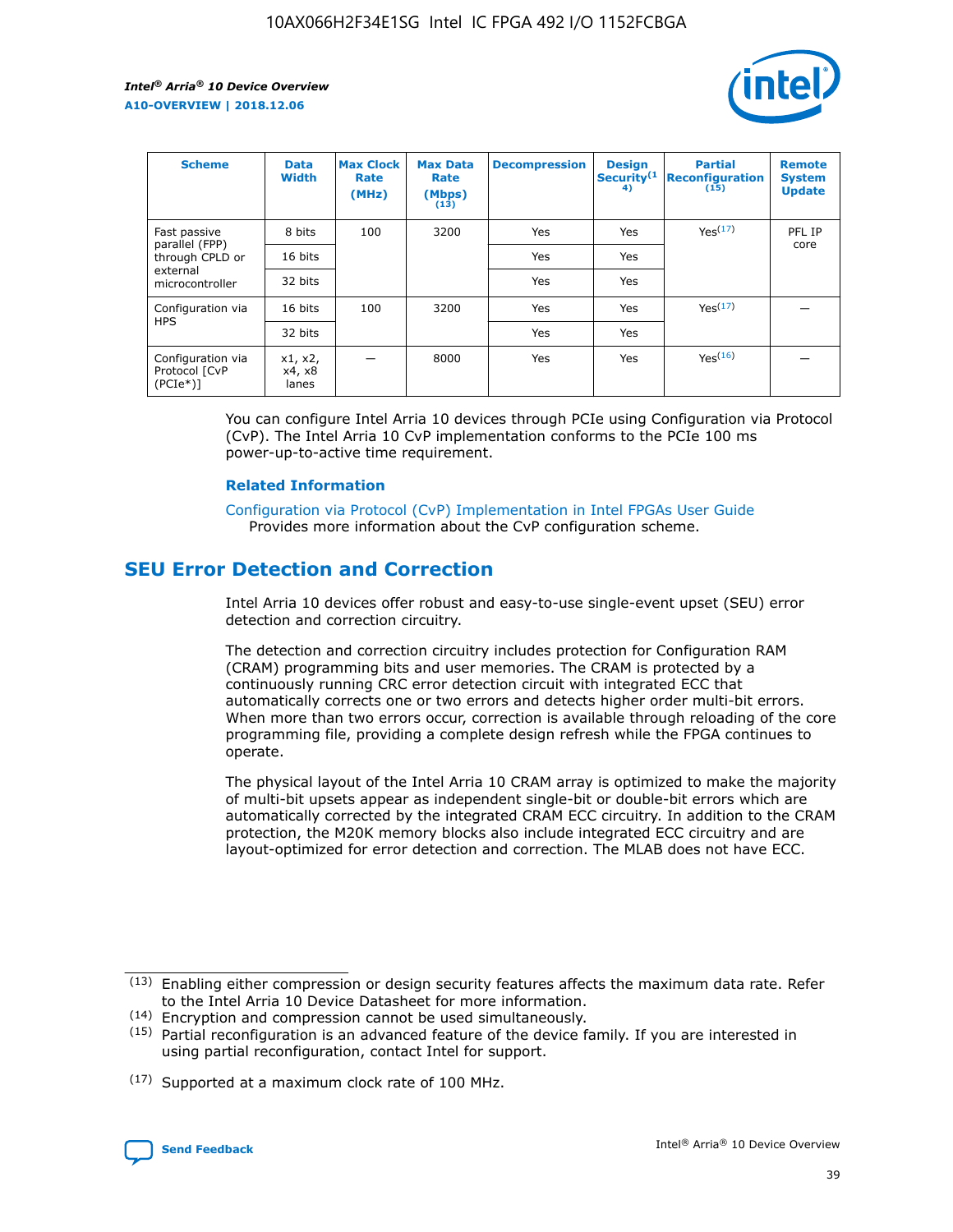| Scheme | Data Width | Max Clock Rate (MHz) | Max Data Rate (Mbps) (13) | Decompression | Design Security(14) | Partial Reconfiguration (15) | Remote System Update |
|---|---|---|---|---|---|---|---|
| Fast passive parallel (FPP) through CPLD or external microcontroller | 8 bits | 100 | 3200 | Yes | Yes | Yes(17) | PFL IP core |
| | 16 bits | | | Yes | Yes | | |
| | 32 bits | | | Yes | Yes | | |
| Configuration via HPS | 16 bits | 100 | 3200 | Yes | Yes | Yes(17) | — |
| | 32 bits | | | Yes | Yes | | |
| Configuration via Protocol [CvP (PCIe*)] | x1, x2, x4, x8 lanes | — | 8000 | Yes | Yes | Yes(16) | — |

You can configure Intel Arria 10 devices through PCIe using Configuration via Protocol (CvP). The Intel Arria 10 CvP implementation conforms to the PCIe 100 ms power-up-to-active time requirement.

### Related Information

Configuration via Protocol (CvP) Implementation in Intel FPGAs User Guide
Provides more information about the CvP configuration scheme.

## SEU Error Detection and Correction

Intel Arria 10 devices offer robust and easy-to-use single-event upset (SEU) error detection and correction circuitry.

The detection and correction circuitry includes protection for Configuration RAM (CRAM) programming bits and user memories. The CRAM is protected by a continuously running CRC error detection circuit with integrated ECC that automatically corrects one or two errors and detects higher order multi-bit errors. When more than two errors occur, correction is available through reloading of the core programming file, providing a complete design refresh while the FPGA continues to operate.

The physical layout of the Intel Arria 10 CRAM array is optimized to make the majority of multi-bit upsets appear as independent single-bit or double-bit errors which are automatically corrected by the integrated CRAM ECC circuitry. In addition to the CRAM protection, the M20K memory blocks also include integrated ECC circuitry and are layout-optimized for error detection and correction. The MLAB does not have ECC.

(13) Enabling either compression or design security features affects the maximum data rate. Refer to the Intel Arria 10 Device Datasheet for more information.

(14) Encryption and compression cannot be used simultaneously.

(15) Partial reconfiguration is an advanced feature of the device family. If you are interested in using partial reconfiguration, contact Intel for support.

(17) Supported at a maximum clock rate of 100 MHz.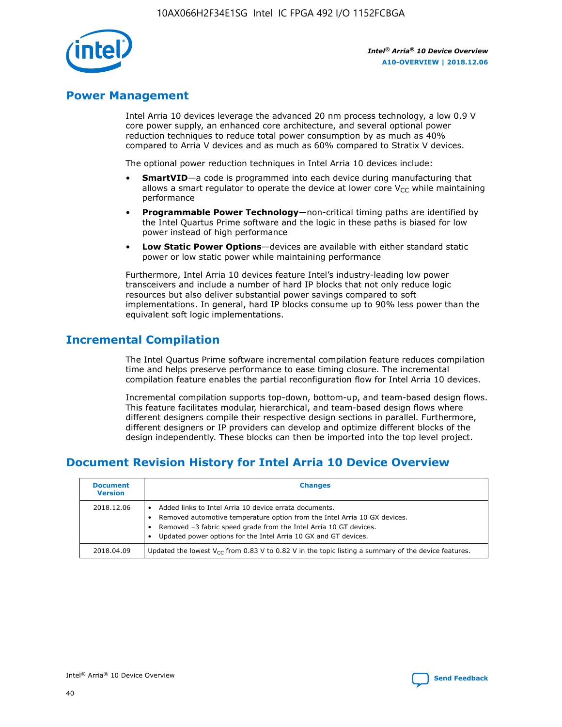## Power Management

Intel Arria 10 devices leverage the advanced 20 nm process technology, a low 0.9 V core power supply, an enhanced core architecture, and several optional power reduction techniques to reduce total power consumption by as much as 40% compared to Arria V devices and as much as 60% compared to Stratix V devices.

The optional power reduction techniques in Intel Arria 10 devices include:

- **SmartVID**—a code is programmed into each device during manufacturing that allows a smart regulator to operate the device at lower core $V_{CC}$ while maintaining performance
- **Programmable Power Technology**—non-critical timing paths are identified by the Intel Quartus Prime software and the logic in these paths is biased for low power instead of high performance
- **Low Static Power Options**—devices are available with either standard static power or low static power while maintaining performance

Furthermore, Intel Arria 10 devices feature Intel's industry-leading low power transceivers and include a number of hard IP blocks that not only reduce logic resources but also deliver substantial power savings compared to soft implementations. In general, hard IP blocks consume up to 90% less power than the equivalent soft logic implementations.

## Incremental Compilation

The Intel Quartus Prime software incremental compilation feature reduces compilation time and helps preserve performance to ease timing closure. The incremental compilation feature enables the partial reconfiguration flow for Intel Arria 10 devices.

Incremental compilation supports top-down, bottom-up, and team-based design flows. This feature facilitates modular, hierarchical, and team-based design flows where different designers compile their respective design sections in parallel. Furthermore, different designers or IP providers can develop and optimize different blocks of the design independently. These blocks can then be imported into the top level project.

## Document Revision History for Intel Arria 10 Device Overview

| Document Version | Changes |
|---|---|
| 2018.12.06 | • Added links to Intel Arria 10 device errata documents.<br>• Removed automotive temperature option from the Intel Arria 10 GX devices.<br>• Removed –3 fabric speed grade from the Intel Arria 10 GT devices.<br>• Updated power options for the Intel Arria 10 GX and GT devices. |
| 2018.04.09 | Updated the lowest $V_{CC}$ from 0.83 V to 0.82 V in the topic listing a summary of the device features. |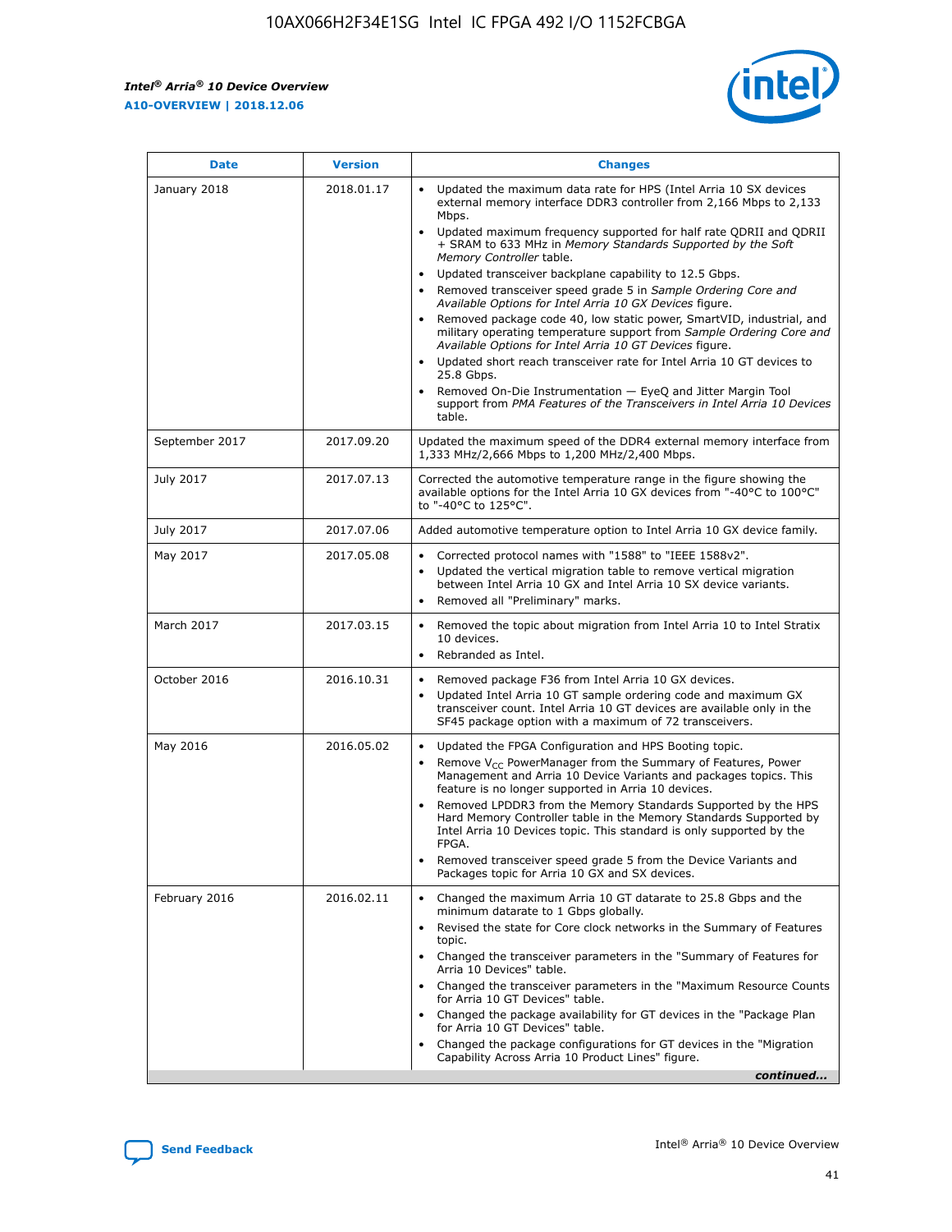| Date | Version | Changes |
| --- | --- | --- |
| January 2018 | 2018.01.17 | • Updated the maximum data rate for HPS (Intel Arria 10 SX devices external memory interface DDR3 controller from 2,166 Mbps to 2,133 Mbps.<br>• Updated maximum frequency supported for half rate QDRII and QDRII + SRAM to 633 MHz in *Memory Standards Supported by the Soft Memory Controller* table.<br>• Updated transceiver backplane capability to 12.5 Gbps.<br>• Removed transceiver speed grade 5 in *Sample Ordering Core and Available Options for Intel Arria 10 GX Devices* figure.<br>• Removed package code 40, low static power, SmartVID, industrial, and military operating temperature support from *Sample Ordering Core and Available Options for Intel Arria 10 GT Devices* figure.<br>• Updated short reach transceiver rate for Intel Arria 10 GT devices to 25.8 Gbps.<br>• Removed On-Die Instrumentation — EyeQ and Jitter Margin Tool support from *PMA Features of the Transceivers in Intel Arria 10 Devices* table. |
| September 2017 | 2017.09.20 | Updated the maximum speed of the DDR4 external memory interface from 1,333 MHz/2,666 Mbps to 1,200 MHz/2,400 Mbps. |
| July 2017 | 2017.07.13 | Corrected the automotive temperature range in the figure showing the available options for the Intel Arria 10 GX devices from "-40°C to 100°C" to "-40°C to 125°C". |
| July 2017 | 2017.07.06 | Added automotive temperature option to Intel Arria 10 GX device family. |
| May 2017 | 2017.05.08 | • Corrected protocol names with "1588" to "IEEE 1588v2".<br>• Updated the vertical migration table to remove vertical migration between Intel Arria 10 GX and Intel Arria 10 SX device variants.<br>• Removed all "Preliminary" marks. |
| March 2017 | 2017.03.15 | • Removed the topic about migration from Intel Arria 10 to Intel Stratix 10 devices.<br>• Rebranded as Intel. |
| October 2016 | 2016.10.31 | • Removed package F36 from Intel Arria 10 GX devices.<br>• Updated Intel Arria 10 GT sample ordering code and maximum GX transceiver count. Intel Arria 10 GT devices are available only in the SF45 package option with a maximum of 72 transceivers. |
| May 2016 | 2016.05.02 | • Updated the FPGA Configuration and HPS Booting topic.<br>• Remove $V_{CC}$ PowerManager from the Summary of Features, Power Management and Arria 10 Device Variants and packages topics. This feature is no longer supported in Arria 10 devices.<br>• Removed LPDDR3 from the Memory Standards Supported by the HPS Hard Memory Controller table in the Memory Standards Supported by Intel Arria 10 Devices topic. This standard is only supported by the FPGA.<br>• Removed transceiver speed grade 5 from the Device Variants and Packages topic for Arria 10 GX and SX devices. |
| February 2016 | 2016.02.11 | • Changed the maximum Arria 10 GT datarate to 25.8 Gbps and the minimum datarate to 1 Gbps globally.<br>• Revised the state for Core clock networks in the Summary of Features topic.<br>• Changed the transceiver parameters in the "Summary of Features for Arria 10 Devices" table.<br>• Changed the transceiver parameters in the "Maximum Resource Counts for Arria 10 GT Devices" table.<br>• Changed the package availability for GT devices in the "Package Plan for Arria 10 GT Devices" table.<br>• Changed the package configurations for GT devices in the "Migration Capability Across Arria 10 Product Lines" figure. |

*continued...*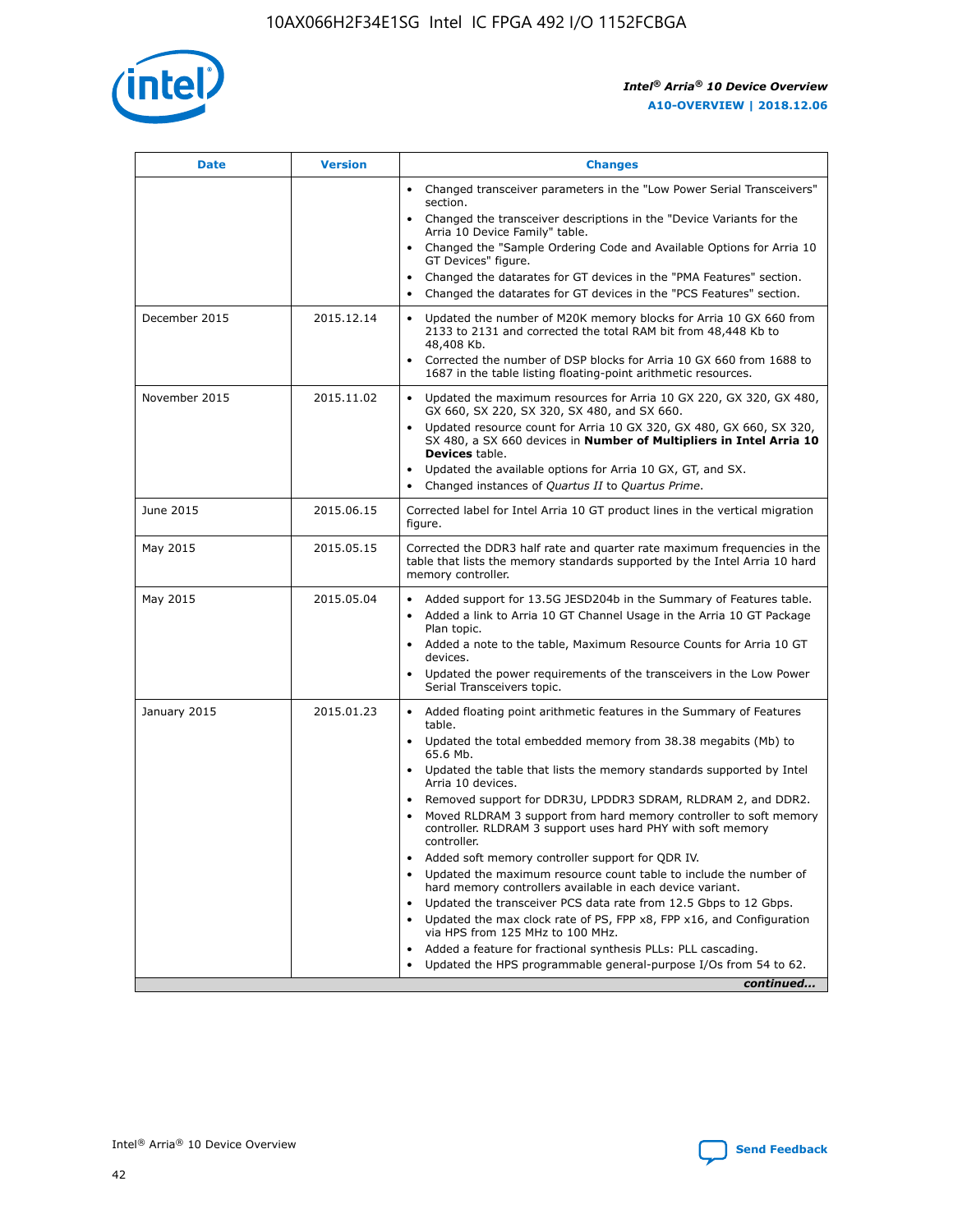| Date | Version | Changes |
| --- | --- | --- |
| | | • Changed transceiver parameters in the "Low Power Serial Transceivers" section.<br>• Changed the transceiver descriptions in the "Device Variants for the Arria 10 Device Family" table.<br>• Changed the "Sample Ordering Code and Available Options for Arria 10 GT Devices" figure.<br>• Changed the datarates for GT devices in the "PMA Features" section.<br>• Changed the datarates for GT devices in the "PCS Features" section. |
| December 2015 | 2015.12.14 | • Updated the number of M20K memory blocks for Arria 10 GX 660 from 2133 to 2131 and corrected the total RAM bit from 48,448 Kb to 48,408 Kb.<br>• Corrected the number of DSP blocks for Arria 10 GX 660 from 1688 to 1687 in the table listing floating-point arithmetic resources. |
| November 2015 | 2015.11.02 | • Updated the maximum resources for Arria 10 GX 220, GX 320, GX 480, GX 660, SX 220, SX 320, SX 480, and SX 660.<br>• Updated resource count for Arria 10 GX 320, GX 480, GX 660, SX 320, SX 480, a SX 660 devices in **Number of Multipliers in Intel Arria 10 Devices** table.<br>• Updated the available options for Arria 10 GX, GT, and SX.<br>• Changed instances of *Quartus II* to *Quartus Prime*. |
| June 2015 | 2015.06.15 | Corrected label for Intel Arria 10 GT product lines in the vertical migration figure. |
| May 2015 | 2015.05.15 | Corrected the DDR3 half rate and quarter rate maximum frequencies in the table that lists the memory standards supported by the Intel Arria 10 hard memory controller. |
| May 2015 | 2015.05.04 | • Added support for 13.5G JESD204b in the Summary of Features table.<br>• Added a link to Arria 10 GT Channel Usage in the Arria 10 GT Package Plan topic.<br>• Added a note to the table, Maximum Resource Counts for Arria 10 GT devices.<br>• Updated the power requirements of the transceivers in the Low Power Serial Transceivers topic. |
| January 2015 | 2015.01.23 | • Added floating point arithmetic features in the Summary of Features table.<br>• Updated the total embedded memory from 38.38 megabits (Mb) to 65.6 Mb.<br>• Updated the table that lists the memory standards supported by Intel Arria 10 devices.<br>• Removed support for DDR3U, LPDDR3 SDRAM, RLDRAM 2, and DDR2.<br>• Moved RLDRAM 3 support from hard memory controller to soft memory controller. RLDRAM 3 support uses hard PHY with soft memory controller.<br>• Added soft memory controller support for QDR IV.<br>• Updated the maximum resource count table to include the number of hard memory controllers available in each device variant.<br>• Updated the transceiver PCS data rate from 12.5 Gbps to 12 Gbps.<br>• Updated the max clock rate of PS, FPP x8, FPP x16, and Configuration via HPS from 125 MHz to 100 MHz.<br>• Added a feature for fractional synthesis PLLs: PLL cascading.<br>• Updated the HPS programmable general-purpose I/Os from 54 to 62. |

*continued...*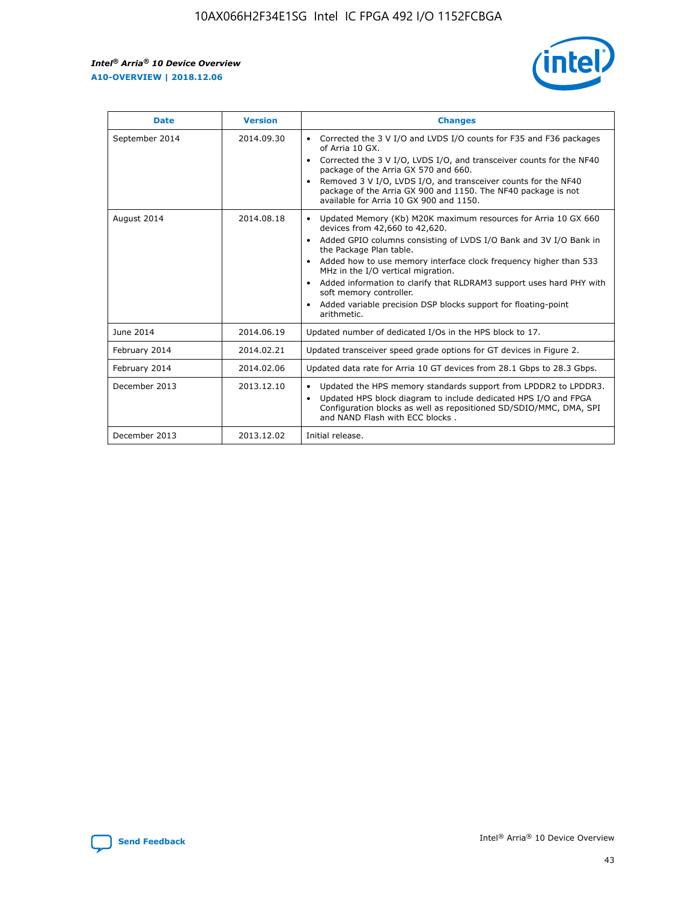| Date | Version | Changes |
| --- | --- | --- |
| September 2014 | 2014.09.30 | • Corrected the 3 V I/O and LVDS I/O counts for F35 and F36 packages of Arria 10 GX.<br>• Corrected the 3 V I/O, LVDS I/O, and transceiver counts for the NF40 package of the Arria GX 570 and 660.<br>• Removed 3 V I/O, LVDS I/O, and transceiver counts for the NF40 package of the Arria GX 900 and 1150. The NF40 package is not available for Arria 10 GX 900 and 1150. |
| August 2014 | 2014.08.18 | • Updated Memory (Kb) M20K maximum resources for Arria 10 GX 660 devices from 42,660 to 42,620.<br>• Added GPIO columns consisting of LVDS I/O Bank and 3V I/O Bank in the Package Plan table.<br>• Added how to use memory interface clock frequency higher than 533 MHz in the I/O vertical migration.<br>• Added information to clarify that RLDRAM3 support uses hard PHY with soft memory controller.<br>• Added variable precision DSP blocks support for floating-point arithmetic. |
| June 2014 | 2014.06.19 | Updated number of dedicated I/Os in the HPS block to 17. |
| February 2014 | 2014.02.21 | Updated transceiver speed grade options for GT devices in Figure 2. |
| February 2014 | 2014.02.06 | Updated data rate for Arria 10 GT devices from 28.1 Gbps to 28.3 Gbps. |
| December 2013 | 2013.12.10 | • Updated the HPS memory standards support from LPDDR2 to LPDDR3.<br>• Updated HPS block diagram to include dedicated HPS I/O and FPGA Configuration blocks as well as repositioned SD/SDIO/MMC, DMA, SPI and NAND Flash with ECC blocks . |
| December 2013 | 2013.12.02 | Initial release. |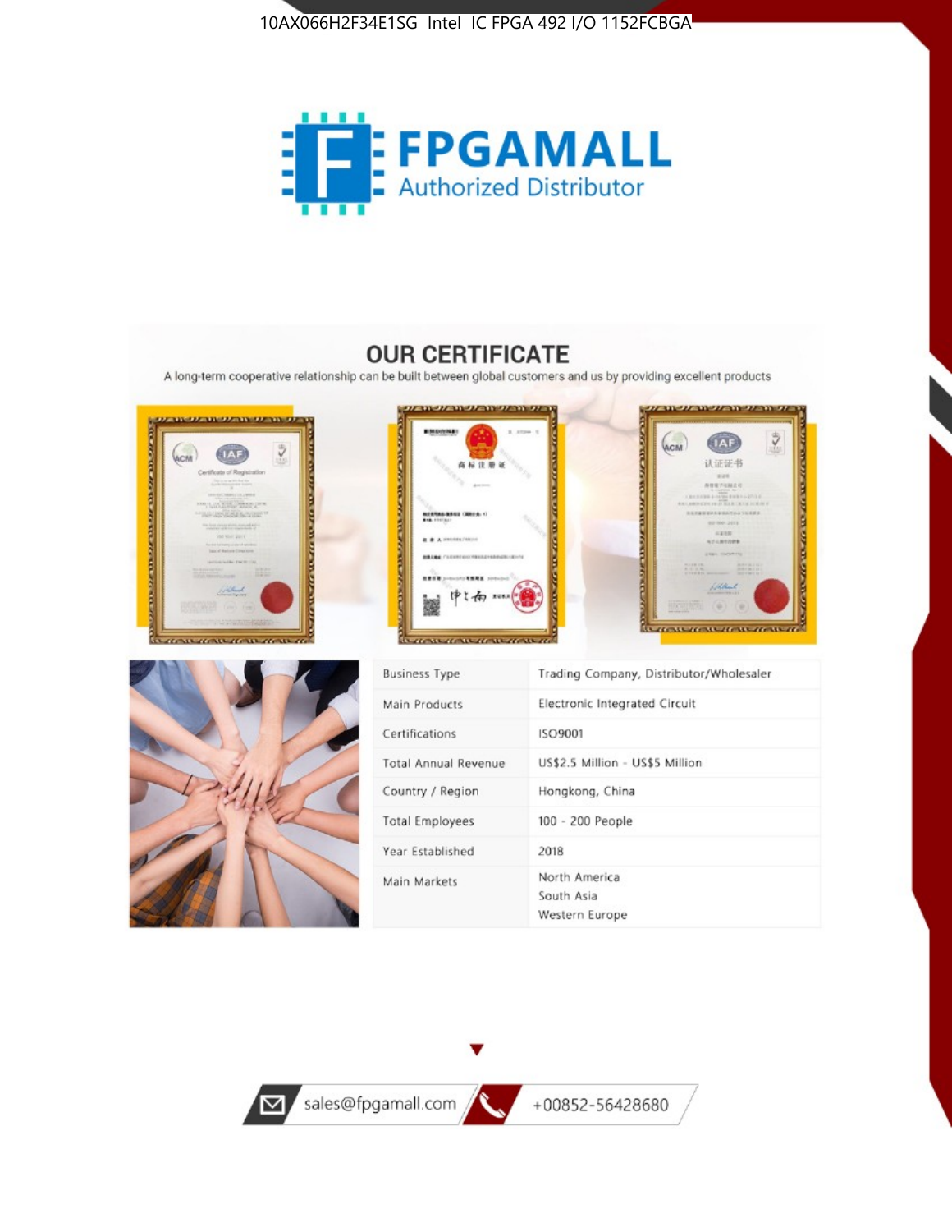10AX066H2F34E1SG Intel IC FPGA 492 I/O 1152FCBGA

FPGAMALL
Authorized Distributor

## OUR CERTIFICATE

A long-term cooperative relationship can be built between global customers and us by providing excellent products

| | |
|---|---|
| Business Type | Trading Company, Distributor/Wholesaler |
| Main Products | Electronic Integrated Circuit |
| Certifications | ISO9001 |
| Total Annual Revenue | US$2.5 Million - US$5 Million |
| Country / Region | Hongkong, China |
| Total Employees | 100 - 200 People |
| Year Established | 2018 |
| Main Markets | North America<br>South Asia<br>Western Europe |

sales@fpgamall.com

+00852-56428680